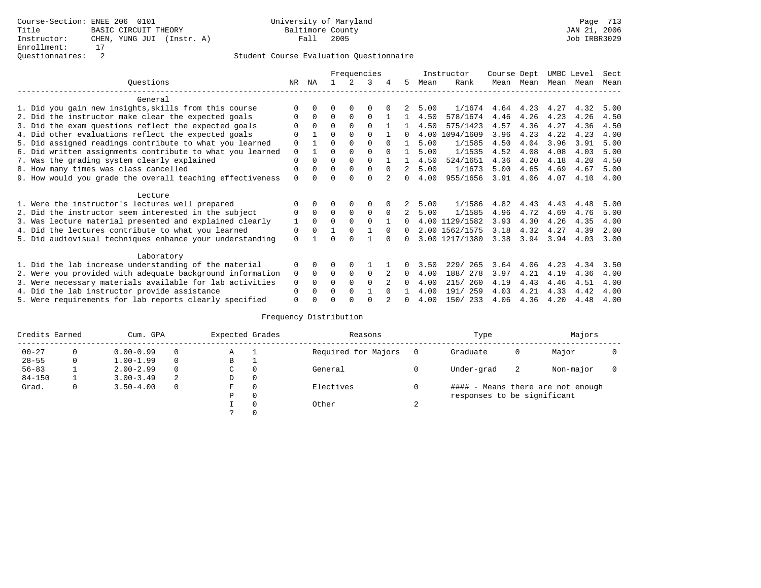Course-Section: ENEE 206 0101
Title: BASIC CIRCUIT THEORY
Instructor: CHEN, YUNG JUI (Instr. A)
Enrollment: 17
Questionnaires: 2

University of Maryland
Baltimore County
Fall 2005

Student Course Evaluation Questionnaire

| Questions | NR | NA | 1 | 2 | 3 | 4 | 5 | Instructor Mean | Instructor Rank | Course Mean | Dept Mean | UMBC Mean | Level Mean | Sect Mean |
|---|---|---|---|---|---|---|---|---|---|---|---|---|---|---|
| **General** | | | | | | | | | | | | | | |
| 1. Did you gain new insights,skills from this course | 0 | 0 | 0 | 0 | 0 | 0 | 2 | 5.00 | 1/1674 | 4.64 | 4.23 | 4.27 | 4.32 | 5.00 |
| 2. Did the instructor make clear the expected goals | 0 | 0 | 0 | 0 | 0 | 1 | 1 | 4.50 | 578/1674 | 4.46 | 4.26 | 4.23 | 4.26 | 4.50 |
| 3. Did the exam questions reflect the expected goals | 0 | 0 | 0 | 0 | 0 | 1 | 1 | 4.50 | 575/1423 | 4.57 | 4.36 | 4.27 | 4.36 | 4.50 |
| 4. Did other evaluations reflect the expected goals | 0 | 1 | 0 | 0 | 0 | 1 | 0 | 4.00 | 1094/1609 | 3.96 | 4.23 | 4.22 | 4.23 | 4.00 |
| 5. Did assigned readings contribute to what you learned | 0 | 1 | 0 | 0 | 0 | 0 | 1 | 5.00 | 1/1585 | 4.50 | 4.04 | 3.96 | 3.91 | 5.00 |
| 6. Did written assignments contribute to what you learned | 0 | 1 | 0 | 0 | 0 | 0 | 1 | 5.00 | 1/1535 | 4.52 | 4.08 | 4.08 | 4.03 | 5.00 |
| 7. Was the grading system clearly explained | 0 | 0 | 0 | 0 | 0 | 1 | 1 | 4.50 | 524/1651 | 4.36 | 4.20 | 4.18 | 4.20 | 4.50 |
| 8. How many times was class cancelled | 0 | 0 | 0 | 0 | 0 | 0 | 2 | 5.00 | 1/1673 | 5.00 | 4.65 | 4.69 | 4.67 | 5.00 |
| 9. How would you grade the overall teaching effectiveness | 0 | 0 | 0 | 0 | 0 | 2 | 0 | 4.00 | 955/1656 | 3.91 | 4.06 | 4.07 | 4.10 | 4.00 |
| **Lecture** | | | | | | | | | | | | | | |
| 1. Were the instructor's lectures well prepared | 0 | 0 | 0 | 0 | 0 | 0 | 2 | 5.00 | 1/1586 | 4.82 | 4.43 | 4.43 | 4.48 | 5.00 |
| 2. Did the instructor seem interested in the subject | 0 | 0 | 0 | 0 | 0 | 0 | 2 | 5.00 | 1/1585 | 4.96 | 4.72 | 4.69 | 4.76 | 5.00 |
| 3. Was lecture material presented and explained clearly | 1 | 0 | 0 | 0 | 0 | 1 | 0 | 4.00 | 1129/1582 | 3.93 | 4.30 | 4.26 | 4.35 | 4.00 |
| 4. Did the lectures contribute to what you learned | 0 | 0 | 1 | 0 | 1 | 0 | 0 | 2.00 | 1562/1575 | 3.18 | 4.32 | 4.27 | 4.39 | 2.00 |
| 5. Did audiovisual techniques enhance your understanding | 0 | 1 | 0 | 0 | 1 | 0 | 0 | 3.00 | 1217/1380 | 3.38 | 3.94 | 3.94 | 4.03 | 3.00 |
| **Laboratory** | | | | | | | | | | | | | | |
| 1. Did the lab increase understanding of the material | 0 | 0 | 0 | 0 | 1 | 1 | 0 | 3.50 | 229/ 265 | 3.64 | 4.06 | 4.23 | 4.34 | 3.50 |
| 2. Were you provided with adequate background information | 0 | 0 | 0 | 0 | 0 | 2 | 0 | 4.00 | 188/ 278 | 3.97 | 4.21 | 4.19 | 4.36 | 4.00 |
| 3. Were necessary materials available for lab activities | 0 | 0 | 0 | 0 | 0 | 2 | 0 | 4.00 | 215/ 260 | 4.19 | 4.43 | 4.46 | 4.51 | 4.00 |
| 4. Did the lab instructor provide assistance | 0 | 0 | 0 | 0 | 1 | 0 | 1 | 4.00 | 191/ 259 | 4.03 | 4.21 | 4.33 | 4.42 | 4.00 |
| 5. Were requirements for lab reports clearly specified | 0 | 0 | 0 | 0 | 0 | 2 | 0 | 4.00 | 150/ 233 | 4.06 | 4.36 | 4.20 | 4.48 | 4.00 |

## Frequency Distribution

| Credits Earned | | Cum. GPA | | Expected Grades | | Reasons | | Type | | Majors | |
|---|---|---|---|---|---|---|---|---|---|---|---|
| 00-27 | 0 | 0.00-0.99 | 0 | A | 1 | Required for Majors | 0 | Graduate | 0 | Major | 0 |
| 28-55 | 0 | 1.00-1.99 | 0 | B | 1 | | | | | | |
| 56-83 | 1 | 2.00-2.99 | 0 | C | 0 | General | 0 | Under-grad | 2 | Non-major | 0 |
| 84-150 | 1 | 3.00-3.49 | 2 | D | 0 | | | | | | |
| Grad. | 0 | 3.50-4.00 | 0 | F | 0 | Electives | 0 | | | | |
| | | | | P | 0 | | | | | | |
| | | | | I | 0 | Other | 2 | | | | |
| | | | | ? | 0 | | | | | | |

#### - Means there are not enough responses to be significant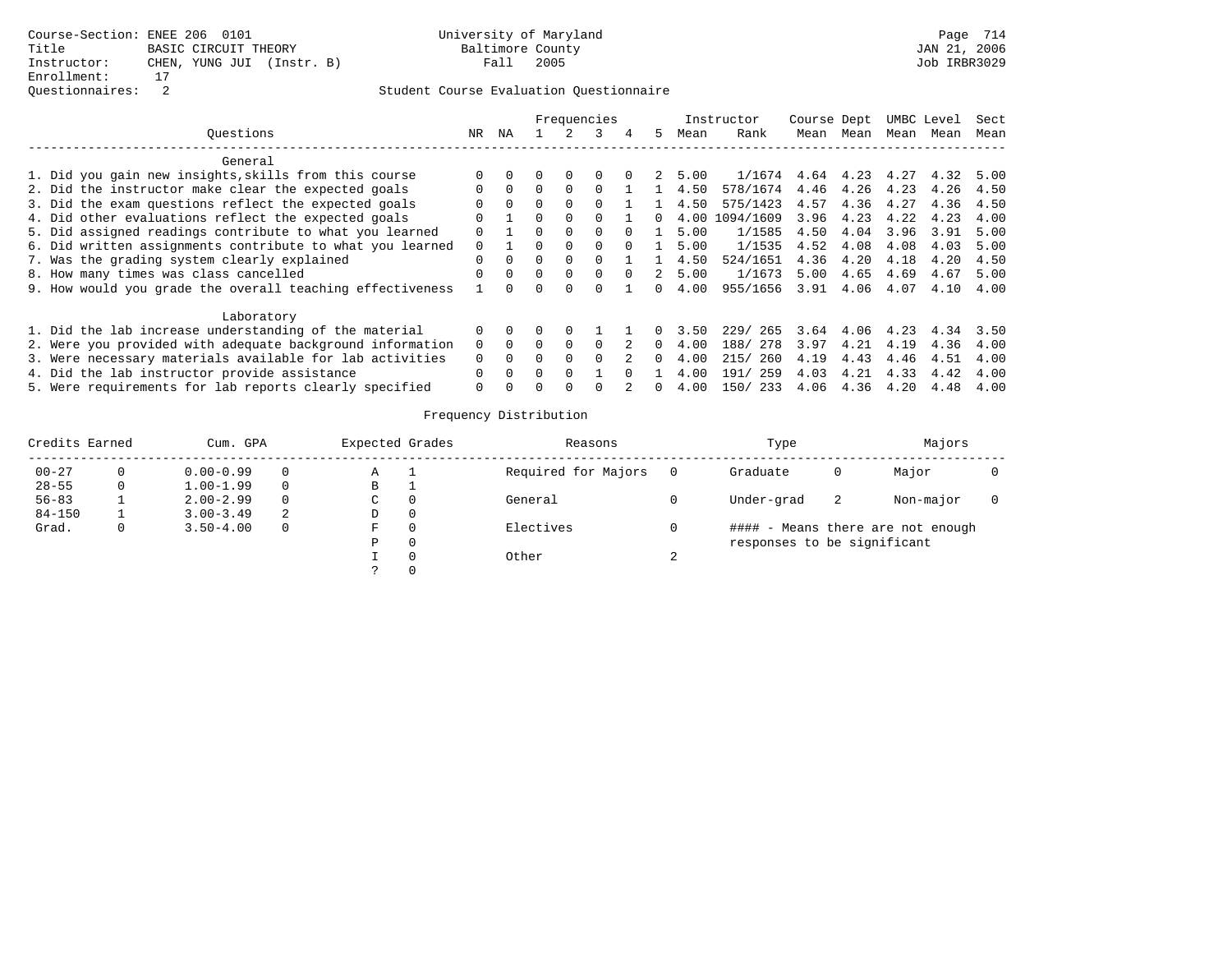Course-Section: ENEE 206 0101
Title: BASIC CIRCUIT THEORY
Instructor: CHEN, YUNG JUI (Instr. B)
Enrollment: 17
Questionnaires: 2

University of Maryland
Baltimore County
Fall 2005

JAN 21, 2006
Job IRBR3029

## Student Course Evaluation Questionnaire

| Questions | NR | NA | 1 | 2 | 3 | 4 | 5 | Instructor Mean | Instructor Rank | Course Mean | Dept Mean | UMBC Mean | Level Mean | Sect Mean |
|---|---|---|---|---|---|---|---|---|---|---|---|---|---|---|
| **General** | | | | | | | | | | | | | | |
| 1. Did you gain new insights,skills from this course | 0 | 0 | 0 | 0 | 0 | 0 | 2 | 5.00 | 1/1674 | 4.64 | 4.23 | 4.27 | 4.32 | 5.00 |
| 2. Did the instructor make clear the expected goals | 0 | 0 | 0 | 0 | 0 | 1 | 1 | 4.50 | 578/1674 | 4.46 | 4.26 | 4.23 | 4.26 | 4.50 |
| 3. Did the exam questions reflect the expected goals | 0 | 0 | 0 | 0 | 0 | 1 | 1 | 4.50 | 575/1423 | 4.57 | 4.36 | 4.27 | 4.36 | 4.50 |
| 4. Did other evaluations reflect the expected goals | 0 | 1 | 0 | 0 | 0 | 1 | 0 | 4.00 | 1094/1609 | 3.96 | 4.23 | 4.22 | 4.23 | 4.00 |
| 5. Did assigned readings contribute to what you learned | 0 | 1 | 0 | 0 | 0 | 0 | 1 | 5.00 | 1/1585 | 4.50 | 4.04 | 3.96 | 3.91 | 5.00 |
| 6. Did written assignments contribute to what you learned | 0 | 1 | 0 | 0 | 0 | 0 | 1 | 5.00 | 1/1535 | 4.52 | 4.08 | 4.08 | 4.03 | 5.00 |
| 7. Was the grading system clearly explained | 0 | 0 | 0 | 0 | 0 | 1 | 1 | 4.50 | 524/1651 | 4.36 | 4.20 | 4.18 | 4.20 | 4.50 |
| 8. How many times was class cancelled | 0 | 0 | 0 | 0 | 0 | 0 | 2 | 5.00 | 1/1673 | 5.00 | 4.65 | 4.69 | 4.67 | 5.00 |
| 9. How would you grade the overall teaching effectiveness | 1 | 0 | 0 | 0 | 0 | 1 | 0 | 4.00 | 955/1656 | 3.91 | 4.06 | 4.07 | 4.10 | 4.00 |
| **Laboratory** | | | | | | | | | | | | | | |
| 1. Did the lab increase understanding of the material | 0 | 0 | 0 | 0 | 1 | 1 | 0 | 3.50 | 229/ 265 | 3.64 | 4.06 | 4.23 | 4.34 | 3.50 |
| 2. Were you provided with adequate background information | 0 | 0 | 0 | 0 | 0 | 2 | 0 | 4.00 | 188/ 278 | 3.97 | 4.21 | 4.19 | 4.36 | 4.00 |
| 3. Were necessary materials available for lab activities | 0 | 0 | 0 | 0 | 0 | 2 | 0 | 4.00 | 215/ 260 | 4.19 | 4.43 | 4.46 | 4.51 | 4.00 |
| 4. Did the lab instructor provide assistance | 0 | 0 | 0 | 0 | 1 | 0 | 1 | 4.00 | 191/ 259 | 4.03 | 4.21 | 4.33 | 4.42 | 4.00 |
| 5. Were requirements for lab reports clearly specified | 0 | 0 | 0 | 0 | 0 | 2 | 0 | 4.00 | 150/ 233 | 4.06 | 4.36 | 4.20 | 4.48 | 4.00 |

## Frequency Distribution

| Credits Earned | | Cum. GPA | | Expected Grades | | Reasons | | Type | | Majors | |
|---|---|---|---|---|---|---|---|---|---|---|---|
| 00-27 | 0 | 0.00-0.99 | 0 | A | 1 | Required for Majors | 0 | Graduate | 0 | Major | 0 |
| 28-55 | 0 | 1.00-1.99 | 0 | B | 1 | | | | | | |
| 56-83 | 1 | 2.00-2.99 | 0 | C | 0 | General | 0 | Under-grad | 2 | Non-major | 0 |
| 84-150 | 1 | 3.00-3.49 | 2 | D | 0 | | | | | | |
| Grad. | 0 | 3.50-4.00 | 0 | F | 0 | Electives | 0 | #### - Means there are not enough responses to be significant | | | |
| | | | | P | 0 | | | | | | |
| | | | | I | 0 | Other | 2 | | | | |
| | | | | ? | 0 | | | | | | |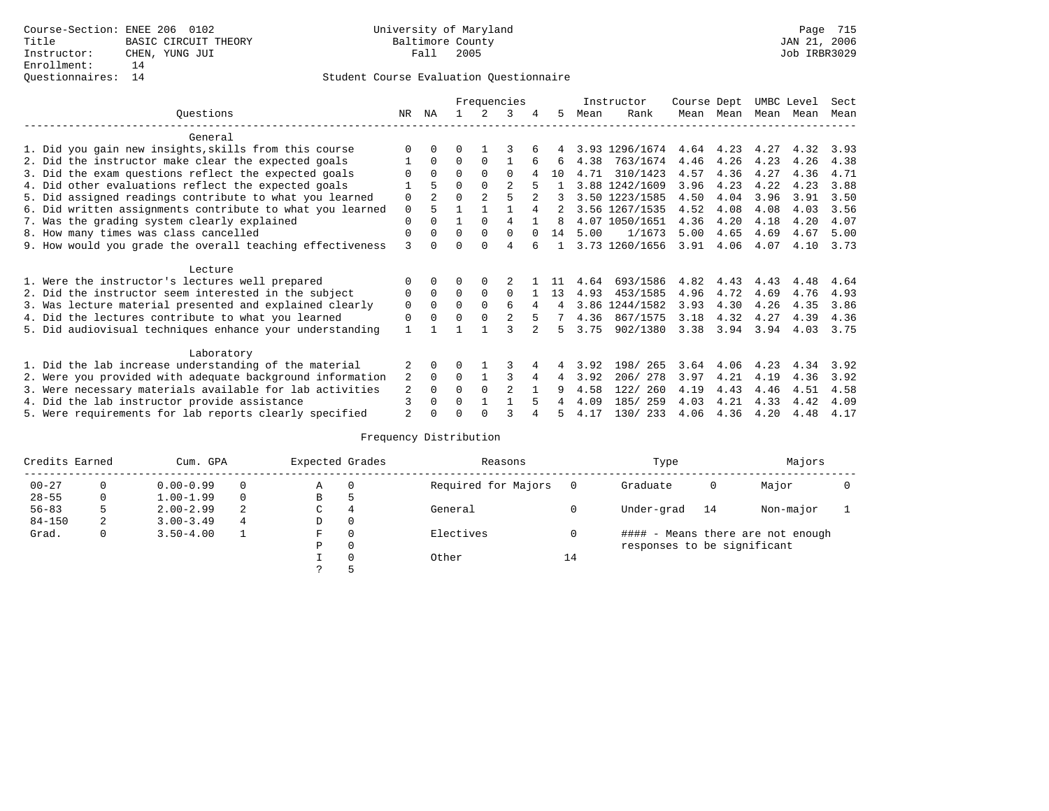Course-Section: ENEE 206 0102
Title: BASIC CIRCUIT THEORY
Instructor: CHEN, YUNG JUI
Enrollment: 14
Questionnaires: 14

University of Maryland
Baltimore County
Fall 2005

Page 715
JAN 21, 2006
Job IRBR3029

## Student Course Evaluation Questionnaire

| Questions | NR | NA | 1 | 2 | 3 | 4 | 5 | Instructor Mean | Rank | Course Mean | Dept Mean | UMBC Mean | Level Mean | Sect Mean |
|---|---|---|---|---|---|---|---|---|---|---|---|---|---|---|
| **General** | | | | | | | | | | | | | | |
| 1. Did you gain new insights,skills from this course | 0 | 0 | 0 | 1 | 3 | 6 | 4 | 3.93 | 1296/1674 | 4.64 | 4.23 | 4.27 | 4.32 | 3.93 |
| 2. Did the instructor make clear the expected goals | 1 | 0 | 0 | 0 | 1 | 6 | 6 | 4.38 | 763/1674 | 4.46 | 4.26 | 4.23 | 4.26 | 4.38 |
| 3. Did the exam questions reflect the expected goals | 0 | 0 | 0 | 0 | 0 | 4 | 10 | 4.71 | 310/1423 | 4.57 | 4.36 | 4.27 | 4.36 | 4.71 |
| 4. Did other evaluations reflect the expected goals | 1 | 5 | 0 | 0 | 2 | 5 | 1 | 3.88 | 1242/1609 | 3.96 | 4.23 | 4.22 | 4.23 | 3.88 |
| 5. Did assigned readings contribute to what you learned | 0 | 2 | 0 | 2 | 5 | 2 | 3 | 3.50 | 1223/1585 | 4.50 | 4.04 | 3.96 | 3.91 | 3.50 |
| 6. Did written assignments contribute to what you learned | 0 | 5 | 1 | 1 | 1 | 4 | 2 | 3.56 | 1267/1535 | 4.52 | 4.08 | 4.08 | 4.03 | 3.56 |
| 7. Was the grading system clearly explained | 0 | 0 | 1 | 0 | 4 | 1 | 8 | 4.07 | 1050/1651 | 4.36 | 4.20 | 4.18 | 4.20 | 4.07 |
| 8. How many times was class cancelled | 0 | 0 | 0 | 0 | 0 | 0 | 14 | 5.00 | 1/1673 | 5.00 | 4.65 | 4.69 | 4.67 | 5.00 |
| 9. How would you grade the overall teaching effectiveness | 3 | 0 | 0 | 0 | 4 | 6 | 1 | 3.73 | 1260/1656 | 3.91 | 4.06 | 4.07 | 4.10 | 3.73 |
| **Lecture** | | | | | | | | | | | | | | |
| 1. Were the instructor's lectures well prepared | 0 | 0 | 0 | 0 | 2 | 1 | 11 | 4.64 | 693/1586 | 4.82 | 4.43 | 4.43 | 4.48 | 4.64 |
| 2. Did the instructor seem interested in the subject | 0 | 0 | 0 | 0 | 0 | 1 | 13 | 4.93 | 453/1585 | 4.96 | 4.72 | 4.69 | 4.76 | 4.93 |
| 3. Was lecture material presented and explained clearly | 0 | 0 | 0 | 0 | 6 | 4 | 4 | 3.86 | 1244/1582 | 3.93 | 4.30 | 4.26 | 4.35 | 3.86 |
| 4. Did the lectures contribute to what you learned | 0 | 0 | 0 | 0 | 2 | 5 | 7 | 4.36 | 867/1575 | 3.18 | 4.32 | 4.27 | 4.39 | 4.36 |
| 5. Did audiovisual techniques enhance your understanding | 1 | 1 | 1 | 1 | 3 | 2 | 5 | 3.75 | 902/1380 | 3.38 | 3.94 | 3.94 | 4.03 | 3.75 |
| **Laboratory** | | | | | | | | | | | | | | |
| 1. Did the lab increase understanding of the material | 2 | 0 | 0 | 1 | 3 | 4 | 4 | 3.92 | 198/ 265 | 3.64 | 4.06 | 4.23 | 4.34 | 3.92 |
| 2. Were you provided with adequate background information | 2 | 0 | 0 | 1 | 3 | 4 | 4 | 3.92 | 206/ 278 | 3.97 | 4.21 | 4.19 | 4.36 | 3.92 |
| 3. Were necessary materials available for lab activities | 2 | 0 | 0 | 0 | 2 | 1 | 9 | 4.58 | 122/ 260 | 4.19 | 4.43 | 4.46 | 4.51 | 4.58 |
| 4. Did the lab instructor provide assistance | 3 | 0 | 0 | 1 | 1 | 5 | 4 | 4.09 | 185/ 259 | 4.03 | 4.21 | 4.33 | 4.42 | 4.09 |
| 5. Were requirements for lab reports clearly specified | 2 | 0 | 0 | 0 | 3 | 4 | 5 | 4.17 | 130/ 233 | 4.06 | 4.36 | 4.20 | 4.48 | 4.17 |

## Frequency Distribution

| Credits Earned | | Cum. GPA | | Expected Grades | | Reasons | | Type | | Majors | |
|---|---|---|---|---|---|---|---|---|---|---|---|
| 00-27 | 0 | 0.00-0.99 | 0 | A | 0 | Required for Majors | 0 | Graduate | 0 | Major | 0 |
| 28-55 | 0 | 1.00-1.99 | 0 | B | 5 | | | | | | |
| 56-83 | 5 | 2.00-2.99 | 2 | C | 4 | General | 0 | Under-grad | 14 | Non-major | 1 |
| 84-150 | 2 | 3.00-3.49 | 4 | D | 0 | | | | | | |
| Grad. | 0 | 3.50-4.00 | 1 | F | 0 | Electives | 0 | | | | |
| | | | | P | 0 | | | | | | |
| | | | | I | 0 | Other | 14 | | | | |
| | | | | ? | 5 | | | | | | |

#### - Means there are not enough responses to be significant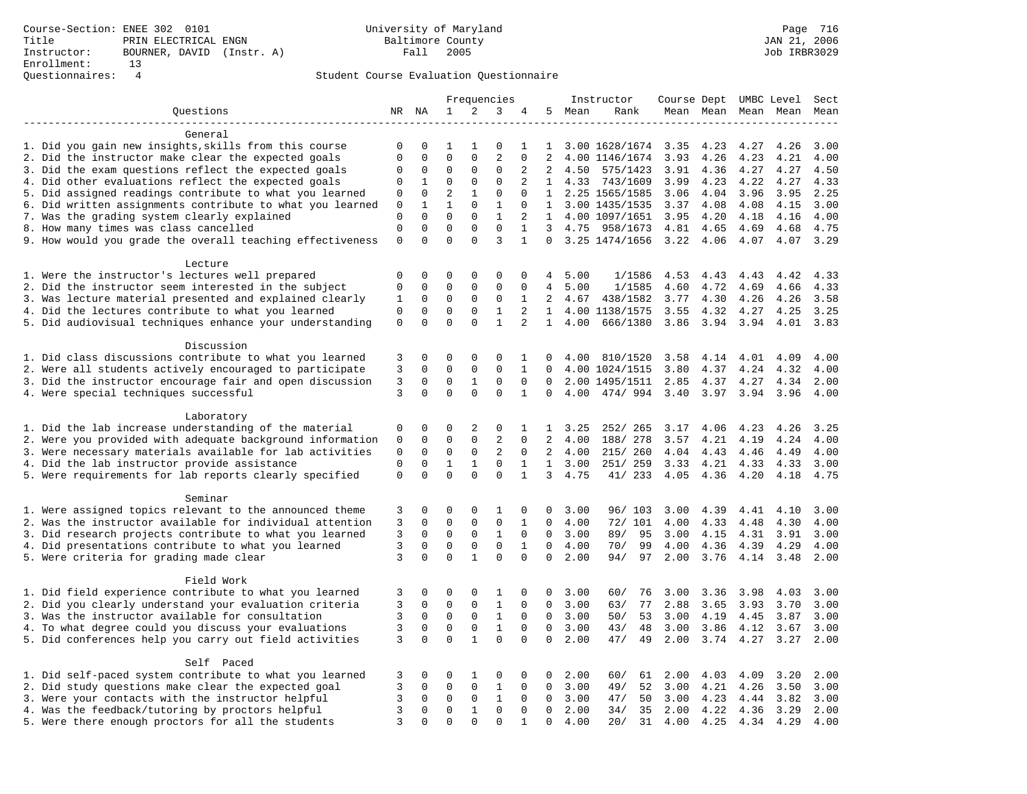Course-Section: ENEE 302 0101
Title: PRIN ELECTRICAL ENGN
Instructor: BOURNER, DAVID (Instr. A)
Enrollment: 13
Questionnaires: 4

University of Maryland
Baltimore County
Fall 2005

JAN 21, 2006
Job IRBR3029

Student Course Evaluation Questionnaire

| Questions | NR | NA | 1 | 2 | 3 | 4 | 5 | Instructor Mean | Instructor Rank | Course Mean | Dept Mean | UMBC Mean | Level Mean | Sect Mean |
|---|---|---|---|---|---|---|---|---|---|---|---|---|---|---|
| **General** | | | | | | | | | | | | | | |
| 1. Did you gain new insights,skills from this course | 0 | 0 | 1 | 1 | 0 | 1 | 1 | 3.00 | 1628/1674 | 3.35 | 4.23 | 4.27 | 4.26 | 3.00 |
| 2. Did the instructor make clear the expected goals | 0 | 0 | 0 | 0 | 2 | 0 | 2 | 4.00 | 1146/1674 | 3.93 | 4.26 | 4.23 | 4.21 | 4.00 |
| 3. Did the exam questions reflect the expected goals | 0 | 0 | 0 | 0 | 0 | 2 | 2 | 4.50 | 575/1423 | 3.91 | 4.36 | 4.27 | 4.27 | 4.50 |
| 4. Did other evaluations reflect the expected goals | 0 | 1 | 0 | 0 | 0 | 2 | 1 | 4.33 | 743/1609 | 3.99 | 4.23 | 4.22 | 4.27 | 4.33 |
| 5. Did assigned readings contribute to what you learned | 0 | 0 | 2 | 1 | 0 | 0 | 1 | 2.25 | 1565/1585 | 3.06 | 4.04 | 3.96 | 3.95 | 2.25 |
| 6. Did written assignments contribute to what you learned | 0 | 1 | 1 | 0 | 1 | 0 | 1 | 3.00 | 1435/1535 | 3.37 | 4.08 | 4.08 | 4.15 | 3.00 |
| 7. Was the grading system clearly explained | 0 | 0 | 0 | 0 | 1 | 2 | 1 | 4.00 | 1097/1651 | 3.95 | 4.20 | 4.18 | 4.16 | 4.00 |
| 8. How many times was class cancelled | 0 | 0 | 0 | 0 | 0 | 1 | 3 | 4.75 | 958/1673 | 4.81 | 4.65 | 4.69 | 4.68 | 4.75 |
| 9. How would you grade the overall teaching effectiveness | 0 | 0 | 0 | 0 | 3 | 1 | 0 | 3.25 | 1474/1656 | 3.22 | 4.06 | 4.07 | 4.07 | 3.29 |
| **Lecture** | | | | | | | | | | | | | | |
| 1. Were the instructor's lectures well prepared | 0 | 0 | 0 | 0 | 0 | 0 | 4 | 5.00 | 1/1586 | 4.53 | 4.43 | 4.43 | 4.42 | 4.33 |
| 2. Did the instructor seem interested in the subject | 0 | 0 | 0 | 0 | 0 | 0 | 4 | 5.00 | 1/1585 | 4.60 | 4.72 | 4.69 | 4.66 | 4.33 |
| 3. Was lecture material presented and explained clearly | 1 | 0 | 0 | 0 | 0 | 1 | 2 | 4.67 | 438/1582 | 3.77 | 4.30 | 4.26 | 4.26 | 3.58 |
| 4. Did the lectures contribute to what you learned | 0 | 0 | 0 | 0 | 1 | 2 | 1 | 4.00 | 1138/1575 | 3.55 | 4.32 | 4.27 | 4.25 | 3.25 |
| 5. Did audiovisual techniques enhance your understanding | 0 | 0 | 0 | 0 | 1 | 2 | 1 | 4.00 | 666/1380 | 3.86 | 3.94 | 3.94 | 4.01 | 3.83 |
| **Discussion** | | | | | | | | | | | | | | |
| 1. Did class discussions contribute to what you learned | 3 | 0 | 0 | 0 | 0 | 1 | 0 | 4.00 | 810/1520 | 3.58 | 4.14 | 4.01 | 4.09 | 4.00 |
| 2. Were all students actively encouraged to participate | 3 | 0 | 0 | 0 | 0 | 1 | 0 | 4.00 | 1024/1515 | 3.80 | 4.37 | 4.24 | 4.32 | 4.00 |
| 3. Did the instructor encourage fair and open discussion | 3 | 0 | 0 | 1 | 0 | 0 | 0 | 2.00 | 1495/1511 | 2.85 | 4.37 | 4.27 | 4.34 | 2.00 |
| 4. Were special techniques successful | 3 | 0 | 0 | 0 | 0 | 1 | 0 | 4.00 | 474/ 994 | 3.40 | 3.97 | 3.94 | 3.96 | 4.00 |
| **Laboratory** | | | | | | | | | | | | | | |
| 1. Did the lab increase understanding of the material | 0 | 0 | 0 | 2 | 0 | 1 | 1 | 3.25 | 252/ 265 | 3.17 | 4.06 | 4.23 | 4.26 | 3.25 |
| 2. Were you provided with adequate background information | 0 | 0 | 0 | 0 | 2 | 0 | 2 | 4.00 | 188/ 278 | 3.57 | 4.21 | 4.19 | 4.24 | 4.00 |
| 3. Were necessary materials available for lab activities | 0 | 0 | 0 | 0 | 2 | 0 | 2 | 4.00 | 215/ 260 | 4.04 | 4.43 | 4.46 | 4.49 | 4.00 |
| 4. Did the lab instructor provide assistance | 0 | 0 | 1 | 1 | 0 | 1 | 1 | 3.00 | 251/ 259 | 3.33 | 4.21 | 4.33 | 4.33 | 3.00 |
| 5. Were requirements for lab reports clearly specified | 0 | 0 | 0 | 0 | 0 | 1 | 3 | 4.75 | 41/ 233 | 4.05 | 4.36 | 4.20 | 4.18 | 4.75 |
| **Seminar** | | | | | | | | | | | | | | |
| 1. Were assigned topics relevant to the announced theme | 3 | 0 | 0 | 0 | 1 | 0 | 0 | 3.00 | 96/ 103 | 3.00 | 4.39 | 4.41 | 4.10 | 3.00 |
| 2. Was the instructor available for individual attention | 3 | 0 | 0 | 0 | 0 | 1 | 0 | 4.00 | 72/ 101 | 4.00 | 4.33 | 4.48 | 4.30 | 4.00 |
| 3. Did research projects contribute to what you learned | 3 | 0 | 0 | 0 | 1 | 0 | 0 | 3.00 | 89/ 95 | 3.00 | 4.15 | 4.31 | 3.91 | 3.00 |
| 4. Did presentations contribute to what you learned | 3 | 0 | 0 | 0 | 0 | 1 | 0 | 4.00 | 70/ 99 | 4.00 | 4.36 | 4.39 | 4.29 | 4.00 |
| 5. Were criteria for grading made clear | 3 | 0 | 0 | 1 | 0 | 0 | 0 | 2.00 | 94/ 97 | 2.00 | 3.76 | 4.14 | 3.48 | 2.00 |
| **Field Work** | | | | | | | | | | | | | | |
| 1. Did field experience contribute to what you learned | 3 | 0 | 0 | 0 | 1 | 0 | 0 | 3.00 | 60/ 76 | 3.00 | 3.36 | 3.98 | 4.03 | 3.00 |
| 2. Did you clearly understand your evaluation criteria | 3 | 0 | 0 | 0 | 1 | 0 | 0 | 3.00 | 63/ 77 | 2.88 | 3.65 | 3.93 | 3.70 | 3.00 |
| 3. Was the instructor available for consultation | 3 | 0 | 0 | 0 | 1 | 0 | 0 | 3.00 | 50/ 53 | 3.00 | 4.19 | 4.45 | 3.87 | 3.00 |
| 4. To what degree could you discuss your evaluations | 3 | 0 | 0 | 0 | 1 | 0 | 0 | 3.00 | 43/ 48 | 3.00 | 3.86 | 4.12 | 3.67 | 3.00 |
| 5. Did conferences help you carry out field activities | 3 | 0 | 0 | 1 | 0 | 0 | 0 | 2.00 | 47/ 49 | 2.00 | 3.74 | 4.27 | 3.27 | 2.00 |
| **Self Paced** | | | | | | | | | | | | | | |
| 1. Did self-paced system contribute to what you learned | 3 | 0 | 0 | 1 | 0 | 0 | 0 | 2.00 | 60/ 61 | 2.00 | 4.03 | 4.09 | 3.20 | 2.00 |
| 2. Did study questions make clear the expected goal | 3 | 0 | 0 | 0 | 1 | 0 | 0 | 3.00 | 49/ 52 | 3.00 | 4.21 | 4.26 | 3.50 | 3.00 |
| 3. Were your contacts with the instructor helpful | 3 | 0 | 0 | 0 | 1 | 0 | 0 | 3.00 | 47/ 50 | 3.00 | 4.23 | 4.44 | 3.82 | 3.00 |
| 4. Was the feedback/tutoring by proctors helpful | 3 | 0 | 0 | 1 | 0 | 0 | 0 | 2.00 | 34/ 35 | 2.00 | 4.22 | 4.36 | 3.29 | 2.00 |
| 5. Were there enough proctors for all the students | 3 | 0 | 0 | 0 | 0 | 1 | 0 | 4.00 | 20/ 31 | 4.00 | 4.25 | 4.34 | 4.29 | 4.00 |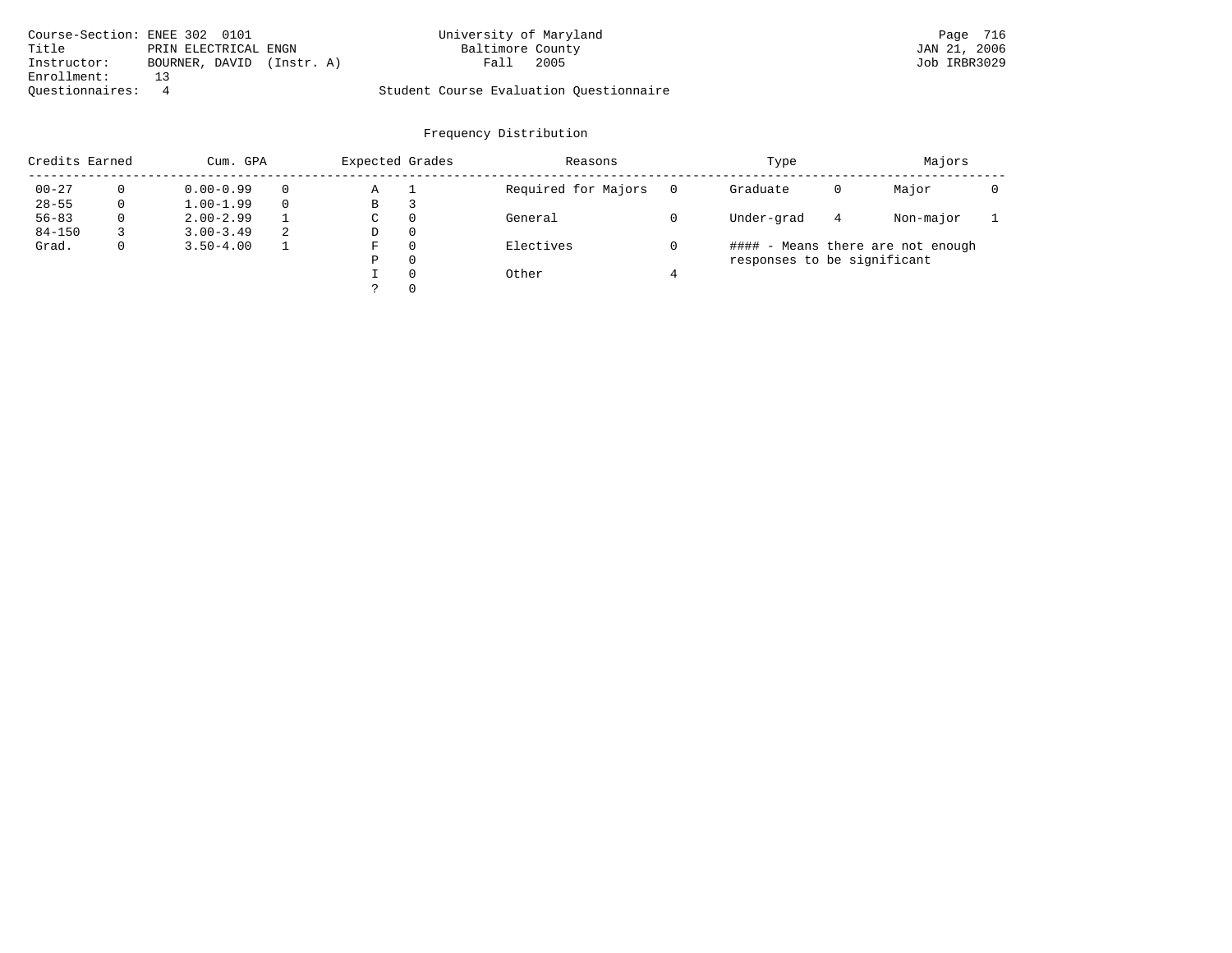Course-Section: ENEE 302 0101
Title: PRIN ELECTRICAL ENGN
Instructor: BOURNER, DAVID (Instr. A)
Enrollment: 13
Questionnaires: 4

University of Maryland
Baltimore County
Fall 2005

Student Course Evaluation Questionnaire

Page 716
JAN 21, 2006
Job IRBR3029

## Frequency Distribution

| Credits Earned | | Cum. GPA | | Expected Grades | | Reasons | | Type | | Majors | |
|---|---|---|---|---|---|---|---|---|---|---|---|
| 00-27 | 0 | 0.00-0.99 | 0 | A | 1 | Required for Majors | 0 | Graduate | 0 | Major | 0 |
| 28-55 | 0 | 1.00-1.99 | 0 | B | 3 | | | | | | |
| 56-83 | 0 | 2.00-2.99 | 1 | C | 0 | General | 0 | Under-grad | 4 | Non-major | 1 |
| 84-150 | 3 | 3.00-3.49 | 2 | D | 0 | | | | | | |
| Grad. | 0 | 3.50-4.00 | 1 | F | 0 | Electives | 0 | #### - Means there are not enough responses to be significant | | | |
| | | | | P | 0 | | | | | | |
| | | | | I | 0 | Other | 4 | | | | |
| | | | | ? | 0 | | | | | | |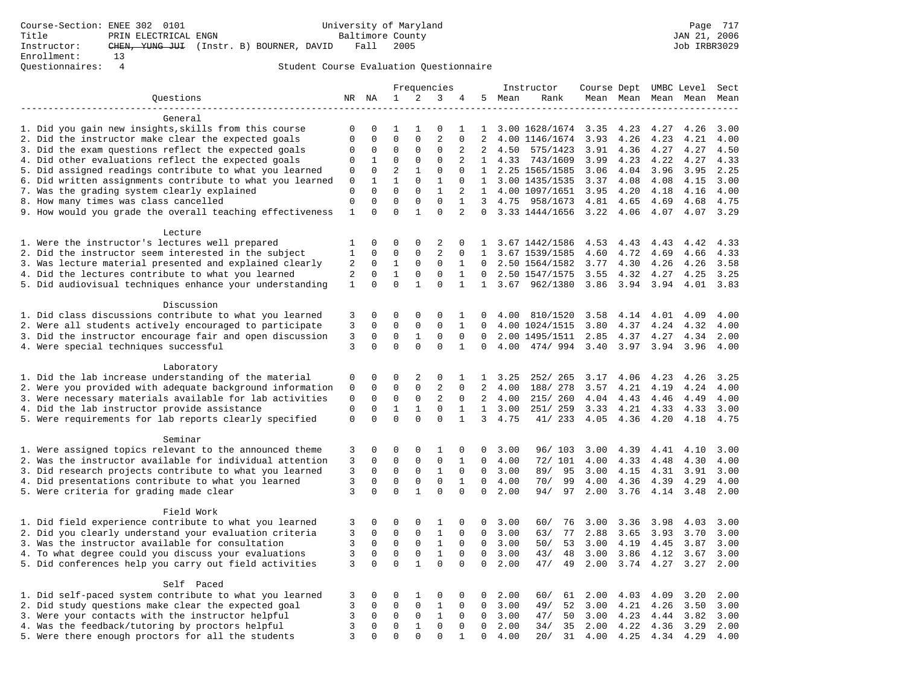Course-Section: ENEE 302 0101 — University of Maryland Baltimore County — Fall 2005

Title: PRIN ELECTRICAL ENGN

Instructor: ~~CHEN, YUNG JUI~~ (Instr. B) BOURNER, DAVID

Enrollment: 13

Questionnaires: 4

JAN 21, 2006 — Job IRBR3029

## Student Course Evaluation Questionnaire

| Questions | NR | NA | 1 | 2 | 3 | 4 | 5 | Instructor Mean | Instructor Rank | Course Mean | Dept Mean | UMBC Mean | Level Mean | Sect Mean |
|---|---|---|---|---|---|---|---|---|---|---|---|---|---|---|
| **General** | | | | | | | | | | | | | | |
| 1. Did you gain new insights,skills from this course | 0 | 0 | 1 | 1 | 0 | 1 | 1 | 3.00 | 1628/1674 | 3.35 | 4.23 | 4.27 | 4.26 | 3.00 |
| 2. Did the instructor make clear the expected goals | 0 | 0 | 0 | 0 | 2 | 0 | 2 | 4.00 | 1146/1674 | 3.93 | 4.26 | 4.23 | 4.21 | 4.00 |
| 3. Did the exam questions reflect the expected goals | 0 | 0 | 0 | 0 | 0 | 2 | 2 | 4.50 | 575/1423 | 3.91 | 4.36 | 4.27 | 4.27 | 4.50 |
| 4. Did other evaluations reflect the expected goals | 0 | 1 | 0 | 0 | 0 | 2 | 1 | 4.33 | 743/1609 | 3.99 | 4.23 | 4.22 | 4.27 | 4.33 |
| 5. Did assigned readings contribute to what you learned | 0 | 0 | 2 | 1 | 0 | 0 | 1 | 2.25 | 1565/1585 | 3.06 | 4.04 | 3.96 | 3.95 | 2.25 |
| 6. Did written assignments contribute to what you learned | 0 | 1 | 1 | 0 | 1 | 0 | 1 | 3.00 | 1435/1535 | 3.37 | 4.08 | 4.08 | 4.15 | 3.00 |
| 7. Was the grading system clearly explained | 0 | 0 | 0 | 0 | 1 | 2 | 1 | 4.00 | 1097/1651 | 3.95 | 4.20 | 4.18 | 4.16 | 4.00 |
| 8. How many times was class cancelled | 0 | 0 | 0 | 0 | 0 | 1 | 3 | 4.75 | 958/1673 | 4.81 | 4.65 | 4.69 | 4.68 | 4.75 |
| 9. How would you grade the overall teaching effectiveness | 1 | 0 | 0 | 1 | 0 | 2 | 0 | 3.33 | 1444/1656 | 3.22 | 4.06 | 4.07 | 4.07 | 3.29 |
| **Lecture** | | | | | | | | | | | | | | |
| 1. Were the instructor's lectures well prepared | 1 | 0 | 0 | 0 | 2 | 0 | 1 | 3.67 | 1442/1586 | 4.53 | 4.43 | 4.43 | 4.42 | 4.33 |
| 2. Did the instructor seem interested in the subject | 1 | 0 | 0 | 0 | 2 | 0 | 1 | 3.67 | 1539/1585 | 4.60 | 4.72 | 4.69 | 4.66 | 4.33 |
| 3. Was lecture material presented and explained clearly | 2 | 0 | 1 | 0 | 0 | 1 | 0 | 2.50 | 1564/1582 | 3.77 | 4.30 | 4.26 | 4.26 | 3.58 |
| 4. Did the lectures contribute to what you learned | 2 | 0 | 1 | 0 | 0 | 1 | 0 | 2.50 | 1547/1575 | 3.55 | 4.32 | 4.27 | 4.25 | 3.25 |
| 5. Did audiovisual techniques enhance your understanding | 1 | 0 | 0 | 1 | 0 | 1 | 1 | 3.67 | 962/1380 | 3.86 | 3.94 | 3.94 | 4.01 | 3.83 |
| **Discussion** | | | | | | | | | | | | | | |
| 1. Did class discussions contribute to what you learned | 3 | 0 | 0 | 0 | 0 | 1 | 0 | 4.00 | 810/1520 | 3.58 | 4.14 | 4.01 | 4.09 | 4.00 |
| 2. Were all students actively encouraged to participate | 3 | 0 | 0 | 0 | 0 | 1 | 0 | 4.00 | 1024/1515 | 3.80 | 4.37 | 4.24 | 4.32 | 4.00 |
| 3. Did the instructor encourage fair and open discussion | 3 | 0 | 0 | 1 | 0 | 0 | 0 | 2.00 | 1495/1511 | 2.85 | 4.37 | 4.27 | 4.34 | 2.00 |
| 4. Were special techniques successful | 3 | 0 | 0 | 0 | 0 | 1 | 0 | 4.00 | 474/ 994 | 3.40 | 3.97 | 3.94 | 3.96 | 4.00 |
| **Laboratory** | | | | | | | | | | | | | | |
| 1. Did the lab increase understanding of the material | 0 | 0 | 0 | 2 | 0 | 1 | 1 | 3.25 | 252/ 265 | 3.17 | 4.06 | 4.23 | 4.26 | 3.25 |
| 2. Were you provided with adequate background information | 0 | 0 | 0 | 0 | 2 | 0 | 2 | 4.00 | 188/ 278 | 3.57 | 4.21 | 4.19 | 4.24 | 4.00 |
| 3. Were necessary materials available for lab activities | 0 | 0 | 0 | 0 | 2 | 0 | 2 | 4.00 | 215/ 260 | 4.04 | 4.43 | 4.46 | 4.49 | 4.00 |
| 4. Did the lab instructor provide assistance | 0 | 0 | 1 | 1 | 0 | 1 | 1 | 3.00 | 251/ 259 | 3.33 | 4.21 | 4.33 | 4.33 | 3.00 |
| 5. Were requirements for lab reports clearly specified | 0 | 0 | 0 | 0 | 0 | 1 | 3 | 4.75 | 41/ 233 | 4.05 | 4.36 | 4.20 | 4.18 | 4.75 |
| **Seminar** | | | | | | | | | | | | | | |
| 1. Were assigned topics relevant to the announced theme | 3 | 0 | 0 | 0 | 1 | 0 | 0 | 3.00 | 96/ 103 | 3.00 | 4.39 | 4.41 | 4.10 | 3.00 |
| 2. Was the instructor available for individual attention | 3 | 0 | 0 | 0 | 0 | 1 | 0 | 4.00 | 72/ 101 | 4.00 | 4.33 | 4.48 | 4.30 | 4.00 |
| 3. Did research projects contribute to what you learned | 3 | 0 | 0 | 0 | 1 | 0 | 0 | 3.00 | 89/ 95 | 3.00 | 4.15 | 4.31 | 3.91 | 3.00 |
| 4. Did presentations contribute to what you learned | 3 | 0 | 0 | 0 | 0 | 1 | 0 | 4.00 | 70/ 99 | 4.00 | 4.36 | 4.39 | 4.29 | 4.00 |
| 5. Were criteria for grading made clear | 3 | 0 | 0 | 1 | 0 | 0 | 0 | 2.00 | 94/ 97 | 2.00 | 3.76 | 4.14 | 3.48 | 2.00 |
| **Field Work** | | | | | | | | | | | | | | |
| 1. Did field experience contribute to what you learned | 3 | 0 | 0 | 0 | 1 | 0 | 0 | 3.00 | 60/ 76 | 3.00 | 3.36 | 3.98 | 4.03 | 3.00 |
| 2. Did you clearly understand your evaluation criteria | 3 | 0 | 0 | 0 | 1 | 0 | 0 | 3.00 | 63/ 77 | 2.88 | 3.65 | 3.93 | 3.70 | 3.00 |
| 3. Was the instructor available for consultation | 3 | 0 | 0 | 0 | 1 | 0 | 0 | 3.00 | 50/ 53 | 3.00 | 4.19 | 4.45 | 3.87 | 3.00 |
| 4. To what degree could you discuss your evaluations | 3 | 0 | 0 | 0 | 1 | 0 | 0 | 3.00 | 43/ 48 | 3.00 | 3.86 | 4.12 | 3.67 | 3.00 |
| 5. Did conferences help you carry out field activities | 3 | 0 | 0 | 1 | 0 | 0 | 0 | 2.00 | 47/ 49 | 2.00 | 3.74 | 4.27 | 3.27 | 2.00 |
| **Self Paced** | | | | | | | | | | | | | | |
| 1. Did self-paced system contribute to what you learned | 3 | 0 | 0 | 1 | 0 | 0 | 0 | 2.00 | 60/ 61 | 2.00 | 4.03 | 4.09 | 3.20 | 2.00 |
| 2. Did study questions make clear the expected goal | 3 | 0 | 0 | 0 | 1 | 0 | 0 | 3.00 | 49/ 52 | 3.00 | 4.21 | 4.26 | 3.50 | 3.00 |
| 3. Were your contacts with the instructor helpful | 3 | 0 | 0 | 0 | 1 | 0 | 0 | 3.00 | 47/ 50 | 3.00 | 4.23 | 4.44 | 3.82 | 3.00 |
| 4. Was the feedback/tutoring by proctors helpful | 3 | 0 | 0 | 1 | 0 | 0 | 0 | 2.00 | 34/ 35 | 2.00 | 4.22 | 4.36 | 3.29 | 2.00 |
| 5. Were there enough proctors for all the students | 3 | 0 | 0 | 0 | 0 | 1 | 0 | 4.00 | 20/ 31 | 4.00 | 4.25 | 4.34 | 4.29 | 4.00 |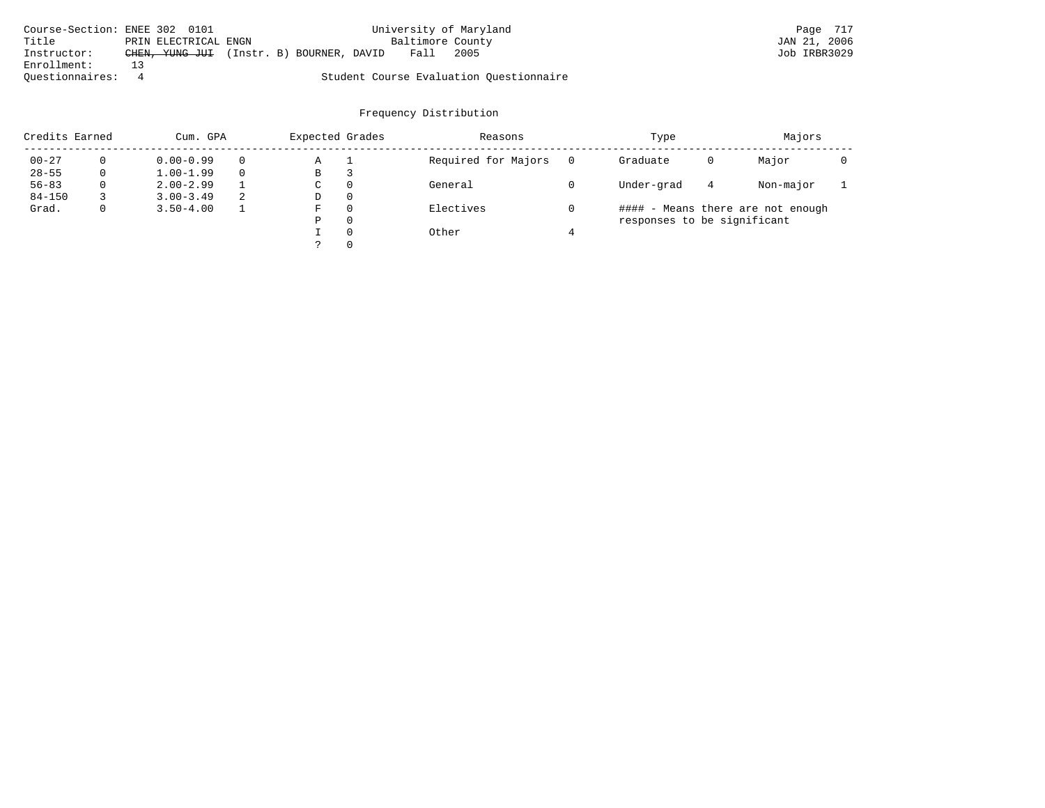Course-Section: ENEE 302 0101
Title: PRIN ELECTRICAL ENGN
Instructor: ~~CHEN, YUNG JUI~~ (Instr. B) BOURNER, DAVID
Enrollment: 13
Questionnaires: 4

University of Maryland
Baltimore County
Fall 2005

Student Course Evaluation Questionnaire

JAN 21, 2006
Job IRBR3029

Frequency Distribution

| Credits Earned | | Cum. GPA | | Expected Grades | | Reasons | | Type | | Majors | |
|---|---|---|---|---|---|---|---|---|---|---|---|
| 00-27 | 0 | 0.00-0.99 | 0 | A | 1 | Required for Majors | 0 | Graduate | 0 | Major | 0 |
| 28-55 | 0 | 1.00-1.99 | 0 | B | 3 | | | | | | |
| 56-83 | 0 | 2.00-2.99 | 1 | C | 0 | General | 0 | Under-grad | 4 | Non-major | 1 |
| 84-150 | 3 | 3.00-3.49 | 2 | D | 0 | | | | | | |
| Grad. | 0 | 3.50-4.00 | 1 | F | 0 | Electives | 0 | | | | |
| | | | | P | 0 | | | | | | |
| | | | | I | 0 | Other | 4 | | | | |
| | | | | ? | 0 | | | | | | |

#### - Means there are not enough responses to be significant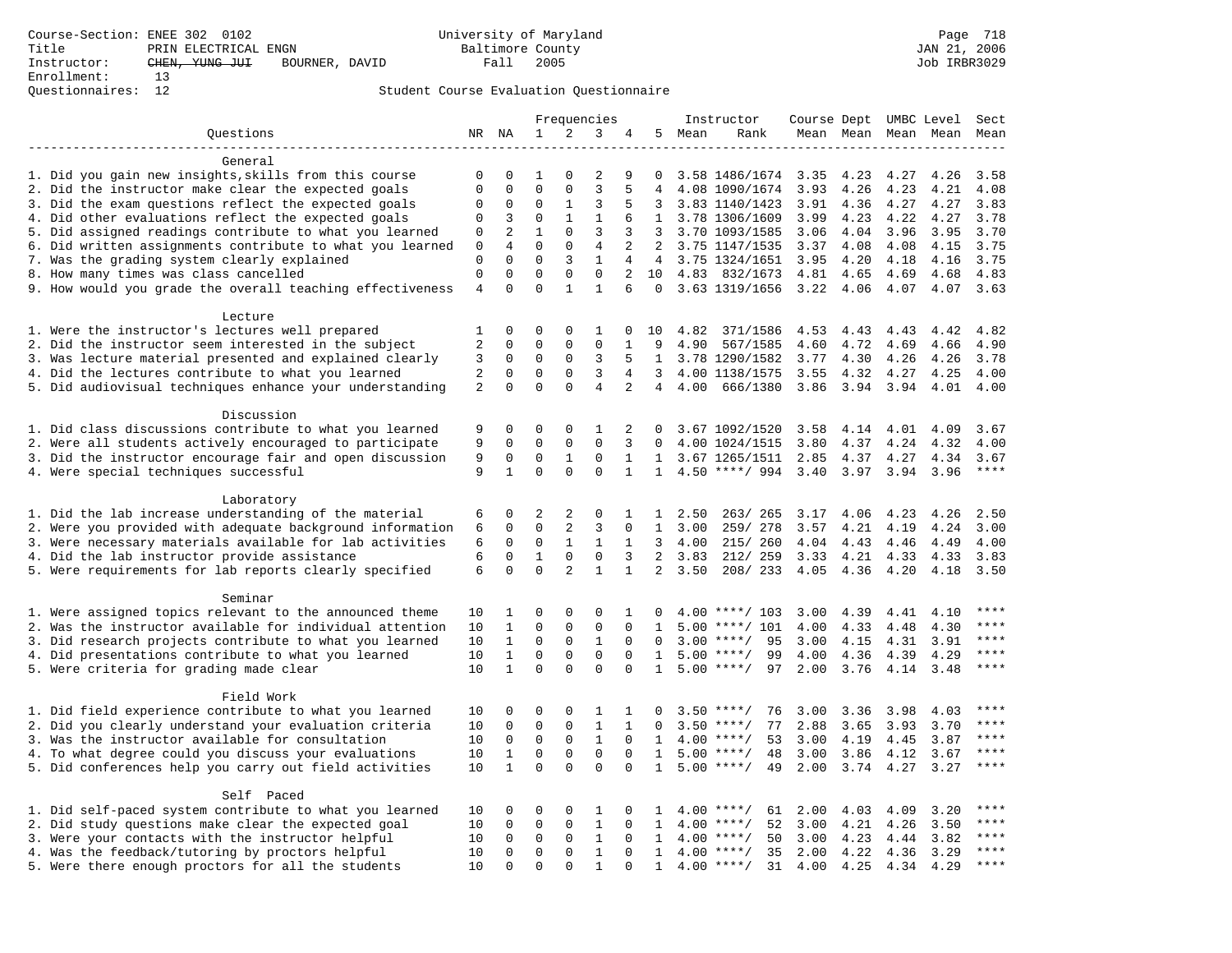Course-Section: ENEE 302 0102
Title: PRIN ELECTRICAL ENGN
Instructor: ~~CHEN, YUNG JUI~~ BOURNER, DAVID
Enrollment: 13
Questionnaires: 12

University of Maryland
Baltimore County
Fall 2005

Student Course Evaluation Questionnaire

| Questions | NR | NA | 1 | 2 | 3 | 4 | 5 | Instructor Mean | Instructor Rank | Course Mean | Dept Mean | UMBC Mean | Level Mean | Sect Mean |
|---|---|---|---|---|---|---|---|---|---|---|---|---|---|---|
| **General** | | | | | | | | | | | | | | |
| 1. Did you gain new insights,skills from this course | 0 | 0 | 1 | 0 | 2 | 9 | 0 | 3.58 | 1486/1674 | 3.35 | 4.23 | 4.27 | 4.26 | 3.58 |
| 2. Did the instructor make clear the expected goals | 0 | 0 | 0 | 0 | 3 | 5 | 4 | 4.08 | 1090/1674 | 3.93 | 4.26 | 4.23 | 4.21 | 4.08 |
| 3. Did the exam questions reflect the expected goals | 0 | 0 | 0 | 1 | 3 | 5 | 3 | 3.83 | 1140/1423 | 3.91 | 4.36 | 4.27 | 4.27 | 3.83 |
| 4. Did other evaluations reflect the expected goals | 0 | 3 | 0 | 1 | 1 | 6 | 1 | 3.78 | 1306/1609 | 3.99 | 4.23 | 4.22 | 4.27 | 3.78 |
| 5. Did assigned readings contribute to what you learned | 0 | 2 | 1 | 0 | 3 | 3 | 3 | 3.70 | 1093/1585 | 3.06 | 4.04 | 3.96 | 3.95 | 3.70 |
| 6. Did written assignments contribute to what you learned | 0 | 4 | 0 | 0 | 4 | 2 | 2 | 3.75 | 1147/1535 | 3.37 | 4.08 | 4.08 | 4.15 | 3.75 |
| 7. Was the grading system clearly explained | 0 | 0 | 0 | 3 | 1 | 4 | 4 | 3.75 | 1324/1651 | 3.95 | 4.20 | 4.18 | 4.16 | 3.75 |
| 8. How many times was class cancelled | 0 | 0 | 0 | 0 | 0 | 2 | 10 | 4.83 | 832/1673 | 4.81 | 4.65 | 4.69 | 4.68 | 4.83 |
| 9. How would you grade the overall teaching effectiveness | 4 | 0 | 0 | 1 | 1 | 6 | 0 | 3.63 | 1319/1656 | 3.22 | 4.06 | 4.07 | 4.07 | 3.63 |
| **Lecture** | | | | | | | | | | | | | | |
| 1. Were the instructor's lectures well prepared | 1 | 0 | 0 | 0 | 1 | 0 | 10 | 4.82 | 371/1586 | 4.53 | 4.43 | 4.43 | 4.42 | 4.82 |
| 2. Did the instructor seem interested in the subject | 2 | 0 | 0 | 0 | 0 | 1 | 9 | 4.90 | 567/1585 | 4.60 | 4.72 | 4.69 | 4.66 | 4.90 |
| 3. Was lecture material presented and explained clearly | 3 | 0 | 0 | 0 | 3 | 5 | 1 | 3.78 | 1290/1582 | 3.77 | 4.30 | 4.26 | 4.26 | 3.78 |
| 4. Did the lectures contribute to what you learned | 2 | 0 | 0 | 0 | 3 | 4 | 3 | 4.00 | 1138/1575 | 3.55 | 4.32 | 4.27 | 4.25 | 4.00 |
| 5. Did audiovisual techniques enhance your understanding | 2 | 0 | 0 | 0 | 4 | 2 | 4 | 4.00 | 666/1380 | 3.86 | 3.94 | 3.94 | 4.01 | 4.00 |
| **Discussion** | | | | | | | | | | | | | | |
| 1. Did class discussions contribute to what you learned | 9 | 0 | 0 | 0 | 1 | 2 | 0 | 3.67 | 1092/1520 | 3.58 | 4.14 | 4.01 | 4.09 | 3.67 |
| 2. Were all students actively encouraged to participate | 9 | 0 | 0 | 0 | 0 | 3 | 0 | 4.00 | 1024/1515 | 3.80 | 4.37 | 4.24 | 4.32 | 4.00 |
| 3. Did the instructor encourage fair and open discussion | 9 | 0 | 0 | 1 | 0 | 1 | 1 | 3.67 | 1265/1511 | 2.85 | 4.37 | 4.27 | 4.34 | 3.67 |
| 4. Were special techniques successful | 9 | 1 | 0 | 0 | 0 | 1 | 1 | 4.50 | ****/ 994 | 3.40 | 3.97 | 3.94 | 3.96 | **** |
| **Laboratory** | | | | | | | | | | | | | | |
| 1. Did the lab increase understanding of the material | 6 | 0 | 2 | 2 | 0 | 1 | 1 | 2.50 | 263/ 265 | 3.17 | 4.06 | 4.23 | 4.26 | 2.50 |
| 2. Were you provided with adequate background information | 6 | 0 | 0 | 2 | 3 | 0 | 1 | 3.00 | 259/ 278 | 3.57 | 4.21 | 4.19 | 4.24 | 3.00 |
| 3. Were necessary materials available for lab activities | 6 | 0 | 0 | 1 | 1 | 1 | 3 | 4.00 | 215/ 260 | 4.04 | 4.43 | 4.46 | 4.49 | 4.00 |
| 4. Did the lab instructor provide assistance | 6 | 0 | 1 | 0 | 0 | 3 | 2 | 3.83 | 212/ 259 | 3.33 | 4.21 | 4.33 | 4.33 | 3.83 |
| 5. Were requirements for lab reports clearly specified | 6 | 0 | 0 | 2 | 1 | 1 | 2 | 3.50 | 208/ 233 | 4.05 | 4.36 | 4.20 | 4.18 | 3.50 |
| **Seminar** | | | | | | | | | | | | | | |
| 1. Were assigned topics relevant to the announced theme | 10 | 1 | 0 | 0 | 0 | 1 | 0 | 4.00 | ****/ 103 | 3.00 | 4.39 | 4.41 | 4.10 | **** |
| 2. Was the instructor available for individual attention | 10 | 1 | 0 | 0 | 0 | 0 | 1 | 5.00 | ****/ 101 | 4.00 | 4.33 | 4.48 | 4.30 | **** |
| 3. Did research projects contribute to what you learned | 10 | 1 | 0 | 0 | 1 | 0 | 0 | 3.00 | ****/ 95 | 3.00 | 4.15 | 4.31 | 3.91 | **** |
| 4. Did presentations contribute to what you learned | 10 | 1 | 0 | 0 | 0 | 0 | 1 | 5.00 | ****/ 99 | 4.00 | 4.36 | 4.39 | 4.29 | **** |
| 5. Were criteria for grading made clear | 10 | 1 | 0 | 0 | 0 | 0 | 1 | 5.00 | ****/ 97 | 2.00 | 3.76 | 4.14 | 3.48 | **** |
| **Field Work** | | | | | | | | | | | | | | |
| 1. Did field experience contribute to what you learned | 10 | 0 | 0 | 0 | 1 | 1 | 0 | 3.50 | ****/ 76 | 3.00 | 3.36 | 3.98 | 4.03 | **** |
| 2. Did you clearly understand your evaluation criteria | 10 | 0 | 0 | 0 | 1 | 1 | 0 | 3.50 | ****/ 77 | 2.88 | 3.65 | 3.93 | 3.70 | **** |
| 3. Was the instructor available for consultation | 10 | 0 | 0 | 0 | 1 | 0 | 1 | 4.00 | ****/ 53 | 3.00 | 4.19 | 4.45 | 3.87 | **** |
| 4. To what degree could you discuss your evaluations | 10 | 1 | 0 | 0 | 0 | 0 | 1 | 5.00 | ****/ 48 | 3.00 | 3.86 | 4.12 | 3.67 | **** |
| 5. Did conferences help you carry out field activities | 10 | 1 | 0 | 0 | 0 | 0 | 1 | 5.00 | ****/ 49 | 2.00 | 3.74 | 4.27 | 3.27 | **** |
| **Self Paced** | | | | | | | | | | | | | | |
| 1. Did self-paced system contribute to what you learned | 10 | 0 | 0 | 0 | 1 | 0 | 1 | 4.00 | ****/ 61 | 2.00 | 4.03 | 4.09 | 3.20 | **** |
| 2. Did study questions make clear the expected goal | 10 | 0 | 0 | 0 | 1 | 0 | 1 | 4.00 | ****/ 52 | 3.00 | 4.21 | 4.26 | 3.50 | **** |
| 3. Were your contacts with the instructor helpful | 10 | 0 | 0 | 0 | 1 | 0 | 1 | 4.00 | ****/ 50 | 3.00 | 4.23 | 4.44 | 3.82 | **** |
| 4. Was the feedback/tutoring by proctors helpful | 10 | 0 | 0 | 0 | 1 | 0 | 1 | 4.00 | ****/ 35 | 2.00 | 4.22 | 4.36 | 3.29 | **** |
| 5. Were there enough proctors for all the students | 10 | 0 | 0 | 0 | 1 | 0 | 1 | 4.00 | ****/ 31 | 4.00 | 4.25 | 4.34 | 4.29 | **** |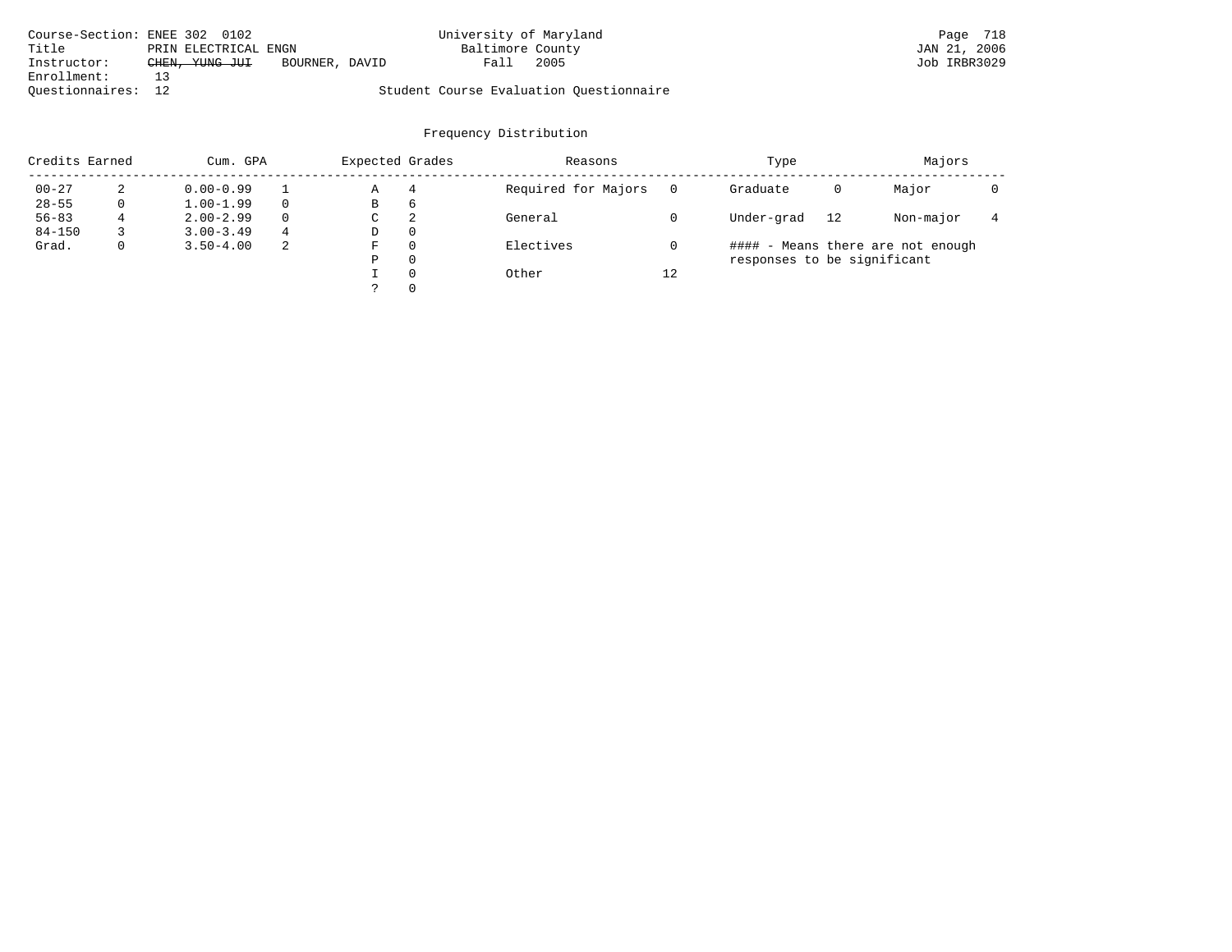Course-Section: ENEE 302 0102
University of Maryland Baltimore County
Fall 2005

Title: PRIN ELECTRICAL ENGN

Instructor: ~~CHEN, YUNG JUI~~ BOURNER, DAVID

Enrollment: 13

Questionnaires: 12

JAN 21, 2006
Job IRBR3029

Student Course Evaluation Questionnaire

## Frequency Distribution

| Credits Earned | | Cum. GPA | | Expected Grades | | Reasons | | Type | | Majors | |
|---|---|---|---|---|---|---|---|---|---|---|---|
| 00-27 | 2 | 0.00-0.99 | 1 | A | 4 | Required for Majors | 0 | Graduate | 0 | Major | 0 |
| 28-55 | 0 | 1.00-1.99 | 0 | B | 6 | | | | | | |
| 56-83 | 4 | 2.00-2.99 | 0 | C | 2 | General | 0 | Under-grad | 12 | Non-major | 4 |
| 84-150 | 3 | 3.00-3.49 | 4 | D | 0 | | | | | | |
| Grad. | 0 | 3.50-4.00 | 2 | F | 0 | Electives | 0 | | | | |
| | | | | P | 0 | | | | | | |
| | | | | I | 0 | Other | 12 | | | | |
| | | | | ? | 0 | | | | | | |

#### - Means there are not enough responses to be significant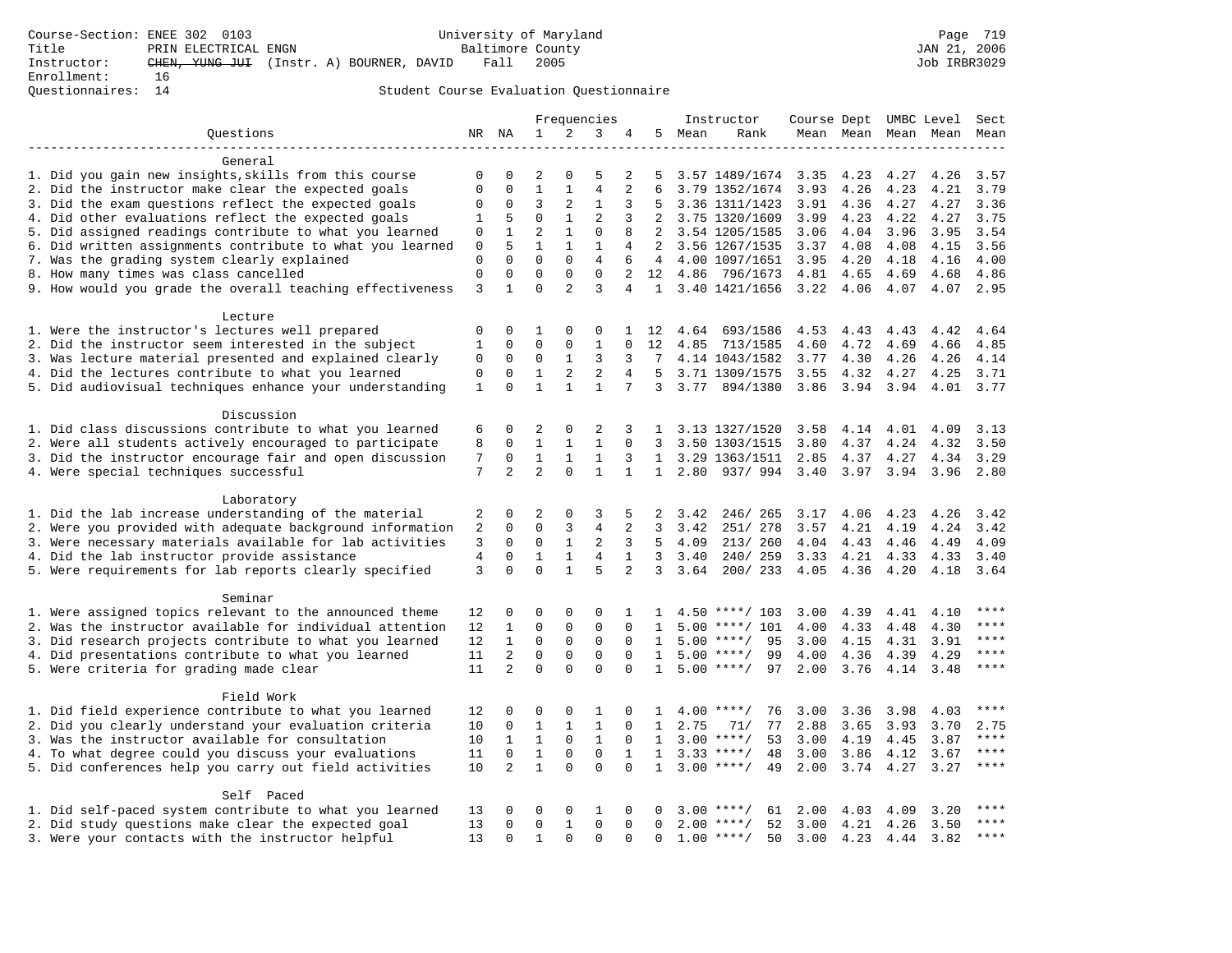Course-Section: ENEE 302 0103
Title: PRIN ELECTRICAL ENGN
Instructor: ~~CHEN, YUNG JUI~~ (Instr. A) BOURNER, DAVID
Enrollment: 16
Questionnaires: 14

University of Maryland
Baltimore County
Fall 2005

Student Course Evaluation Questionnaire

| Questions | NR | NA | 1 | 2 | 3 | 4 | 5 | Instructor Mean | Instructor Rank | Course Mean | Dept Mean | UMBC Level Mean | Level Mean | Sect Mean |
|---|---|---|---|---|---|---|---|---|---|---|---|---|---|---|
| **General** | | | | | | | | | | | | | | |
| 1. Did you gain new insights,skills from this course | 0 | 0 | 2 | 0 | 5 | 2 | 5 | 3.57 | 1489/1674 | 3.35 | 4.23 | 4.27 | 4.26 | 3.57 |
| 2. Did the instructor make clear the expected goals | 0 | 0 | 1 | 1 | 4 | 2 | 6 | 3.79 | 1352/1674 | 3.93 | 4.26 | 4.23 | 4.21 | 3.79 |
| 3. Did the exam questions reflect the expected goals | 0 | 0 | 3 | 2 | 1 | 3 | 5 | 3.36 | 1311/1423 | 3.91 | 4.36 | 4.27 | 4.27 | 3.36 |
| 4. Did other evaluations reflect the expected goals | 1 | 5 | 0 | 1 | 2 | 3 | 2 | 3.75 | 1320/1609 | 3.99 | 4.23 | 4.22 | 4.27 | 3.75 |
| 5. Did assigned readings contribute to what you learned | 0 | 1 | 2 | 1 | 0 | 8 | 2 | 3.54 | 1205/1585 | 3.06 | 4.04 | 3.96 | 3.95 | 3.54 |
| 6. Did written assignments contribute to what you learned | 0 | 5 | 1 | 1 | 1 | 4 | 2 | 3.56 | 1267/1535 | 3.37 | 4.08 | 4.08 | 4.15 | 3.56 |
| 7. Was the grading system clearly explained | 0 | 0 | 0 | 0 | 4 | 6 | 4 | 4.00 | 1097/1651 | 3.95 | 4.20 | 4.18 | 4.16 | 4.00 |
| 8. How many times was class cancelled | 0 | 0 | 0 | 0 | 0 | 2 | 12 | 4.86 | 796/1673 | 4.81 | 4.65 | 4.69 | 4.68 | 4.86 |
| 9. How would you grade the overall teaching effectiveness | 3 | 1 | 0 | 2 | 3 | 4 | 1 | 3.40 | 1421/1656 | 3.22 | 4.06 | 4.07 | 4.07 | 2.95 |
| **Lecture** | | | | | | | | | | | | | | |
| 1. Were the instructor's lectures well prepared | 0 | 0 | 1 | 0 | 0 | 1 | 12 | 4.64 | 693/1586 | 4.53 | 4.43 | 4.43 | 4.42 | 4.64 |
| 2. Did the instructor seem interested in the subject | 1 | 0 | 0 | 0 | 1 | 0 | 12 | 4.85 | 713/1585 | 4.60 | 4.72 | 4.69 | 4.66 | 4.85 |
| 3. Was lecture material presented and explained clearly | 0 | 0 | 0 | 1 | 3 | 3 | 7 | 4.14 | 1043/1582 | 3.77 | 4.30 | 4.26 | 4.26 | 4.14 |
| 4. Did the lectures contribute to what you learned | 0 | 0 | 1 | 2 | 2 | 4 | 5 | 3.71 | 1309/1575 | 3.55 | 4.32 | 4.27 | 4.25 | 3.71 |
| 5. Did audiovisual techniques enhance your understanding | 1 | 0 | 1 | 1 | 1 | 7 | 3 | 3.77 | 894/1380 | 3.86 | 3.94 | 3.94 | 4.01 | 3.77 |
| **Discussion** | | | | | | | | | | | | | | |
| 1. Did class discussions contribute to what you learned | 6 | 0 | 2 | 0 | 2 | 3 | 1 | 3.13 | 1327/1520 | 3.58 | 4.14 | 4.01 | 4.09 | 3.13 |
| 2. Were all students actively encouraged to participate | 8 | 0 | 1 | 1 | 1 | 0 | 3 | 3.50 | 1303/1515 | 3.80 | 4.37 | 4.24 | 4.32 | 3.50 |
| 3. Did the instructor encourage fair and open discussion | 7 | 0 | 1 | 1 | 1 | 3 | 1 | 3.29 | 1363/1511 | 2.85 | 4.37 | 4.27 | 4.34 | 3.29 |
| 4. Were special techniques successful | 7 | 2 | 2 | 0 | 1 | 1 | 1 | 2.80 | 937/ 994 | 3.40 | 3.97 | 3.94 | 3.96 | 2.80 |
| **Laboratory** | | | | | | | | | | | | | | |
| 1. Did the lab increase understanding of the material | 2 | 0 | 2 | 0 | 3 | 5 | 2 | 3.42 | 246/ 265 | 3.17 | 4.06 | 4.23 | 4.26 | 3.42 |
| 2. Were you provided with adequate background information | 2 | 0 | 0 | 3 | 4 | 2 | 3 | 3.42 | 251/ 278 | 3.57 | 4.21 | 4.19 | 4.24 | 3.42 |
| 3. Were necessary materials available for lab activities | 3 | 0 | 0 | 1 | 2 | 3 | 5 | 4.09 | 213/ 260 | 4.04 | 4.43 | 4.46 | 4.49 | 4.09 |
| 4. Did the lab instructor provide assistance | 4 | 0 | 1 | 1 | 4 | 1 | 3 | 3.40 | 240/ 259 | 3.33 | 4.21 | 4.33 | 4.33 | 3.40 |
| 5. Were requirements for lab reports clearly specified | 3 | 0 | 0 | 1 | 5 | 2 | 3 | 3.64 | 200/ 233 | 4.05 | 4.36 | 4.20 | 4.18 | 3.64 |
| **Seminar** | | | | | | | | | | | | | | |
| 1. Were assigned topics relevant to the announced theme | 12 | 0 | 0 | 0 | 0 | 1 | 1 | 4.50 | ****/ 103 | 3.00 | 4.39 | 4.41 | 4.10 | **** |
| 2. Was the instructor available for individual attention | 12 | 1 | 0 | 0 | 0 | 0 | 1 | 5.00 | ****/ 101 | 4.00 | 4.33 | 4.48 | 4.30 | **** |
| 3. Did research projects contribute to what you learned | 12 | 1 | 0 | 0 | 0 | 0 | 1 | 5.00 | ****/ 95 | 3.00 | 4.15 | 4.31 | 3.91 | **** |
| 4. Did presentations contribute to what you learned | 11 | 2 | 0 | 0 | 0 | 0 | 1 | 5.00 | ****/ 99 | 4.00 | 4.36 | 4.39 | 4.29 | **** |
| 5. Were criteria for grading made clear | 11 | 2 | 0 | 0 | 0 | 0 | 1 | 5.00 | ****/ 97 | 2.00 | 3.76 | 4.14 | 3.48 | **** |
| **Field Work** | | | | | | | | | | | | | | |
| 1. Did field experience contribute to what you learned | 12 | 0 | 0 | 0 | 1 | 0 | 1 | 4.00 | ****/ 76 | 3.00 | 3.36 | 3.98 | 4.03 | **** |
| 2. Did you clearly understand your evaluation criteria | 10 | 0 | 1 | 1 | 1 | 0 | 1 | 2.75 | 71/ 77 | 2.88 | 3.65 | 3.93 | 3.70 | 2.75 |
| 3. Was the instructor available for consultation | 10 | 1 | 1 | 0 | 1 | 0 | 1 | 3.00 | ****/ 53 | 3.00 | 4.19 | 4.45 | 3.87 | **** |
| 4. To what degree could you discuss your evaluations | 11 | 0 | 1 | 0 | 0 | 1 | 1 | 3.33 | ****/ 48 | 3.00 | 3.86 | 4.12 | 3.67 | **** |
| 5. Did conferences help you carry out field activities | 10 | 2 | 1 | 0 | 0 | 0 | 1 | 3.00 | ****/ 49 | 2.00 | 3.74 | 4.27 | 3.27 | **** |
| **Self Paced** | | | | | | | | | | | | | | |
| 1. Did self-paced system contribute to what you learned | 13 | 0 | 0 | 0 | 1 | 0 | 0 | 3.00 | ****/ 61 | 2.00 | 4.03 | 4.09 | 3.20 | **** |
| 2. Did study questions make clear the expected goal | 13 | 0 | 0 | 1 | 0 | 0 | 0 | 2.00 | ****/ 52 | 3.00 | 4.21 | 4.26 | 3.50 | **** |
| 3. Were your contacts with the instructor helpful | 13 | 0 | 1 | 0 | 0 | 0 | 0 | 1.00 | ****/ 50 | 3.00 | 4.23 | 4.44 | 3.82 | **** |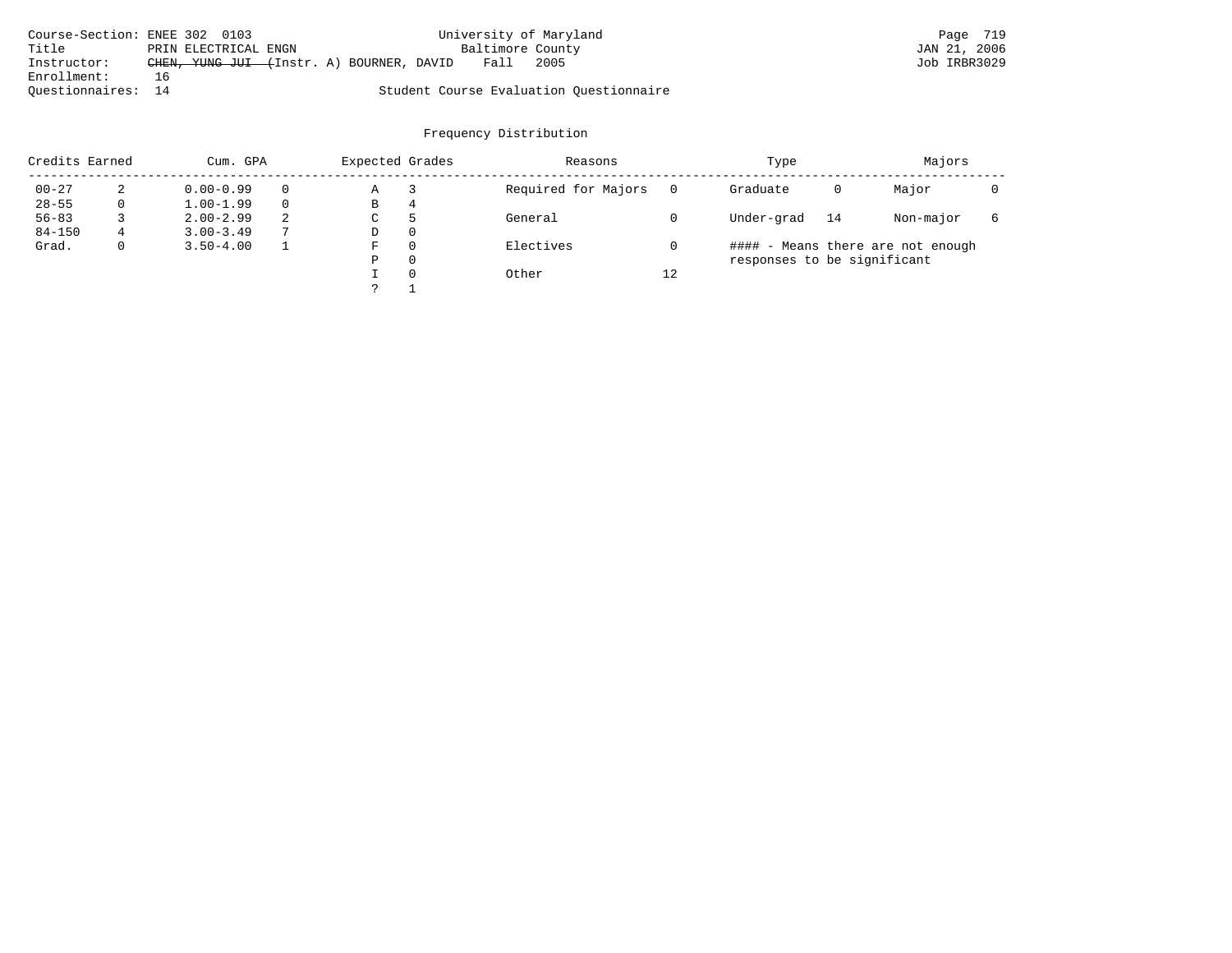Course-Section: ENEE 302 0103
Title: PRIN ELECTRICAL ENGN
Instructor: ~~CHEN, YUNG JUI~~ (Instr. A) BOURNER, DAVID
Enrollment: 16
Questionnaires: 14

University of Maryland
Baltimore County
Fall 2005

Student Course Evaluation Questionnaire

JAN 21, 2006
Job IRBR3029

## Frequency Distribution

| Credits Earned | | Cum. GPA | | Expected Grades | | Reasons | | Type | | Majors | |
|---|---|---|---|---|---|---|---|---|---|---|---|
| 00-27 | 2 | 0.00-0.99 | 0 | A | 3 | Required for Majors | 0 | Graduate | 0 | Major | 0 |
| 28-55 | 0 | 1.00-1.99 | 0 | B | 4 | | | | | | |
| 56-83 | 3 | 2.00-2.99 | 2 | C | 5 | General | 0 | Under-grad | 14 | Non-major | 6 |
| 84-150 | 4 | 3.00-3.49 | 7 | D | 0 | | | | | | |
| Grad. | 0 | 3.50-4.00 | 1 | F | 0 | Electives | 0 | | | | |
| | | | | P | 0 | | | | | | |
| | | | | I | 0 | Other | 12 | | | | |
| | | | | ? | 1 | | | | | | |

#### - Means there are not enough responses to be significant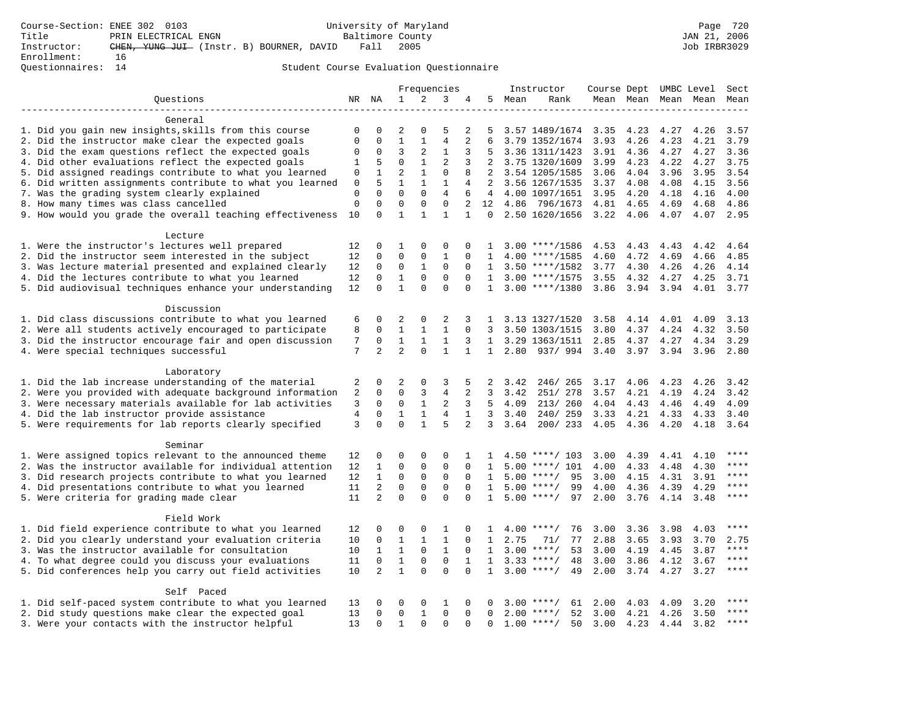Course-Section: ENEE 302 0103 — University of Maryland Baltimore County

Title: PRIN ELECTRICAL ENGN

Instructor: ~~CHEN, YUNG JUI~~ (Instr. B) BOURNER, DAVID — Fall 2005

Enrollment: 16

Questionnaires: 14

JAN 21, 2006

Job IRBR3029

## Student Course Evaluation Questionnaire

| Questions | NR | NA | 1 | 2 | 3 | 4 | 5 | Instructor Mean | Instructor Rank | Course Mean | Dept Mean | UMBC Mean | Level Mean | Sect Mean |
|---|---|---|---|---|---|---|---|---|---|---|---|---|---|---|
| **General** | | | | | | | | | | | | | | |
| 1. Did you gain new insights,skills from this course | 0 | 0 | 2 | 0 | 5 | 2 | 5 | 3.57 | 1489/1674 | 3.35 | 4.23 | 4.27 | 4.26 | 3.57 |
| 2. Did the instructor make clear the expected goals | 0 | 0 | 1 | 1 | 4 | 2 | 6 | 3.79 | 1352/1674 | 3.93 | 4.26 | 4.23 | 4.21 | 3.79 |
| 3. Did the exam questions reflect the expected goals | 0 | 0 | 3 | 2 | 1 | 3 | 5 | 3.36 | 1311/1423 | 3.91 | 4.36 | 4.27 | 4.27 | 3.36 |
| 4. Did other evaluations reflect the expected goals | 1 | 5 | 0 | 1 | 2 | 3 | 2 | 3.75 | 1320/1609 | 3.99 | 4.23 | 4.22 | 4.27 | 3.75 |
| 5. Did assigned readings contribute to what you learned | 0 | 1 | 2 | 1 | 0 | 8 | 2 | 3.54 | 1205/1585 | 3.06 | 4.04 | 3.96 | 3.95 | 3.54 |
| 6. Did written assignments contribute to what you learned | 0 | 5 | 1 | 1 | 1 | 4 | 2 | 3.56 | 1267/1535 | 3.37 | 4.08 | 4.08 | 4.15 | 3.56 |
| 7. Was the grading system clearly explained | 0 | 0 | 0 | 0 | 4 | 6 | 4 | 4.00 | 1097/1651 | 3.95 | 4.20 | 4.18 | 4.16 | 4.00 |
| 8. How many times was class cancelled | 0 | 0 | 0 | 0 | 0 | 2 | 12 | 4.86 | 796/1673 | 4.81 | 4.65 | 4.69 | 4.68 | 4.86 |
| 9. How would you grade the overall teaching effectiveness | 10 | 0 | 1 | 1 | 1 | 1 | 0 | 2.50 | 1620/1656 | 3.22 | 4.06 | 4.07 | 4.07 | 2.95 |
| **Lecture** | | | | | | | | | | | | | | |
| 1. Were the instructor's lectures well prepared | 12 | 0 | 1 | 0 | 0 | 0 | 1 | 3.00 | ****/1586 | 4.53 | 4.43 | 4.43 | 4.42 | 4.64 |
| 2. Did the instructor seem interested in the subject | 12 | 0 | 0 | 0 | 1 | 0 | 1 | 4.00 | ****/1585 | 4.60 | 4.72 | 4.69 | 4.66 | 4.85 |
| 3. Was lecture material presented and explained clearly | 12 | 0 | 0 | 1 | 0 | 0 | 1 | 3.50 | ****/1582 | 3.77 | 4.30 | 4.26 | 4.26 | 4.14 |
| 4. Did the lectures contribute to what you learned | 12 | 0 | 1 | 0 | 0 | 0 | 1 | 3.00 | ****/1575 | 3.55 | 4.32 | 4.27 | 4.25 | 3.71 |
| 5. Did audiovisual techniques enhance your understanding | 12 | 0 | 1 | 0 | 0 | 0 | 1 | 3.00 | ****/1380 | 3.86 | 3.94 | 3.94 | 4.01 | 3.77 |
| **Discussion** | | | | | | | | | | | | | | |
| 1. Did class discussions contribute to what you learned | 6 | 0 | 2 | 0 | 2 | 3 | 1 | 3.13 | 1327/1520 | 3.58 | 4.14 | 4.01 | 4.09 | 3.13 |
| 2. Were all students actively encouraged to participate | 8 | 0 | 1 | 1 | 1 | 0 | 3 | 3.50 | 1303/1515 | 3.80 | 4.37 | 4.24 | 4.32 | 3.50 |
| 3. Did the instructor encourage fair and open discussion | 7 | 0 | 1 | 1 | 1 | 3 | 1 | 3.29 | 1363/1511 | 2.85 | 4.37 | 4.27 | 4.34 | 3.29 |
| 4. Were special techniques successful | 7 | 2 | 2 | 0 | 1 | 1 | 1 | 2.80 | 937/ 994 | 3.40 | 3.97 | 3.94 | 3.96 | 2.80 |
| **Laboratory** | | | | | | | | | | | | | | |
| 1. Did the lab increase understanding of the material | 2 | 0 | 2 | 0 | 3 | 5 | 2 | 3.42 | 246/ 265 | 3.17 | 4.06 | 4.23 | 4.26 | 3.42 |
| 2. Were you provided with adequate background information | 2 | 0 | 0 | 3 | 4 | 2 | 3 | 3.42 | 251/ 278 | 3.57 | 4.21 | 4.19 | 4.24 | 3.42 |
| 3. Were necessary materials available for lab activities | 3 | 0 | 0 | 1 | 2 | 3 | 5 | 4.09 | 213/ 260 | 4.04 | 4.43 | 4.46 | 4.49 | 4.09 |
| 4. Did the lab instructor provide assistance | 4 | 0 | 1 | 1 | 4 | 1 | 3 | 3.40 | 240/ 259 | 3.33 | 4.21 | 4.33 | 4.33 | 3.40 |
| 5. Were requirements for lab reports clearly specified | 3 | 0 | 0 | 1 | 5 | 2 | 3 | 3.64 | 200/ 233 | 4.05 | 4.36 | 4.20 | 4.18 | 3.64 |
| **Seminar** | | | | | | | | | | | | | | |
| 1. Were assigned topics relevant to the announced theme | 12 | 0 | 0 | 0 | 0 | 1 | 1 | 4.50 | ****/ 103 | 3.00 | 4.39 | 4.41 | 4.10 | **** |
| 2. Was the instructor available for individual attention | 12 | 1 | 0 | 0 | 0 | 0 | 1 | 5.00 | ****/ 101 | 4.00 | 4.33 | 4.48 | 4.30 | **** |
| 3. Did research projects contribute to what you learned | 12 | 1 | 0 | 0 | 0 | 0 | 1 | 5.00 | ****/ 95 | 3.00 | 4.15 | 4.31 | 3.91 | **** |
| 4. Did presentations contribute to what you learned | 11 | 2 | 0 | 0 | 0 | 0 | 1 | 5.00 | ****/ 99 | 4.00 | 4.36 | 4.39 | 4.29 | **** |
| 5. Were criteria for grading made clear | 11 | 2 | 0 | 0 | 0 | 0 | 1 | 5.00 | ****/ 97 | 2.00 | 3.76 | 4.14 | 3.48 | **** |
| **Field Work** | | | | | | | | | | | | | | |
| 1. Did field experience contribute to what you learned | 12 | 0 | 0 | 0 | 1 | 0 | 1 | 4.00 | ****/ 76 | 3.00 | 3.36 | 3.98 | 4.03 | **** |
| 2. Did you clearly understand your evaluation criteria | 10 | 0 | 1 | 1 | 1 | 0 | 1 | 2.75 | 71/ 77 | 2.88 | 3.65 | 3.93 | 3.70 | 2.75 |
| 3. Was the instructor available for consultation | 10 | 1 | 1 | 0 | 1 | 0 | 1 | 3.00 | ****/ 53 | 3.00 | 4.19 | 4.45 | 3.87 | **** |
| 4. To what degree could you discuss your evaluations | 11 | 0 | 1 | 0 | 0 | 1 | 1 | 3.33 | ****/ 48 | 3.00 | 3.86 | 4.12 | 3.67 | **** |
| 5. Did conferences help you carry out field activities | 10 | 2 | 1 | 0 | 0 | 0 | 1 | 3.00 | ****/ 49 | 2.00 | 3.74 | 4.27 | 3.27 | **** |
| **Self Paced** | | | | | | | | | | | | | | |
| 1. Did self-paced system contribute to what you learned | 13 | 0 | 0 | 0 | 1 | 0 | 0 | 3.00 | ****/ 61 | 2.00 | 4.03 | 4.09 | 3.20 | **** |
| 2. Did study questions make clear the expected goal | 13 | 0 | 0 | 1 | 0 | 0 | 0 | 2.00 | ****/ 52 | 3.00 | 4.21 | 4.26 | 3.50 | **** |
| 3. Were your contacts with the instructor helpful | 13 | 0 | 1 | 0 | 0 | 0 | 0 | 1.00 | ****/ 50 | 3.00 | 4.23 | 4.44 | 3.82 | **** |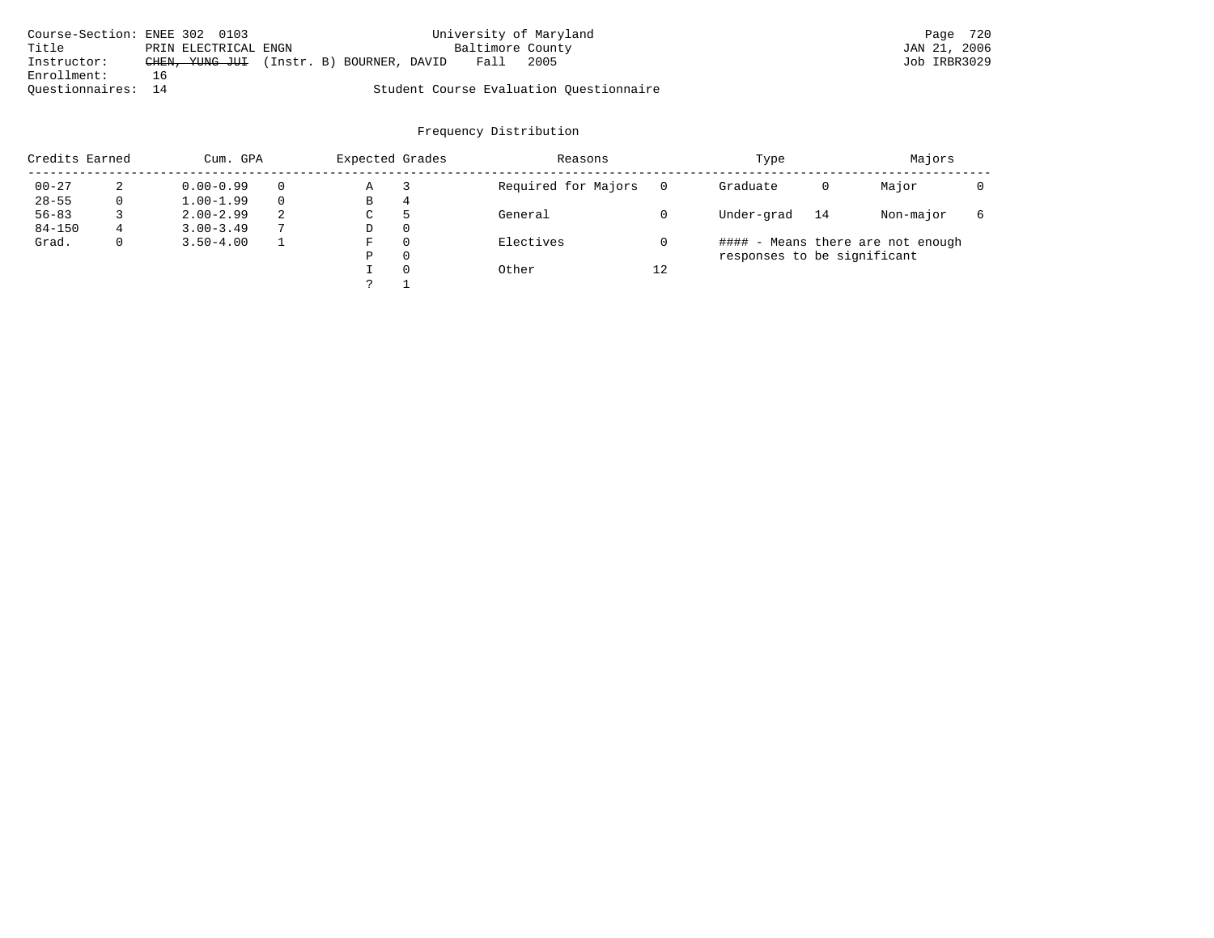Course-Section: ENEE 302 0103
Title: PRIN ELECTRICAL ENGN
Instructor: ~~CHEN, YUNG JUI~~ (Instr. B) BOURNER, DAVID
Enrollment: 16
Questionnaires: 14

University of Maryland
Baltimore County
Fall 2005

Student Course Evaluation Questionnaire

JAN 21, 2006
Job IRBR3029

## Frequency Distribution

| Credits Earned | | Cum. GPA | | Expected Grades | | Reasons | | Type | | Majors | |
|---|---|---|---|---|---|---|---|---|---|---|---|
| 00-27 | 2 | 0.00-0.99 | 0 | A | 3 | Required for Majors | 0 | Graduate | 0 | Major | 0 |
| 28-55 | 0 | 1.00-1.99 | 0 | B | 4 | | | | | | |
| 56-83 | 3 | 2.00-2.99 | 2 | C | 5 | General | 0 | Under-grad | 14 | Non-major | 6 |
| 84-150 | 4 | 3.00-3.49 | 7 | D | 0 | | | | | | |
| Grad. | 0 | 3.50-4.00 | 1 | F | 0 | Electives | 0 | | | | |
| | | | | P | 0 | | | | | | |
| | | | | I | 0 | Other | 12 | | | | |
| | | | | ? | 1 | | | | | | |

#### - Means there are not enough responses to be significant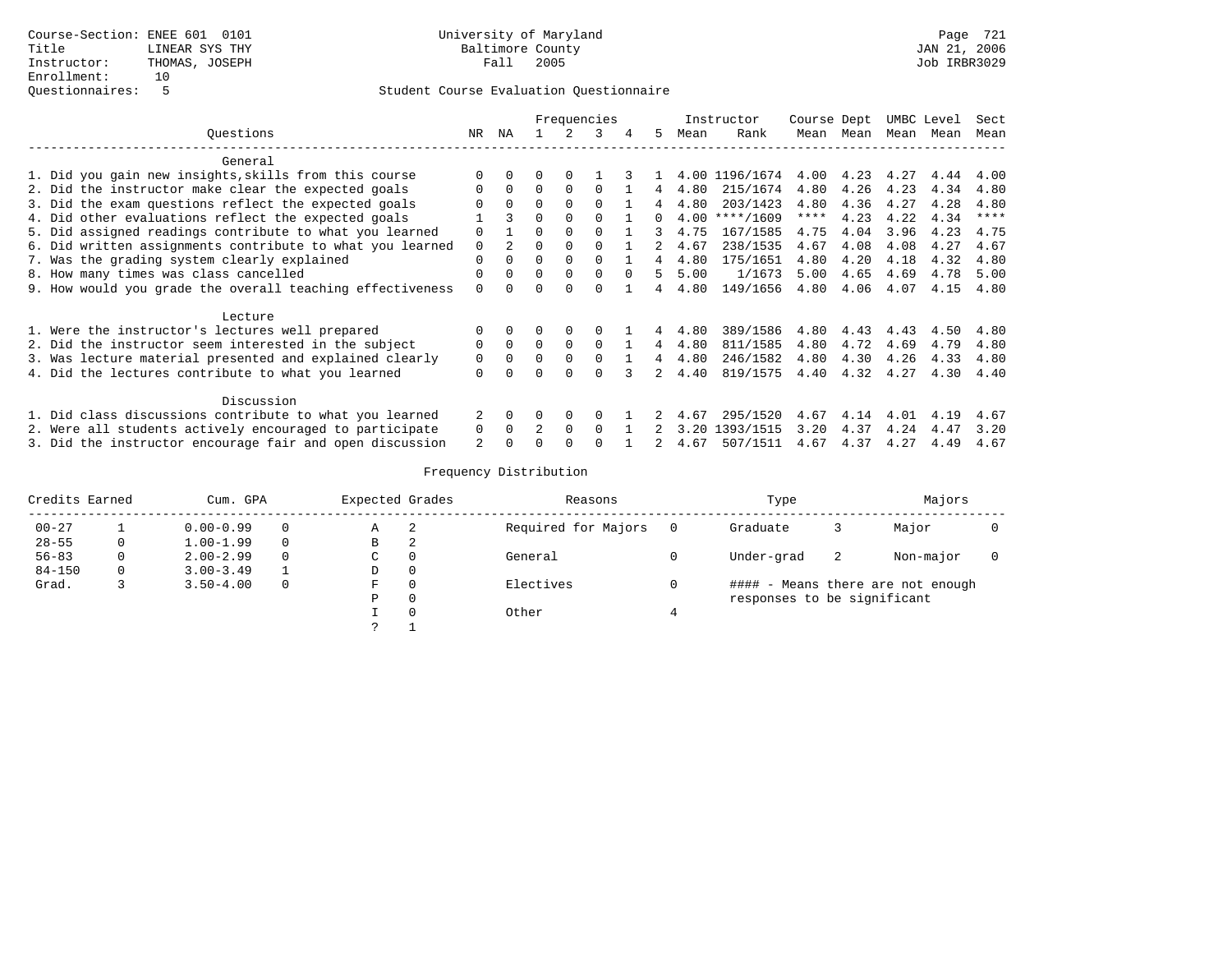Course-Section: ENEE 601 0101
Title: LINEAR SYS THY
Instructor: THOMAS, JOSEPH
Enrollment: 10
Questionnaires: 5

University of Maryland
Baltimore County
Fall 2005

JAN 21, 2006
Job IRBR3029

Student Course Evaluation Questionnaire

| Questions | NR | NA | 1 | 2 | 3 | 4 | 5 | Instructor Mean | Instructor Rank | Course Mean | Dept Mean | UMBC Mean | Level Mean | Sect Mean |
|---|---|---|---|---|---|---|---|---|---|---|---|---|---|---|
| **General** | | | | | | | | | | | | | | |
| 1. Did you gain new insights,skills from this course | 0 | 0 | 0 | 0 | 1 | 3 | 1 | 4.00 | 1196/1674 | 4.00 | 4.23 | 4.27 | 4.44 | 4.00 |
| 2. Did the instructor make clear the expected goals | 0 | 0 | 0 | 0 | 0 | 1 | 4 | 4.80 | 215/1674 | 4.80 | 4.26 | 4.23 | 4.34 | 4.80 |
| 3. Did the exam questions reflect the expected goals | 0 | 0 | 0 | 0 | 0 | 1 | 4 | 4.80 | 203/1423 | 4.80 | 4.36 | 4.27 | 4.28 | 4.80 |
| 4. Did other evaluations reflect the expected goals | 1 | 3 | 0 | 0 | 0 | 1 | 0 | 4.00 | ****/1609 | **** | 4.23 | 4.22 | 4.34 | **** |
| 5. Did assigned readings contribute to what you learned | 0 | 1 | 0 | 0 | 0 | 1 | 3 | 4.75 | 167/1585 | 4.75 | 4.04 | 3.96 | 4.23 | 4.75 |
| 6. Did written assignments contribute to what you learned | 0 | 2 | 0 | 0 | 0 | 1 | 2 | 4.67 | 238/1535 | 4.67 | 4.08 | 4.08 | 4.27 | 4.67 |
| 7. Was the grading system clearly explained | 0 | 0 | 0 | 0 | 0 | 1 | 4 | 4.80 | 175/1651 | 4.80 | 4.20 | 4.18 | 4.32 | 4.80 |
| 8. How many times was class cancelled | 0 | 0 | 0 | 0 | 0 | 0 | 5 | 5.00 | 1/1673 | 5.00 | 4.65 | 4.69 | 4.78 | 5.00 |
| 9. How would you grade the overall teaching effectiveness | 0 | 0 | 0 | 0 | 0 | 1 | 4 | 4.80 | 149/1656 | 4.80 | 4.06 | 4.07 | 4.15 | 4.80 |
| **Lecture** | | | | | | | | | | | | | | |
| 1. Were the instructor's lectures well prepared | 0 | 0 | 0 | 0 | 0 | 1 | 4 | 4.80 | 389/1586 | 4.80 | 4.43 | 4.43 | 4.50 | 4.80 |
| 2. Did the instructor seem interested in the subject | 0 | 0 | 0 | 0 | 0 | 1 | 4 | 4.80 | 811/1585 | 4.80 | 4.72 | 4.69 | 4.79 | 4.80 |
| 3. Was lecture material presented and explained clearly | 0 | 0 | 0 | 0 | 0 | 1 | 4 | 4.80 | 246/1582 | 4.80 | 4.30 | 4.26 | 4.33 | 4.80 |
| 4. Did the lectures contribute to what you learned | 0 | 0 | 0 | 0 | 0 | 3 | 2 | 4.40 | 819/1575 | 4.40 | 4.32 | 4.27 | 4.30 | 4.40 |
| **Discussion** | | | | | | | | | | | | | | |
| 1. Did class discussions contribute to what you learned | 2 | 0 | 0 | 0 | 0 | 1 | 2 | 4.67 | 295/1520 | 4.67 | 4.14 | 4.01 | 4.19 | 4.67 |
| 2. Were all students actively encouraged to participate | 0 | 0 | 2 | 0 | 0 | 1 | 2 | 3.20 | 1393/1515 | 3.20 | 4.37 | 4.24 | 4.47 | 3.20 |
| 3. Did the instructor encourage fair and open discussion | 2 | 0 | 0 | 0 | 0 | 1 | 2 | 4.67 | 507/1511 | 4.67 | 4.37 | 4.27 | 4.49 | 4.67 |

Frequency Distribution

| Credits Earned | | Cum. GPA | | Expected Grades | | Reasons | | Type | | Majors | |
|---|---|---|---|---|---|---|---|---|---|---|---|
| 00-27 | 1 | 0.00-0.99 | 0 | A | 2 | Required for Majors | 0 | Graduate | 3 | Major | 0 |
| 28-55 | 0 | 1.00-1.99 | 0 | B | 2 | | | | | | |
| 56-83 | 0 | 2.00-2.99 | 0 | C | 0 | General | 0 | Under-grad | 2 | Non-major | 0 |
| 84-150 | 0 | 3.00-3.49 | 1 | D | 0 | | | | | | |
| Grad. | 3 | 3.50-4.00 | 0 | F | 0 | Electives | 0 | | | | |
| | | | | P | 0 | | | | | | |
| | | | | I | 0 | Other | 4 | | | | |
| | | | | ? | 1 | | | | | | |

#### - Means there are not enough responses to be significant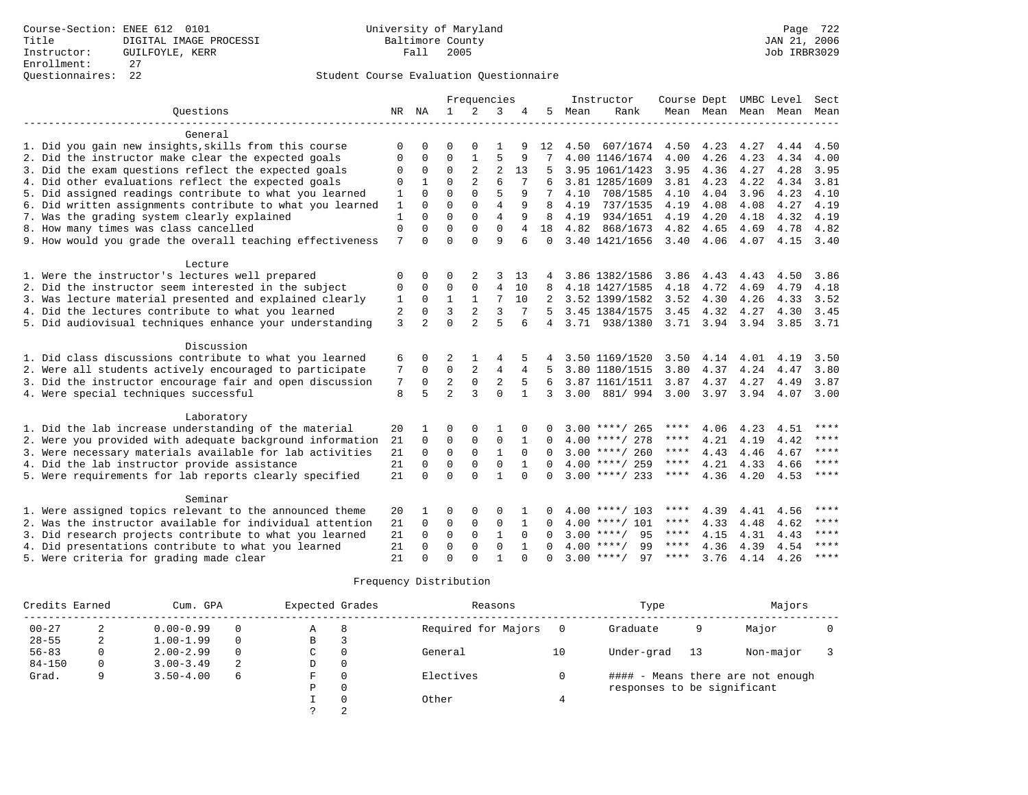Course-Section: ENEE 612 0101
Title: DIGITAL IMAGE PROCESSI
Instructor: GUILFOYLE, KERR
Enrollment: 27
Questionnaires: 22

University of Maryland
Baltimore County
Fall 2005

JAN 21, 2006
Job IRBR3029

## Student Course Evaluation Questionnaire

| Questions | NR | NA | 1 | 2 | 3 | 4 | 5 | Instructor Mean | Instructor Rank | Course Mean | Dept Mean | UMBC Mean | Level Mean | Sect Mean |
|---|---|---|---|---|---|---|---|---|---|---|---|---|---|---|
| **General** | | | | | | | | | | | | | | |
| 1. Did you gain new insights,skills from this course | 0 | 0 | 0 | 0 | 1 | 9 | 12 | 4.50 | 607/1674 | 4.50 | 4.23 | 4.27 | 4.44 | 4.50 |
| 2. Did the instructor make clear the expected goals | 0 | 0 | 0 | 1 | 5 | 9 | 7 | 4.00 | 1146/1674 | 4.00 | 4.26 | 4.23 | 4.34 | 4.00 |
| 3. Did the exam questions reflect the expected goals | 0 | 0 | 0 | 2 | 2 | 13 | 5 | 3.95 | 1061/1423 | 3.95 | 4.36 | 4.27 | 4.28 | 3.95 |
| 4. Did other evaluations reflect the expected goals | 0 | 1 | 0 | 2 | 6 | 7 | 6 | 3.81 | 1285/1609 | 3.81 | 4.23 | 4.22 | 4.34 | 3.81 |
| 5. Did assigned readings contribute to what you learned | 1 | 0 | 0 | 0 | 5 | 9 | 7 | 4.10 | 708/1585 | 4.10 | 4.04 | 3.96 | 4.23 | 4.10 |
| 6. Did written assignments contribute to what you learned | 1 | 0 | 0 | 0 | 4 | 9 | 8 | 4.19 | 737/1535 | 4.19 | 4.08 | 4.08 | 4.27 | 4.19 |
| 7. Was the grading system clearly explained | 1 | 0 | 0 | 0 | 4 | 9 | 8 | 4.19 | 934/1651 | 4.19 | 4.20 | 4.18 | 4.32 | 4.19 |
| 8. How many times was class cancelled | 0 | 0 | 0 | 0 | 0 | 4 | 18 | 4.82 | 868/1673 | 4.82 | 4.65 | 4.69 | 4.78 | 4.82 |
| 9. How would you grade the overall teaching effectiveness | 7 | 0 | 0 | 0 | 9 | 6 | 0 | 3.40 | 1421/1656 | 3.40 | 4.06 | 4.07 | 4.15 | 3.40 |
| **Lecture** | | | | | | | | | | | | | | |
| 1. Were the instructor's lectures well prepared | 0 | 0 | 0 | 2 | 3 | 13 | 4 | 3.86 | 1382/1586 | 3.86 | 4.43 | 4.43 | 4.50 | 3.86 |
| 2. Did the instructor seem interested in the subject | 0 | 0 | 0 | 0 | 4 | 10 | 8 | 4.18 | 1427/1585 | 4.18 | 4.72 | 4.69 | 4.79 | 4.18 |
| 3. Was lecture material presented and explained clearly | 1 | 0 | 1 | 1 | 7 | 10 | 2 | 3.52 | 1399/1582 | 3.52 | 4.30 | 4.26 | 4.33 | 3.52 |
| 4. Did the lectures contribute to what you learned | 2 | 0 | 3 | 2 | 3 | 7 | 5 | 3.45 | 1384/1575 | 3.45 | 4.32 | 4.27 | 4.30 | 3.45 |
| 5. Did audiovisual techniques enhance your understanding | 3 | 2 | 0 | 2 | 5 | 6 | 4 | 3.71 | 938/1380 | 3.71 | 3.94 | 3.94 | 3.85 | 3.71 |
| **Discussion** | | | | | | | | | | | | | | |
| 1. Did class discussions contribute to what you learned | 6 | 0 | 2 | 1 | 4 | 5 | 4 | 3.50 | 1169/1520 | 3.50 | 4.14 | 4.01 | 4.19 | 3.50 |
| 2. Were all students actively encouraged to participate | 7 | 0 | 0 | 2 | 4 | 4 | 5 | 3.80 | 1180/1515 | 3.80 | 4.37 | 4.24 | 4.47 | 3.80 |
| 3. Did the instructor encourage fair and open discussion | 7 | 0 | 2 | 0 | 2 | 5 | 6 | 3.87 | 1161/1511 | 3.87 | 4.37 | 4.27 | 4.49 | 3.87 |
| 4. Were special techniques successful | 8 | 5 | 2 | 3 | 0 | 1 | 3 | 3.00 | 881/ 994 | 3.00 | 3.97 | 3.94 | 4.07 | 3.00 |
| **Laboratory** | | | | | | | | | | | | | | |
| 1. Did the lab increase understanding of the material | 20 | 1 | 0 | 0 | 1 | 0 | 0 | 3.00 | ****/ 265 | **** | 4.06 | 4.23 | 4.51 | **** |
| 2. Were you provided with adequate background information | 21 | 0 | 0 | 0 | 0 | 1 | 0 | 4.00 | ****/ 278 | **** | 4.21 | 4.19 | 4.42 | **** |
| 3. Were necessary materials available for lab activities | 21 | 0 | 0 | 0 | 1 | 0 | 0 | 3.00 | ****/ 260 | **** | 4.43 | 4.46 | 4.67 | **** |
| 4. Did the lab instructor provide assistance | 21 | 0 | 0 | 0 | 0 | 1 | 0 | 4.00 | ****/ 259 | **** | 4.21 | 4.33 | 4.66 | **** |
| 5. Were requirements for lab reports clearly specified | 21 | 0 | 0 | 0 | 1 | 0 | 0 | 3.00 | ****/ 233 | **** | 4.36 | 4.20 | 4.53 | **** |
| **Seminar** | | | | | | | | | | | | | | |
| 1. Were assigned topics relevant to the announced theme | 20 | 1 | 0 | 0 | 0 | 1 | 0 | 4.00 | ****/ 103 | **** | 4.39 | 4.41 | 4.56 | **** |
| 2. Was the instructor available for individual attention | 21 | 0 | 0 | 0 | 0 | 1 | 0 | 4.00 | ****/ 101 | **** | 4.33 | 4.48 | 4.62 | **** |
| 3. Did research projects contribute to what you learned | 21 | 0 | 0 | 0 | 1 | 0 | 0 | 3.00 | ****/ 95 | **** | 4.15 | 4.31 | 4.43 | **** |
| 4. Did presentations contribute to what you learned | 21 | 0 | 0 | 0 | 0 | 1 | 0 | 4.00 | ****/ 99 | **** | 4.36 | 4.39 | 4.54 | **** |
| 5. Were criteria for grading made clear | 21 | 0 | 0 | 0 | 1 | 0 | 0 | 3.00 | ****/ 97 | **** | 3.76 | 4.14 | 4.26 | **** |

## Frequency Distribution

| Credits Earned | | Cum. GPA | | Expected Grades | | Reasons | | Type | | Majors | |
|---|---|---|---|---|---|---|---|---|---|---|---|
| 00-27 | 2 | 0.00-0.99 | 0 | A | 8 | Required for Majors | 0 | Graduate | 9 | Major | 0 |
| 28-55 | 2 | 1.00-1.99 | 0 | B | 3 | | | | | | |
| 56-83 | 0 | 2.00-2.99 | 0 | C | 0 | General | 10 | Under-grad | 13 | Non-major | 3 |
| 84-150 | 0 | 3.00-3.49 | 2 | D | 0 | | | | | | |
| Grad. | 9 | 3.50-4.00 | 6 | F | 0 | Electives | 0 | #### - Means there are not enough responses to be significant | | | |
| | | | | P | 0 | | | | | | |
| | | | | I | 0 | Other | 4 | | | | |
| | | | | ? | 2 | | | | | | |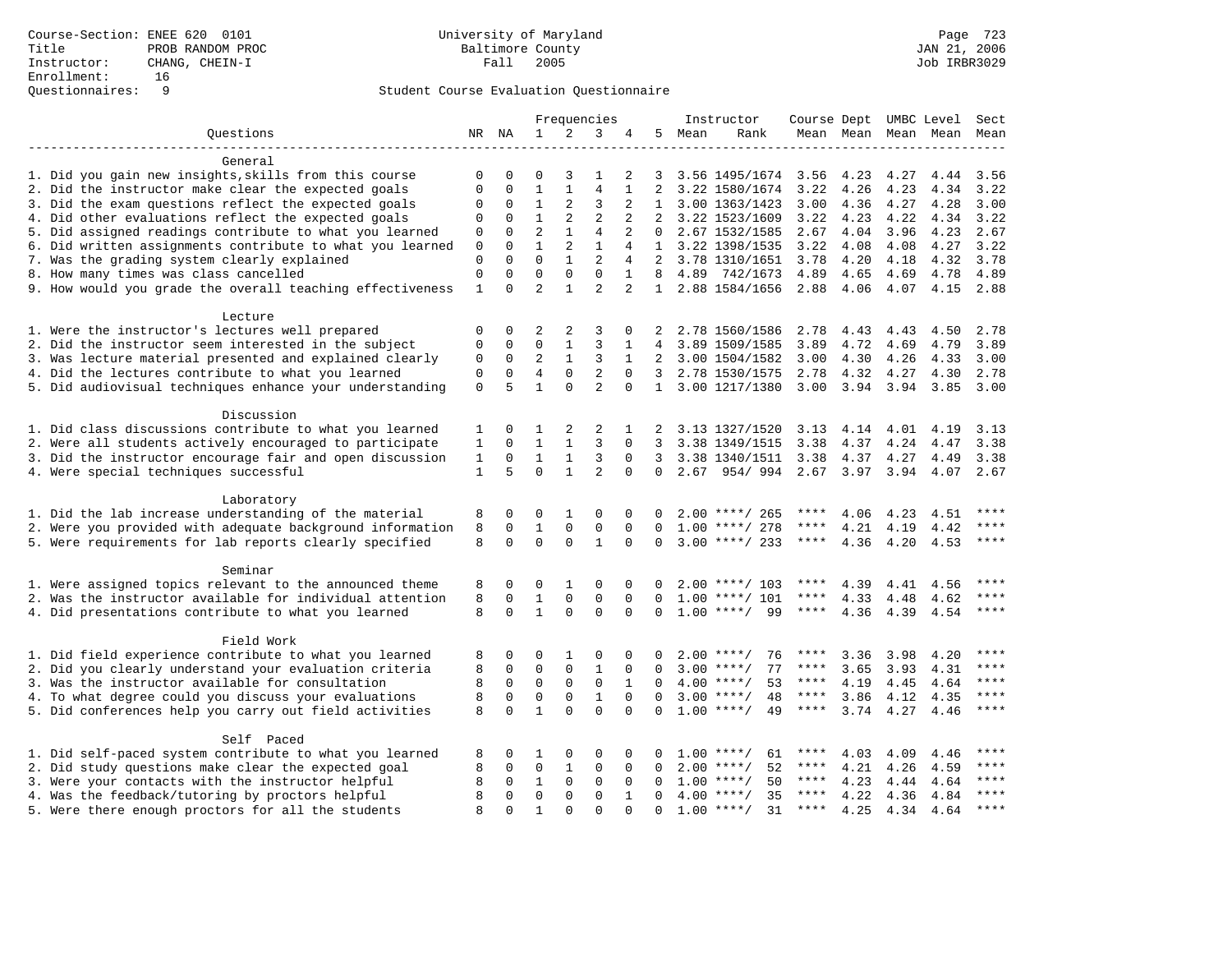Course-Section: ENEE 620 0101
Title: PROB RANDOM PROC
Instructor: CHANG, CHEIN-I
Enrollment: 16
Questionnaires: 9

University of Maryland
Baltimore County
Fall 2005

Page 723
JAN 21, 2006
Job IRBR3029

## Student Course Evaluation Questionnaire

| Questions | NR | NA | 1 | 2 | 3 | 4 | 5 | Instructor Mean | Instructor Rank | Course Mean | Dept Mean | UMBC Level Mean | Level Mean | Sect Mean |
|---|---|---|---|---|---|---|---|---|---|---|---|---|---|---|
| **General** | | | | | | | | | | | | | | |
| 1. Did you gain new insights,skills from this course | 0 | 0 | 0 | 3 | 1 | 2 | 3 | 3.56 | 1495/1674 | 3.56 | 4.23 | 4.27 | 4.44 | 3.56 |
| 2. Did the instructor make clear the expected goals | 0 | 0 | 1 | 1 | 4 | 1 | 2 | 3.22 | 1580/1674 | 3.22 | 4.26 | 4.23 | 4.34 | 3.22 |
| 3. Did the exam questions reflect the expected goals | 0 | 0 | 1 | 2 | 3 | 2 | 1 | 3.00 | 1363/1423 | 3.00 | 4.36 | 4.27 | 4.28 | 3.00 |
| 4. Did other evaluations reflect the expected goals | 0 | 0 | 1 | 2 | 2 | 2 | 2 | 3.22 | 1523/1609 | 3.22 | 4.23 | 4.22 | 4.34 | 3.22 |
| 5. Did assigned readings contribute to what you learned | 0 | 0 | 2 | 1 | 4 | 2 | 0 | 2.67 | 1532/1585 | 2.67 | 4.04 | 3.96 | 4.23 | 2.67 |
| 6. Did written assignments contribute to what you learned | 0 | 0 | 1 | 2 | 1 | 4 | 1 | 3.22 | 1398/1535 | 3.22 | 4.08 | 4.08 | 4.27 | 3.22 |
| 7. Was the grading system clearly explained | 0 | 0 | 0 | 1 | 2 | 4 | 2 | 3.78 | 1310/1651 | 3.78 | 4.20 | 4.18 | 4.32 | 3.78 |
| 8. How many times was class cancelled | 0 | 0 | 0 | 0 | 0 | 1 | 8 | 4.89 | 742/1673 | 4.89 | 4.65 | 4.69 | 4.78 | 4.89 |
| 9. How would you grade the overall teaching effectiveness | 1 | 0 | 2 | 1 | 2 | 2 | 1 | 2.88 | 1584/1656 | 2.88 | 4.06 | 4.07 | 4.15 | 2.88 |
| **Lecture** | | | | | | | | | | | | | | |
| 1. Were the instructor's lectures well prepared | 0 | 0 | 2 | 2 | 3 | 0 | 2 | 2.78 | 1560/1586 | 2.78 | 4.43 | 4.43 | 4.50 | 2.78 |
| 2. Did the instructor seem interested in the subject | 0 | 0 | 0 | 1 | 3 | 1 | 4 | 3.89 | 1509/1585 | 3.89 | 4.72 | 4.69 | 4.79 | 3.89 |
| 3. Was lecture material presented and explained clearly | 0 | 0 | 2 | 1 | 3 | 1 | 2 | 3.00 | 1504/1582 | 3.00 | 4.30 | 4.26 | 4.33 | 3.00 |
| 4. Did the lectures contribute to what you learned | 0 | 0 | 4 | 0 | 2 | 0 | 3 | 2.78 | 1530/1575 | 2.78 | 4.32 | 4.27 | 4.30 | 2.78 |
| 5. Did audiovisual techniques enhance your understanding | 0 | 5 | 1 | 0 | 2 | 0 | 1 | 3.00 | 1217/1380 | 3.00 | 3.94 | 3.94 | 3.85 | 3.00 |
| **Discussion** | | | | | | | | | | | | | | |
| 1. Did class discussions contribute to what you learned | 1 | 0 | 1 | 2 | 2 | 1 | 2 | 3.13 | 1327/1520 | 3.13 | 4.14 | 4.01 | 4.19 | 3.13 |
| 2. Were all students actively encouraged to participate | 1 | 0 | 1 | 1 | 3 | 0 | 3 | 3.38 | 1349/1515 | 3.38 | 4.37 | 4.24 | 4.47 | 3.38 |
| 3. Did the instructor encourage fair and open discussion | 1 | 0 | 1 | 1 | 3 | 0 | 3 | 3.38 | 1340/1511 | 3.38 | 4.37 | 4.27 | 4.49 | 3.38 |
| 4. Were special techniques successful | 1 | 5 | 0 | 1 | 2 | 0 | 0 | 2.67 | 954/ 994 | 2.67 | 3.97 | 3.94 | 4.07 | 2.67 |
| **Laboratory** | | | | | | | | | | | | | | |
| 1. Did the lab increase understanding of the material | 8 | 0 | 0 | 1 | 0 | 0 | 0 | 2.00 | ****/ 265 | **** | 4.06 | 4.23 | 4.51 | **** |
| 2. Were you provided with adequate background information | 8 | 0 | 1 | 0 | 0 | 0 | 0 | 1.00 | ****/ 278 | **** | 4.21 | 4.19 | 4.42 | **** |
| 5. Were requirements for lab reports clearly specified | 8 | 0 | 0 | 0 | 1 | 0 | 0 | 3.00 | ****/ 233 | **** | 4.36 | 4.20 | 4.53 | **** |
| **Seminar** | | | | | | | | | | | | | | |
| 1. Were assigned topics relevant to the announced theme | 8 | 0 | 0 | 1 | 0 | 0 | 0 | 2.00 | ****/ 103 | **** | 4.39 | 4.41 | 4.56 | **** |
| 2. Was the instructor available for individual attention | 8 | 0 | 1 | 0 | 0 | 0 | 0 | 1.00 | ****/ 101 | **** | 4.33 | 4.48 | 4.62 | **** |
| 4. Did presentations contribute to what you learned | 8 | 0 | 1 | 0 | 0 | 0 | 0 | 1.00 | ****/ 99 | **** | 4.36 | 4.39 | 4.54 | **** |
| **Field Work** | | | | | | | | | | | | | | |
| 1. Did field experience contribute to what you learned | 8 | 0 | 0 | 1 | 0 | 0 | 0 | 2.00 | ****/ 76 | **** | 3.36 | 3.98 | 4.20 | **** |
| 2. Did you clearly understand your evaluation criteria | 8 | 0 | 0 | 0 | 1 | 0 | 0 | 3.00 | ****/ 77 | **** | 3.65 | 3.93 | 4.31 | **** |
| 3. Was the instructor available for consultation | 8 | 0 | 0 | 0 | 0 | 1 | 0 | 4.00 | ****/ 53 | **** | 4.19 | 4.45 | 4.64 | **** |
| 4. To what degree could you discuss your evaluations | 8 | 0 | 0 | 0 | 1 | 0 | 0 | 3.00 | ****/ 48 | **** | 3.86 | 4.12 | 4.35 | **** |
| 5. Did conferences help you carry out field activities | 8 | 0 | 1 | 0 | 0 | 0 | 0 | 1.00 | ****/ 49 | **** | 3.74 | 4.27 | 4.46 | **** |
| **Self Paced** | | | | | | | | | | | | | | |
| 1. Did self-paced system contribute to what you learned | 8 | 0 | 1 | 0 | 0 | 0 | 0 | 1.00 | ****/ 61 | **** | 4.03 | 4.09 | 4.46 | **** |
| 2. Did study questions make clear the expected goal | 8 | 0 | 0 | 1 | 0 | 0 | 0 | 2.00 | ****/ 52 | **** | 4.21 | 4.26 | 4.59 | **** |
| 3. Were your contacts with the instructor helpful | 8 | 0 | 1 | 0 | 0 | 0 | 0 | 1.00 | ****/ 50 | **** | 4.23 | 4.44 | 4.64 | **** |
| 4. Was the feedback/tutoring by proctors helpful | 8 | 0 | 0 | 0 | 0 | 1 | 0 | 4.00 | ****/ 35 | **** | 4.22 | 4.36 | 4.84 | **** |
| 5. Were there enough proctors for all the students | 8 | 0 | 1 | 0 | 0 | 0 | 0 | 1.00 | ****/ 31 | **** | 4.25 | 4.34 | 4.64 | **** |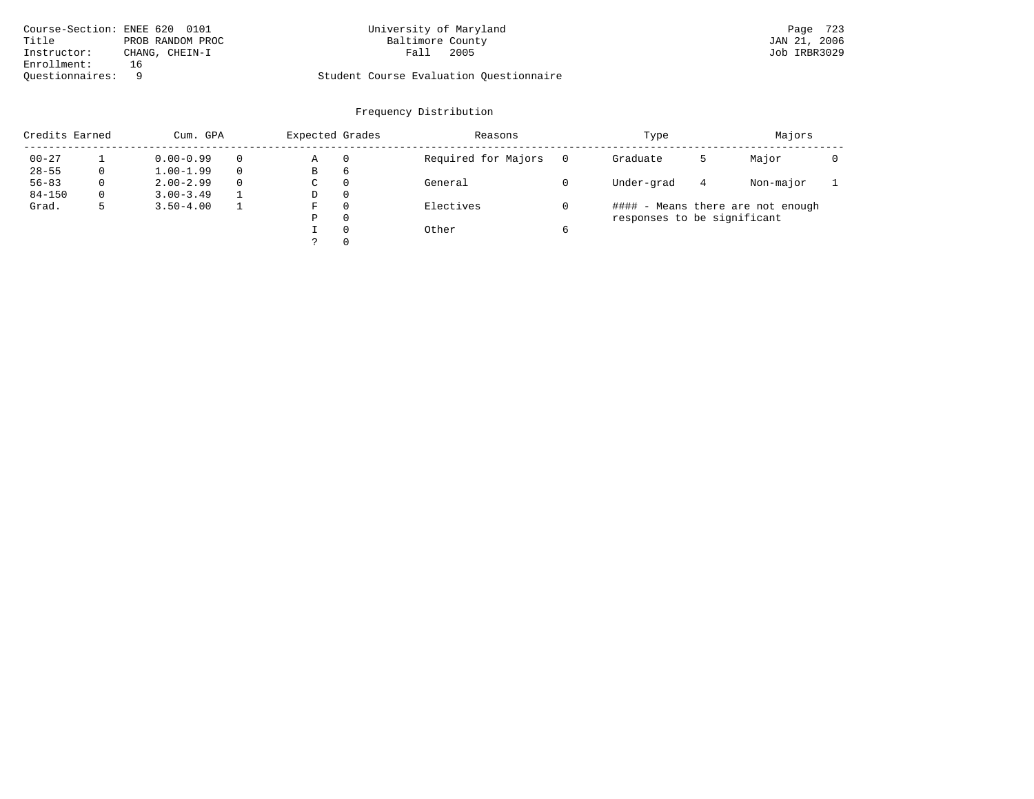Course-Section: ENEE 620 0101
Title: PROB RANDOM PROC
Instructor: CHANG, CHEIN-I
Enrollment: 16
Questionnaires: 9

University of Maryland
Baltimore County
Fall 2005

Student Course Evaluation Questionnaire

## Frequency Distribution

| Credits Earned | | Cum. GPA | | Expected Grades | | Reasons | | Type | | Majors | |
|---|---|---|---|---|---|---|---|---|---|---|---|
| 00-27 | 1 | 0.00-0.99 | 0 | A | 0 | Required for Majors | 0 | Graduate | 5 | Major | 0 |
| 28-55 | 0 | 1.00-1.99 | 0 | B | 6 | | | | | | |
| 56-83 | 0 | 2.00-2.99 | 0 | C | 0 | General | 0 | Under-grad | 4 | Non-major | 1 |
| 84-150 | 0 | 3.00-3.49 | 1 | D | 0 | | | | | | |
| Grad. | 5 | 3.50-4.00 | 1 | F | 0 | Electives | 0 | | | | |
| | | | | P | 0 | | | | | | |
| | | | | I | 0 | Other | 6 | | | | |
| | | | | ? | 0 | | | | | | |

#### - Means there are not enough responses to be significant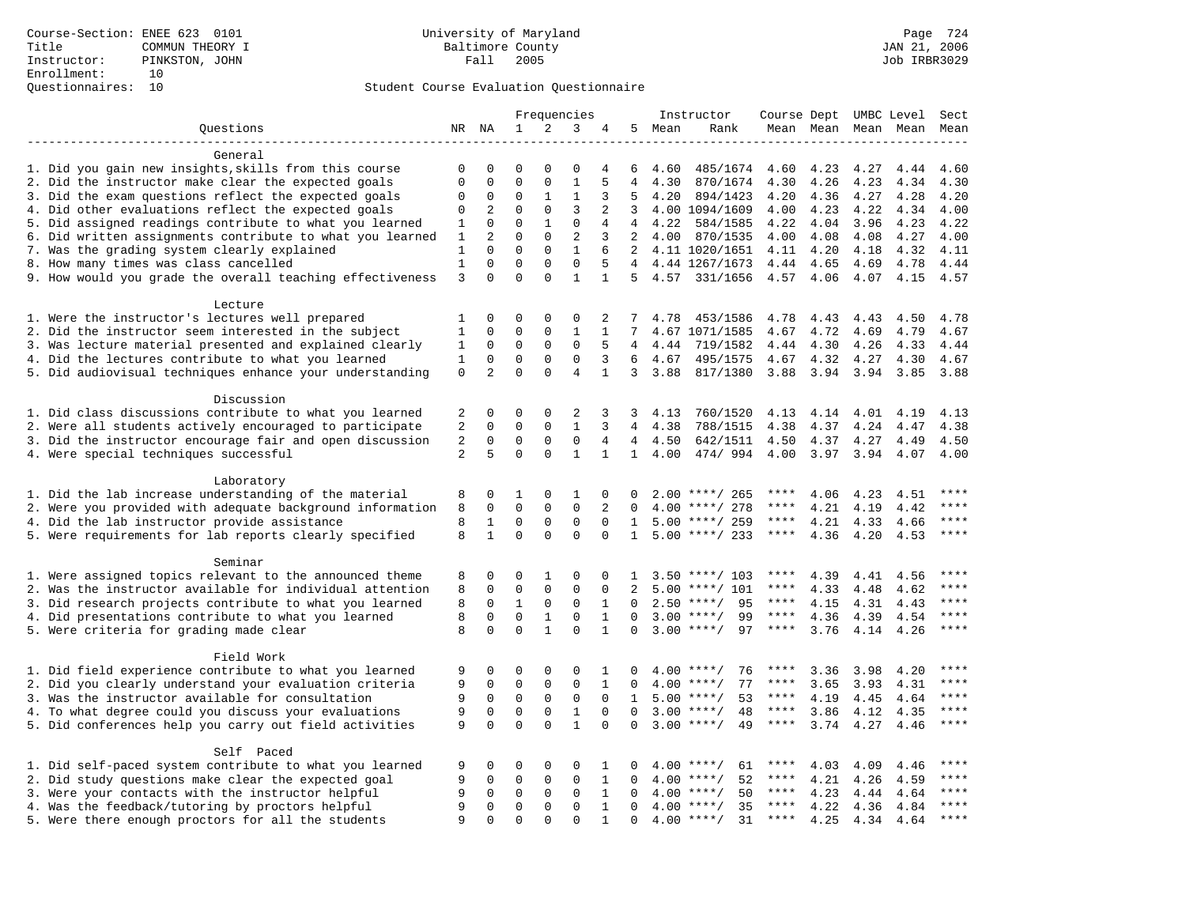Course-Section: ENEE 623 0101
Title: COMMUN THEORY I
Instructor: PINKSTON, JOHN
Enrollment: 10
Questionnaires: 10

University of Maryland
Baltimore County
Fall 2005

JAN 21, 2006
Job IRBR3029

Student Course Evaluation Questionnaire

| Questions | NR | NA | 1 | 2 | 3 | 4 | 5 | Instructor Mean | Instructor Rank | Course Mean | Dept Mean | UMBC Mean | Level Mean | Sect Mean |
|---|---|---|---|---|---|---|---|---|---|---|---|---|---|---|
| **General** | | | | | | | | | | | | | | |
| 1. Did you gain new insights,skills from this course | 0 | 0 | 0 | 0 | 0 | 4 | 6 | 4.60 | 485/1674 | 4.60 | 4.23 | 4.27 | 4.44 | 4.60 |
| 2. Did the instructor make clear the expected goals | 0 | 0 | 0 | 0 | 1 | 5 | 4 | 4.30 | 870/1674 | 4.30 | 4.26 | 4.23 | 4.34 | 4.30 |
| 3. Did the exam questions reflect the expected goals | 0 | 0 | 0 | 1 | 1 | 3 | 5 | 4.20 | 894/1423 | 4.20 | 4.36 | 4.27 | 4.28 | 4.20 |
| 4. Did other evaluations reflect the expected goals | 0 | 2 | 0 | 0 | 3 | 2 | 3 | 4.00 | 1094/1609 | 4.00 | 4.23 | 4.22 | 4.34 | 4.00 |
| 5. Did assigned readings contribute to what you learned | 1 | 0 | 0 | 1 | 0 | 4 | 4 | 4.22 | 584/1585 | 4.22 | 4.04 | 3.96 | 4.23 | 4.22 |
| 6. Did written assignments contribute to what you learned | 1 | 2 | 0 | 0 | 2 | 3 | 2 | 4.00 | 870/1535 | 4.00 | 4.08 | 4.08 | 4.27 | 4.00 |
| 7. Was the grading system clearly explained | 1 | 0 | 0 | 0 | 1 | 6 | 2 | 4.11 | 1020/1651 | 4.11 | 4.20 | 4.18 | 4.32 | 4.11 |
| 8. How many times was class cancelled | 1 | 0 | 0 | 0 | 0 | 5 | 4 | 4.44 | 1267/1673 | 4.44 | 4.65 | 4.69 | 4.78 | 4.44 |
| 9. How would you grade the overall teaching effectiveness | 3 | 0 | 0 | 0 | 1 | 1 | 5 | 4.57 | 331/1656 | 4.57 | 4.06 | 4.07 | 4.15 | 4.57 |
| **Lecture** | | | | | | | | | | | | | | |
| 1. Were the instructor's lectures well prepared | 1 | 0 | 0 | 0 | 0 | 2 | 7 | 4.78 | 453/1586 | 4.78 | 4.43 | 4.43 | 4.50 | 4.78 |
| 2. Did the instructor seem interested in the subject | 1 | 0 | 0 | 0 | 1 | 1 | 7 | 4.67 | 1071/1585 | 4.67 | 4.72 | 4.69 | 4.79 | 4.67 |
| 3. Was lecture material presented and explained clearly | 1 | 0 | 0 | 0 | 0 | 5 | 4 | 4.44 | 719/1582 | 4.44 | 4.30 | 4.26 | 4.33 | 4.44 |
| 4. Did the lectures contribute to what you learned | 1 | 0 | 0 | 0 | 0 | 3 | 6 | 4.67 | 495/1575 | 4.67 | 4.32 | 4.27 | 4.30 | 4.67 |
| 5. Did audiovisual techniques enhance your understanding | 0 | 2 | 0 | 0 | 4 | 1 | 3 | 3.88 | 817/1380 | 3.88 | 3.94 | 3.94 | 3.85 | 3.88 |
| **Discussion** | | | | | | | | | | | | | | |
| 1. Did class discussions contribute to what you learned | 2 | 0 | 0 | 0 | 2 | 3 | 3 | 4.13 | 760/1520 | 4.13 | 4.14 | 4.01 | 4.19 | 4.13 |
| 2. Were all students actively encouraged to participate | 2 | 0 | 0 | 0 | 1 | 3 | 4 | 4.38 | 788/1515 | 4.38 | 4.37 | 4.24 | 4.47 | 4.38 |
| 3. Did the instructor encourage fair and open discussion | 2 | 0 | 0 | 0 | 0 | 4 | 4 | 4.50 | 642/1511 | 4.50 | 4.37 | 4.27 | 4.49 | 4.50 |
| 4. Were special techniques successful | 2 | 5 | 0 | 0 | 1 | 1 | 1 | 4.00 | 474/ 994 | 4.00 | 3.97 | 3.94 | 4.07 | 4.00 |
| **Laboratory** | | | | | | | | | | | | | | |
| 1. Did the lab increase understanding of the material | 8 | 0 | 1 | 0 | 1 | 0 | 0 | 2.00 | ****/ 265 | **** | 4.06 | 4.23 | 4.51 | **** |
| 2. Were you provided with adequate background information | 8 | 0 | 0 | 0 | 0 | 2 | 0 | 4.00 | ****/ 278 | **** | 4.21 | 4.19 | 4.42 | **** |
| 4. Did the lab instructor provide assistance | 8 | 1 | 0 | 0 | 0 | 0 | 1 | 5.00 | ****/ 259 | **** | 4.21 | 4.33 | 4.66 | **** |
| 5. Were requirements for lab reports clearly specified | 8 | 1 | 0 | 0 | 0 | 0 | 1 | 5.00 | ****/ 233 | **** | 4.36 | 4.20 | 4.53 | **** |
| **Seminar** | | | | | | | | | | | | | | |
| 1. Were assigned topics relevant to the announced theme | 8 | 0 | 0 | 1 | 0 | 0 | 1 | 3.50 | ****/ 103 | **** | 4.39 | 4.41 | 4.56 | **** |
| 2. Was the instructor available for individual attention | 8 | 0 | 0 | 0 | 0 | 0 | 2 | 5.00 | ****/ 101 | **** | 4.33 | 4.48 | 4.62 | **** |
| 3. Did research projects contribute to what you learned | 8 | 0 | 1 | 0 | 0 | 1 | 0 | 2.50 | ****/ 95 | **** | 4.15 | 4.31 | 4.43 | **** |
| 4. Did presentations contribute to what you learned | 8 | 0 | 0 | 1 | 0 | 1 | 0 | 3.00 | ****/ 99 | **** | 4.36 | 4.39 | 4.54 | **** |
| 5. Were criteria for grading made clear | 8 | 0 | 0 | 1 | 0 | 1 | 0 | 3.00 | ****/ 97 | **** | 3.76 | 4.14 | 4.26 | **** |
| **Field Work** | | | | | | | | | | | | | | |
| 1. Did field experience contribute to what you learned | 9 | 0 | 0 | 0 | 0 | 1 | 0 | 4.00 | ****/ 76 | **** | 3.36 | 3.98 | 4.20 | **** |
| 2. Did you clearly understand your evaluation criteria | 9 | 0 | 0 | 0 | 0 | 1 | 0 | 4.00 | ****/ 77 | **** | 3.65 | 3.93 | 4.31 | **** |
| 3. Was the instructor available for consultation | 9 | 0 | 0 | 0 | 0 | 0 | 1 | 5.00 | ****/ 53 | **** | 4.19 | 4.45 | 4.64 | **** |
| 4. To what degree could you discuss your evaluations | 9 | 0 | 0 | 0 | 1 | 0 | 0 | 3.00 | ****/ 48 | **** | 3.86 | 4.12 | 4.35 | **** |
| 5. Did conferences help you carry out field activities | 9 | 0 | 0 | 0 | 1 | 0 | 0 | 3.00 | ****/ 49 | **** | 3.74 | 4.27 | 4.46 | **** |
| **Self Paced** | | | | | | | | | | | | | | |
| 1. Did self-paced system contribute to what you learned | 9 | 0 | 0 | 0 | 0 | 1 | 0 | 4.00 | ****/ 61 | **** | 4.03 | 4.09 | 4.46 | **** |
| 2. Did study questions make clear the expected goal | 9 | 0 | 0 | 0 | 0 | 1 | 0 | 4.00 | ****/ 52 | **** | 4.21 | 4.26 | 4.59 | **** |
| 3. Were your contacts with the instructor helpful | 9 | 0 | 0 | 0 | 0 | 1 | 0 | 4.00 | ****/ 50 | **** | 4.23 | 4.44 | 4.64 | **** |
| 4. Was the feedback/tutoring by proctors helpful | 9 | 0 | 0 | 0 | 0 | 1 | 0 | 4.00 | ****/ 35 | **** | 4.22 | 4.36 | 4.84 | **** |
| 5. Were there enough proctors for all the students | 9 | 0 | 0 | 0 | 0 | 1 | 0 | 4.00 | ****/ 31 | **** | 4.25 | 4.34 | 4.64 | **** |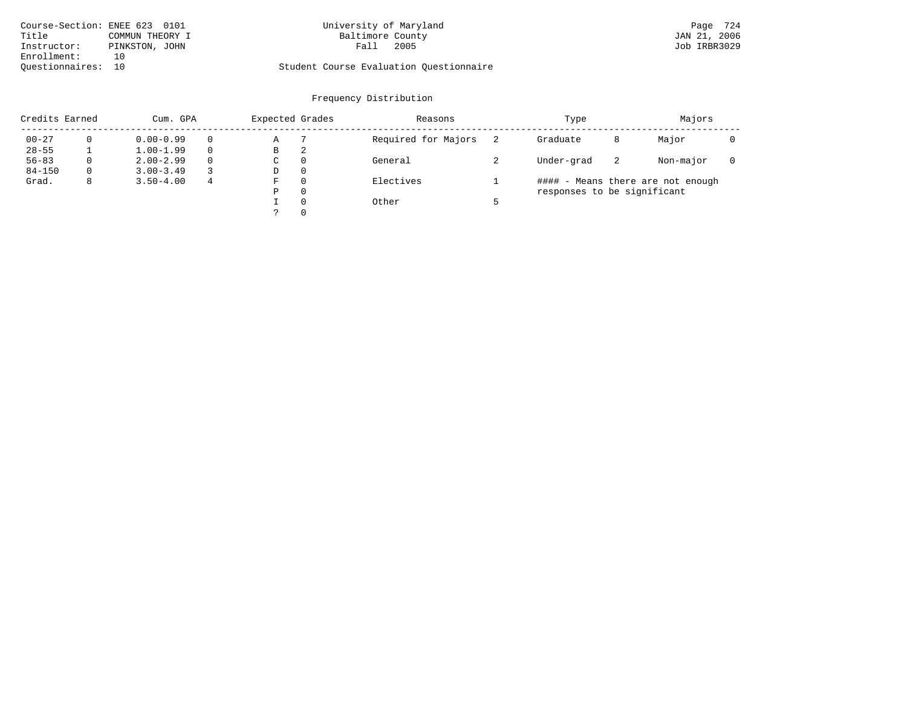Course-Section: ENEE 623 0101
Title: COMMUN THEORY I
Instructor: PINKSTON, JOHN
Enrollment: 10
Questionnaires: 10

University of Maryland
Baltimore County
Fall 2005

Student Course Evaluation Questionnaire

## Frequency Distribution

| Credits Earned | | Cum. GPA | | Expected Grades | | Reasons | | Type | | Majors | |
|---|---|---|---|---|---|---|---|---|---|---|---|
| 00-27 | 0 | 0.00-0.99 | 0 | A | 7 | Required for Majors | 2 | Graduate | 8 | Major | 0 |
| 28-55 | 1 | 1.00-1.99 | 0 | B | 2 | | | | | | |
| 56-83 | 0 | 2.00-2.99 | 0 | C | 0 | General | 2 | Under-grad | 2 | Non-major | 0 |
| 84-150 | 0 | 3.00-3.49 | 3 | D | 0 | | | | | | |
| Grad. | 8 | 3.50-4.00 | 4 | F | 0 | Electives | 1 | | | | |
| | | | | P | 0 | | | | | | |
| | | | | I | 0 | Other | 5 | | | | |
| | | | | ? | 0 | | | | | | |

#### - Means there are not enough responses to be significant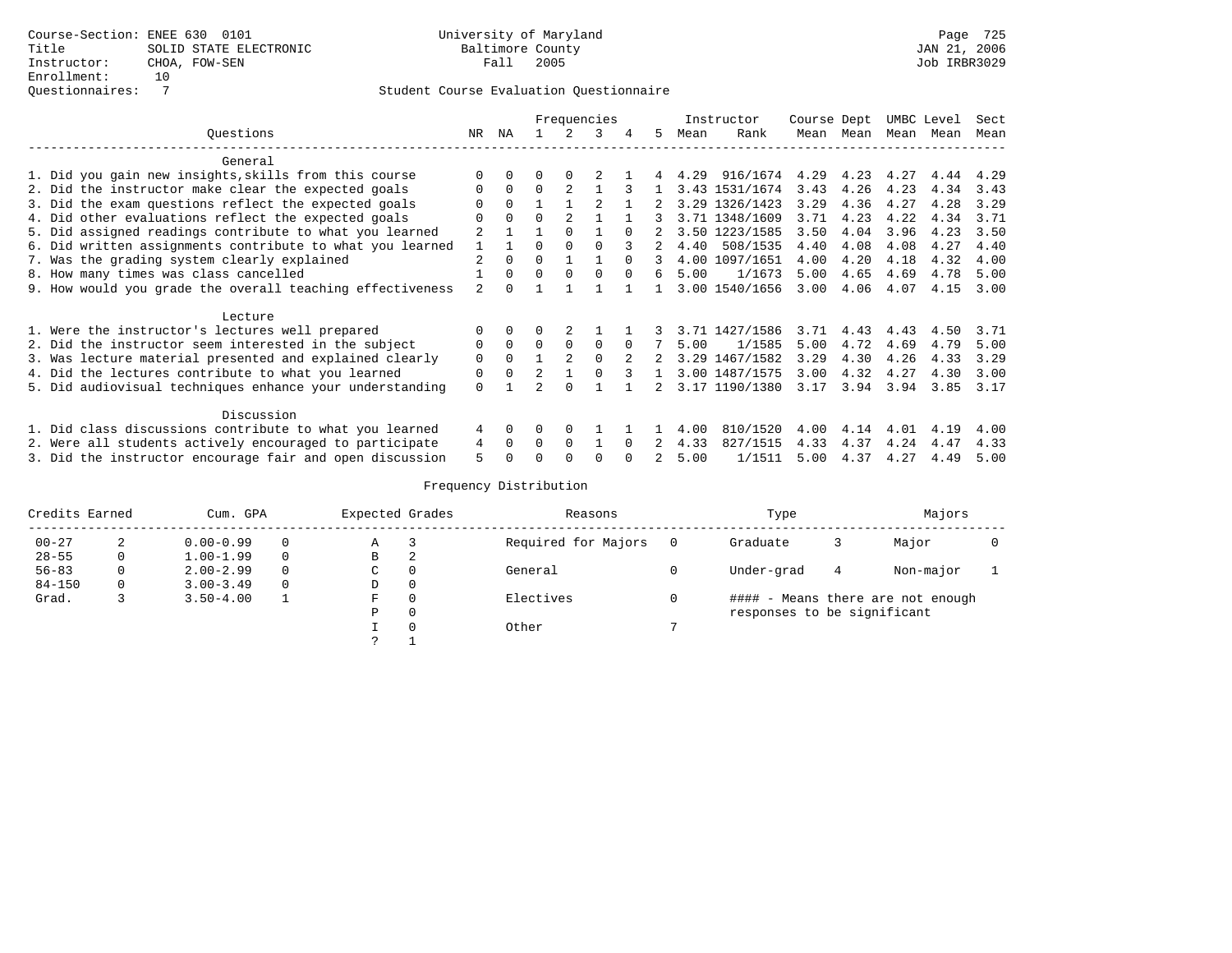Course-Section: ENEE 630 0101
Title: SOLID STATE ELECTRONIC
Instructor: CHOA, FOW-SEN
Enrollment: 10
Questionnaires: 7

University of Maryland
Baltimore County
Fall 2005

JAN 21, 2006
Job IRBR3029

## Student Course Evaluation Questionnaire

| Questions | NR | NA | 1 | 2 | 3 | 4 | 5 | Instructor Mean | Instructor Rank | Course Mean | Dept Mean | UMBC Mean | Level Mean | Sect Mean |
|---|---|---|---|---|---|---|---|---|---|---|---|---|---|---|
| **General** | | | | | | | | | | | | | | |
| 1. Did you gain new insights,skills from this course | 0 | 0 | 0 | 0 | 2 | 1 | 4 | 4.29 | 916/1674 | 4.29 | 4.23 | 4.27 | 4.44 | 4.29 |
| 2. Did the instructor make clear the expected goals | 0 | 0 | 0 | 2 | 1 | 3 | 1 | 3.43 | 1531/1674 | 3.43 | 4.26 | 4.23 | 4.34 | 3.43 |
| 3. Did the exam questions reflect the expected goals | 0 | 0 | 1 | 1 | 2 | 1 | 2 | 3.29 | 1326/1423 | 3.29 | 4.36 | 4.27 | 4.28 | 3.29 |
| 4. Did other evaluations reflect the expected goals | 0 | 0 | 0 | 2 | 1 | 1 | 3 | 3.71 | 1348/1609 | 3.71 | 4.23 | 4.22 | 4.34 | 3.71 |
| 5. Did assigned readings contribute to what you learned | 2 | 1 | 1 | 0 | 1 | 0 | 2 | 3.50 | 1223/1585 | 3.50 | 4.04 | 3.96 | 4.23 | 3.50 |
| 6. Did written assignments contribute to what you learned | 1 | 1 | 0 | 0 | 0 | 3 | 2 | 4.40 | 508/1535 | 4.40 | 4.08 | 4.08 | 4.27 | 4.40 |
| 7. Was the grading system clearly explained | 2 | 0 | 0 | 1 | 1 | 0 | 3 | 4.00 | 1097/1651 | 4.00 | 4.20 | 4.18 | 4.32 | 4.00 |
| 8. How many times was class cancelled | 1 | 0 | 0 | 0 | 0 | 0 | 6 | 5.00 | 1/1673 | 5.00 | 4.65 | 4.69 | 4.78 | 5.00 |
| 9. How would you grade the overall teaching effectiveness | 2 | 0 | 1 | 1 | 1 | 1 | 1 | 3.00 | 1540/1656 | 3.00 | 4.06 | 4.07 | 4.15 | 3.00 |
| **Lecture** | | | | | | | | | | | | | | |
| 1. Were the instructor's lectures well prepared | 0 | 0 | 0 | 2 | 1 | 1 | 3 | 3.71 | 1427/1586 | 3.71 | 4.43 | 4.43 | 4.50 | 3.71 |
| 2. Did the instructor seem interested in the subject | 0 | 0 | 0 | 0 | 0 | 0 | 7 | 5.00 | 1/1585 | 5.00 | 4.72 | 4.69 | 4.79 | 5.00 |
| 3. Was lecture material presented and explained clearly | 0 | 0 | 1 | 2 | 0 | 2 | 2 | 3.29 | 1467/1582 | 3.29 | 4.30 | 4.26 | 4.33 | 3.29 |
| 4. Did the lectures contribute to what you learned | 0 | 0 | 2 | 1 | 0 | 3 | 1 | 3.00 | 1487/1575 | 3.00 | 4.32 | 4.27 | 4.30 | 3.00 |
| 5. Did audiovisual techniques enhance your understanding | 0 | 1 | 2 | 0 | 1 | 1 | 2 | 3.17 | 1190/1380 | 3.17 | 3.94 | 3.94 | 3.85 | 3.17 |
| **Discussion** | | | | | | | | | | | | | | |
| 1. Did class discussions contribute to what you learned | 4 | 0 | 0 | 0 | 1 | 1 | 1 | 4.00 | 810/1520 | 4.00 | 4.14 | 4.01 | 4.19 | 4.00 |
| 2. Were all students actively encouraged to participate | 4 | 0 | 0 | 0 | 1 | 0 | 2 | 4.33 | 827/1515 | 4.33 | 4.37 | 4.24 | 4.47 | 4.33 |
| 3. Did the instructor encourage fair and open discussion | 5 | 0 | 0 | 0 | 0 | 0 | 2 | 5.00 | 1/1511 | 5.00 | 4.37 | 4.27 | 4.49 | 5.00 |

## Frequency Distribution

| Credits Earned | | Cum. GPA | | Expected Grades | | Reasons | | Type | | Majors | |
|---|---|---|---|---|---|---|---|---|---|---|---|
| 00-27 | 2 | 0.00-0.99 | 0 | A | 3 | Required for Majors | 0 | Graduate | 3 | Major | 0 |
| 28-55 | 0 | 1.00-1.99 | 0 | B | 2 | | | | | | |
| 56-83 | 0 | 2.00-2.99 | 0 | C | 0 | General | 0 | Under-grad | 4 | Non-major | 1 |
| 84-150 | 0 | 3.00-3.49 | 0 | D | 0 | | | | | | |
| Grad. | 3 | 3.50-4.00 | 1 | F | 0 | Electives | 0 | #### - Means there are not enough responses to be significant | | | |
| | | | | P | 0 | | | | | | |
| | | | | I | 0 | Other | 7 | | | | |
| | | | | ? | 1 | | | | | | |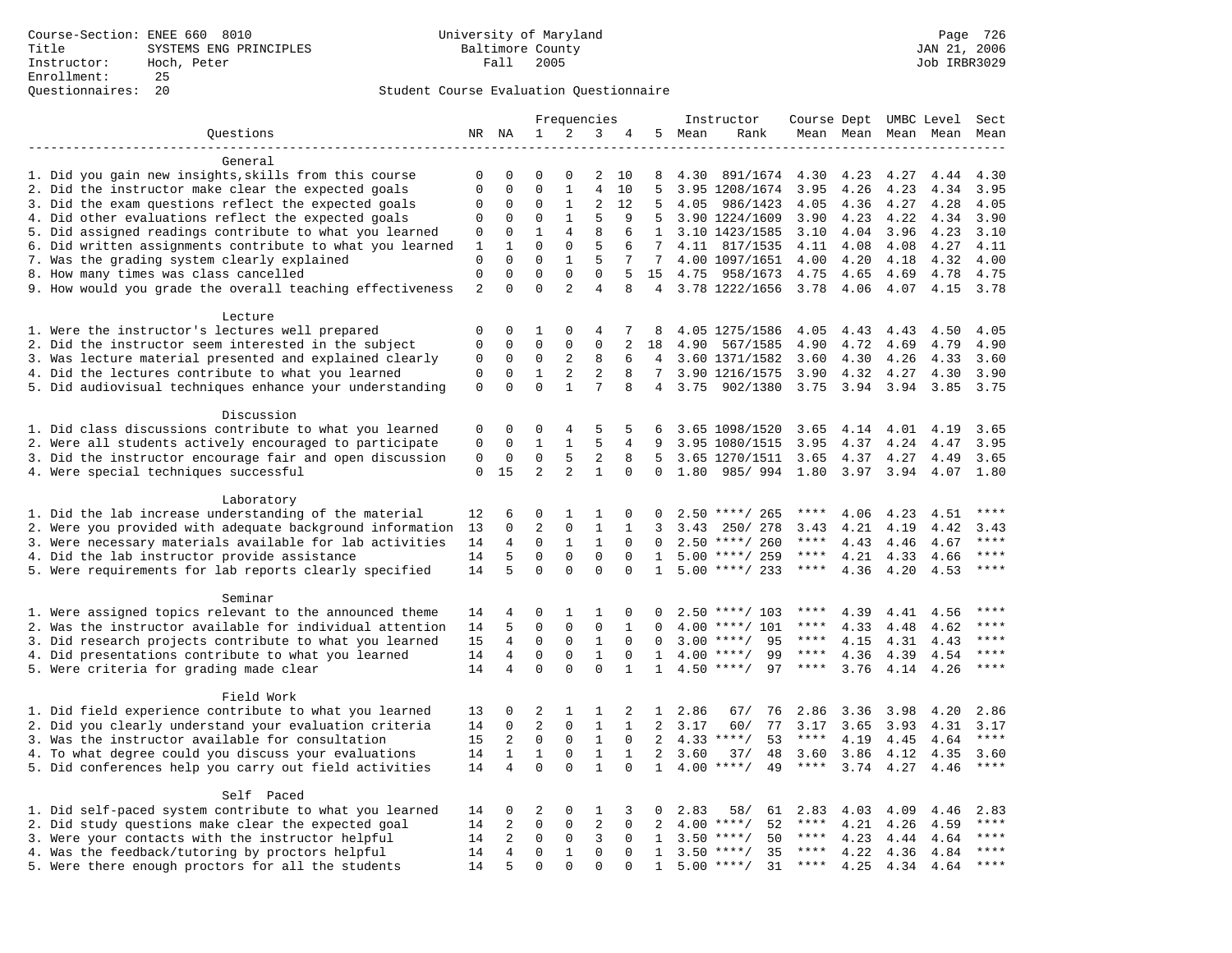Course-Section: ENEE 660 8010
Title: SYSTEMS ENG PRINCIPLES
Instructor: Hoch, Peter
Enrollment: 25
Questionnaires: 20

University of Maryland
Baltimore County
Fall 2005

Student Course Evaluation Questionnaire

| Questions | NR | NA | 1 | 2 | 3 | 4 | 5 | Instructor Mean | Rank | Course Mean | Dept Mean | UMBC Mean | Level Mean | Sect Mean |
|---|---|---|---|---|---|---|---|---|---|---|---|---|---|---|
| **General** | | | | | | | | | | | | | | |
| 1. Did you gain new insights,skills from this course | 0 | 0 | 0 | 0 | 2 | 10 | 8 | 4.30 | 891/1674 | 4.30 | 4.23 | 4.27 | 4.44 | 4.30 |
| 2. Did the instructor make clear the expected goals | 0 | 0 | 0 | 1 | 4 | 10 | 5 | 3.95 | 1208/1674 | 3.95 | 4.26 | 4.23 | 4.34 | 3.95 |
| 3. Did the exam questions reflect the expected goals | 0 | 0 | 0 | 1 | 2 | 12 | 5 | 4.05 | 986/1423 | 4.05 | 4.36 | 4.27 | 4.28 | 4.05 |
| 4. Did other evaluations reflect the expected goals | 0 | 0 | 0 | 1 | 5 | 9 | 5 | 3.90 | 1224/1609 | 3.90 | 4.23 | 4.22 | 4.34 | 3.90 |
| 5. Did assigned readings contribute to what you learned | 0 | 0 | 1 | 4 | 8 | 6 | 1 | 3.10 | 1423/1585 | 3.10 | 4.04 | 3.96 | 4.23 | 3.10 |
| 6. Did written assignments contribute to what you learned | 1 | 1 | 0 | 0 | 5 | 6 | 7 | 4.11 | 817/1535 | 4.11 | 4.08 | 4.08 | 4.27 | 4.11 |
| 7. Was the grading system clearly explained | 0 | 0 | 0 | 1 | 5 | 7 | 7 | 4.00 | 1097/1651 | 4.00 | 4.20 | 4.18 | 4.32 | 4.00 |
| 8. How many times was class cancelled | 0 | 0 | 0 | 0 | 0 | 5 | 15 | 4.75 | 958/1673 | 4.75 | 4.65 | 4.69 | 4.78 | 4.75 |
| 9. How would you grade the overall teaching effectiveness | 2 | 0 | 0 | 2 | 4 | 8 | 4 | 3.78 | 1222/1656 | 3.78 | 4.06 | 4.07 | 4.15 | 3.78 |
| **Lecture** | | | | | | | | | | | | | | |
| 1. Were the instructor's lectures well prepared | 0 | 0 | 1 | 0 | 4 | 7 | 8 | 4.05 | 1275/1586 | 4.05 | 4.43 | 4.43 | 4.50 | 4.05 |
| 2. Did the instructor seem interested in the subject | 0 | 0 | 0 | 0 | 0 | 2 | 18 | 4.90 | 567/1585 | 4.90 | 4.72 | 4.69 | 4.79 | 4.90 |
| 3. Was lecture material presented and explained clearly | 0 | 0 | 0 | 2 | 8 | 6 | 4 | 3.60 | 1371/1582 | 3.60 | 4.30 | 4.26 | 4.33 | 3.60 |
| 4. Did the lectures contribute to what you learned | 0 | 0 | 1 | 2 | 2 | 8 | 7 | 3.90 | 1216/1575 | 3.90 | 4.32 | 4.27 | 4.30 | 3.90 |
| 5. Did audiovisual techniques enhance your understanding | 0 | 0 | 0 | 1 | 7 | 8 | 4 | 3.75 | 902/1380 | 3.75 | 3.94 | 3.94 | 3.85 | 3.75 |
| **Discussion** | | | | | | | | | | | | | | |
| 1. Did class discussions contribute to what you learned | 0 | 0 | 0 | 4 | 5 | 5 | 6 | 3.65 | 1098/1520 | 3.65 | 4.14 | 4.01 | 4.19 | 3.65 |
| 2. Were all students actively encouraged to participate | 0 | 0 | 1 | 1 | 5 | 4 | 9 | 3.95 | 1080/1515 | 3.95 | 4.37 | 4.24 | 4.47 | 3.95 |
| 3. Did the instructor encourage fair and open discussion | 0 | 0 | 0 | 5 | 2 | 8 | 5 | 3.65 | 1270/1511 | 3.65 | 4.37 | 4.27 | 4.49 | 3.65 |
| 4. Were special techniques successful | 0 | 15 | 2 | 2 | 1 | 0 | 0 | 1.80 | 985/ 994 | 1.80 | 3.97 | 3.94 | 4.07 | 1.80 |
| **Laboratory** | | | | | | | | | | | | | | |
| 1. Did the lab increase understanding of the material | 12 | 6 | 0 | 1 | 1 | 0 | 0 | 2.50 | ****/ 265 | **** | 4.06 | 4.23 | 4.51 | **** |
| 2. Were you provided with adequate background information | 13 | 0 | 2 | 0 | 1 | 1 | 3 | 3.43 | 250/ 278 | 3.43 | 4.21 | 4.19 | 4.42 | 3.43 |
| 3. Were necessary materials available for lab activities | 14 | 4 | 0 | 1 | 1 | 0 | 0 | 2.50 | ****/ 260 | **** | 4.43 | 4.46 | 4.67 | **** |
| 4. Did the lab instructor provide assistance | 14 | 5 | 0 | 0 | 0 | 0 | 1 | 5.00 | ****/ 259 | **** | 4.21 | 4.33 | 4.66 | **** |
| 5. Were requirements for lab reports clearly specified | 14 | 5 | 0 | 0 | 0 | 0 | 1 | 5.00 | ****/ 233 | **** | 4.36 | 4.20 | 4.53 | **** |
| **Seminar** | | | | | | | | | | | | | | |
| 1. Were assigned topics relevant to the announced theme | 14 | 4 | 0 | 1 | 1 | 0 | 0 | 2.50 | ****/ 103 | **** | 4.39 | 4.41 | 4.56 | **** |
| 2. Was the instructor available for individual attention | 14 | 5 | 0 | 0 | 0 | 1 | 0 | 4.00 | ****/ 101 | **** | 4.33 | 4.48 | 4.62 | **** |
| 3. Did research projects contribute to what you learned | 15 | 4 | 0 | 0 | 1 | 0 | 0 | 3.00 | ****/ 95 | **** | 4.15 | 4.31 | 4.43 | **** |
| 4. Did presentations contribute to what you learned | 14 | 4 | 0 | 0 | 1 | 0 | 1 | 4.00 | ****/ 99 | **** | 4.36 | 4.39 | 4.54 | **** |
| 5. Were criteria for grading made clear | 14 | 4 | 0 | 0 | 0 | 1 | 1 | 4.50 | ****/ 97 | **** | 3.76 | 4.14 | 4.26 | **** |
| **Field Work** | | | | | | | | | | | | | | |
| 1. Did field experience contribute to what you learned | 13 | 0 | 2 | 1 | 1 | 2 | 1 | 2.86 | 67/ 76 | 2.86 | 3.36 | 3.98 | 4.20 | 2.86 |
| 2. Did you clearly understand your evaluation criteria | 14 | 0 | 2 | 0 | 1 | 1 | 2 | 3.17 | 60/ 77 | 3.17 | 3.65 | 3.93 | 4.31 | 3.17 |
| 3. Was the instructor available for consultation | 15 | 2 | 0 | 0 | 1 | 0 | 2 | 4.33 | ****/ 53 | **** | 4.19 | 4.45 | 4.64 | **** |
| 4. To what degree could you discuss your evaluations | 14 | 1 | 1 | 0 | 1 | 1 | 2 | 3.60 | 37/ 48 | 3.60 | 3.86 | 4.12 | 4.35 | 3.60 |
| 5. Did conferences help you carry out field activities | 14 | 4 | 0 | 0 | 1 | 0 | 1 | 4.00 | ****/ 49 | **** | 3.74 | 4.27 | 4.46 | **** |
| **Self Paced** | | | | | | | | | | | | | | |
| 1. Did self-paced system contribute to what you learned | 14 | 0 | 2 | 0 | 1 | 3 | 0 | 2.83 | 58/ 61 | 2.83 | 4.03 | 4.09 | 4.46 | 2.83 |
| 2. Did study questions make clear the expected goal | 14 | 2 | 0 | 0 | 2 | 0 | 2 | 4.00 | ****/ 52 | **** | 4.21 | 4.26 | 4.59 | **** |
| 3. Were your contacts with the instructor helpful | 14 | 2 | 0 | 0 | 3 | 0 | 1 | 3.50 | ****/ 50 | **** | 4.23 | 4.44 | 4.64 | **** |
| 4. Was the feedback/tutoring by proctors helpful | 14 | 4 | 0 | 1 | 0 | 0 | 1 | 3.50 | ****/ 35 | **** | 4.22 | 4.36 | 4.84 | **** |
| 5. Were there enough proctors for all the students | 14 | 5 | 0 | 0 | 0 | 0 | 1 | 5.00 | ****/ 31 | **** | 4.25 | 4.34 | 4.64 | **** |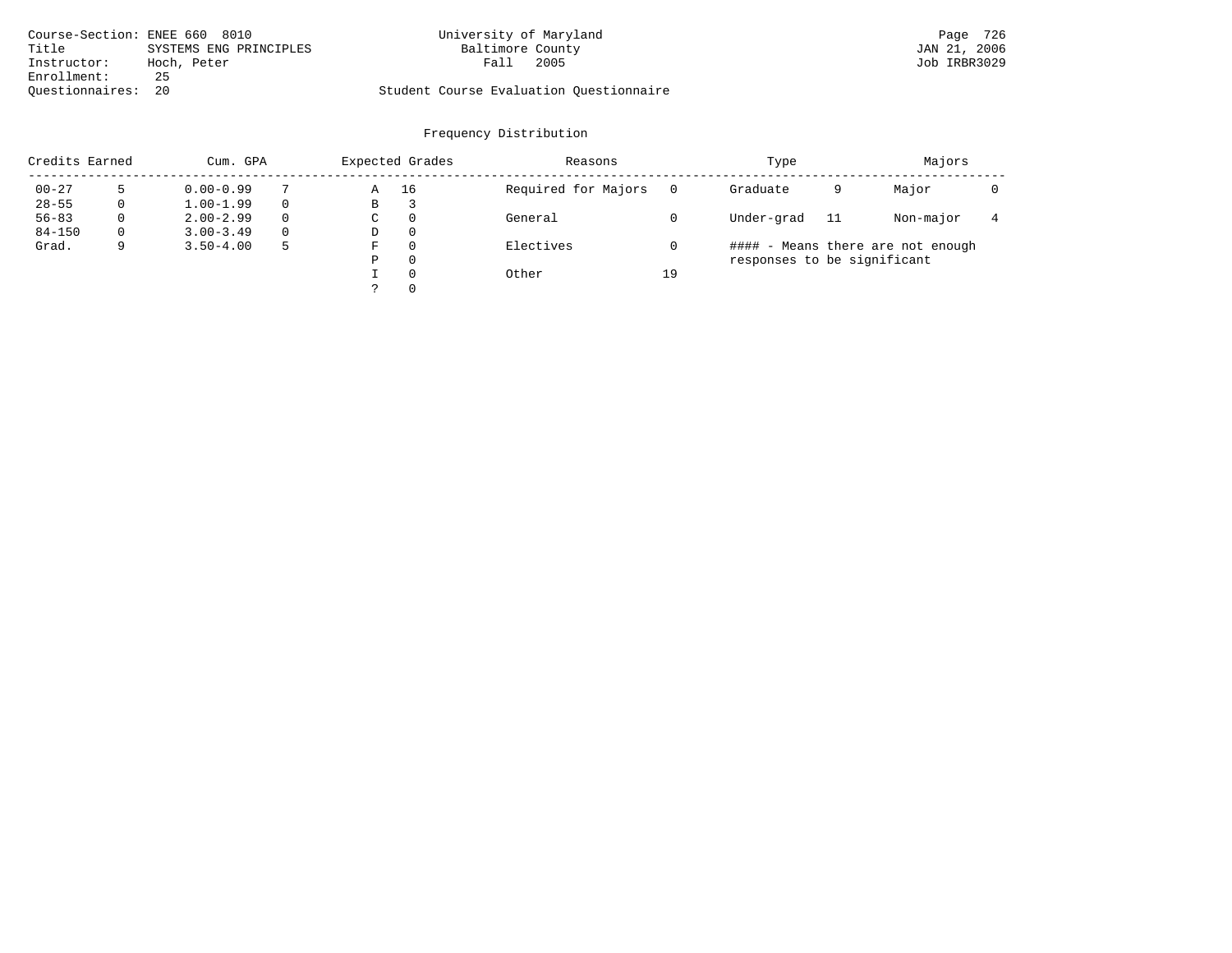Course-Section: ENEE 660 8010
Title: SYSTEMS ENG PRINCIPLES
Instructor: Hoch, Peter
Enrollment: 25
Questionnaires: 20

University of Maryland
Baltimore County
Fall 2005

Student Course Evaluation Questionnaire

Page 726
JAN 21, 2006
Job IRBR3029

## Frequency Distribution

| Credits Earned | | Cum. GPA | | Expected Grades | | Reasons | | Type | | Majors | |
|---|---|---|---|---|---|---|---|---|---|---|---|
| 00-27 | 5 | 0.00-0.99 | 7 | A | 16 | Required for Majors | 0 | Graduate | 9 | Major | 0 |
| 28-55 | 0 | 1.00-1.99 | 0 | B | 3 | | | | | | |
| 56-83 | 0 | 2.00-2.99 | 0 | C | 0 | General | 0 | Under-grad | 11 | Non-major | 4 |
| 84-150 | 0 | 3.00-3.49 | 0 | D | 0 | | | | | | |
| Grad. | 9 | 3.50-4.00 | 5 | F | 0 | Electives | 0 | | | | |
| | | | | P | 0 | | | | | | |
| | | | | I | 0 | Other | 19 | | | | |
| | | | | ? | 0 | | | | | | |

#### - Means there are not enough responses to be significant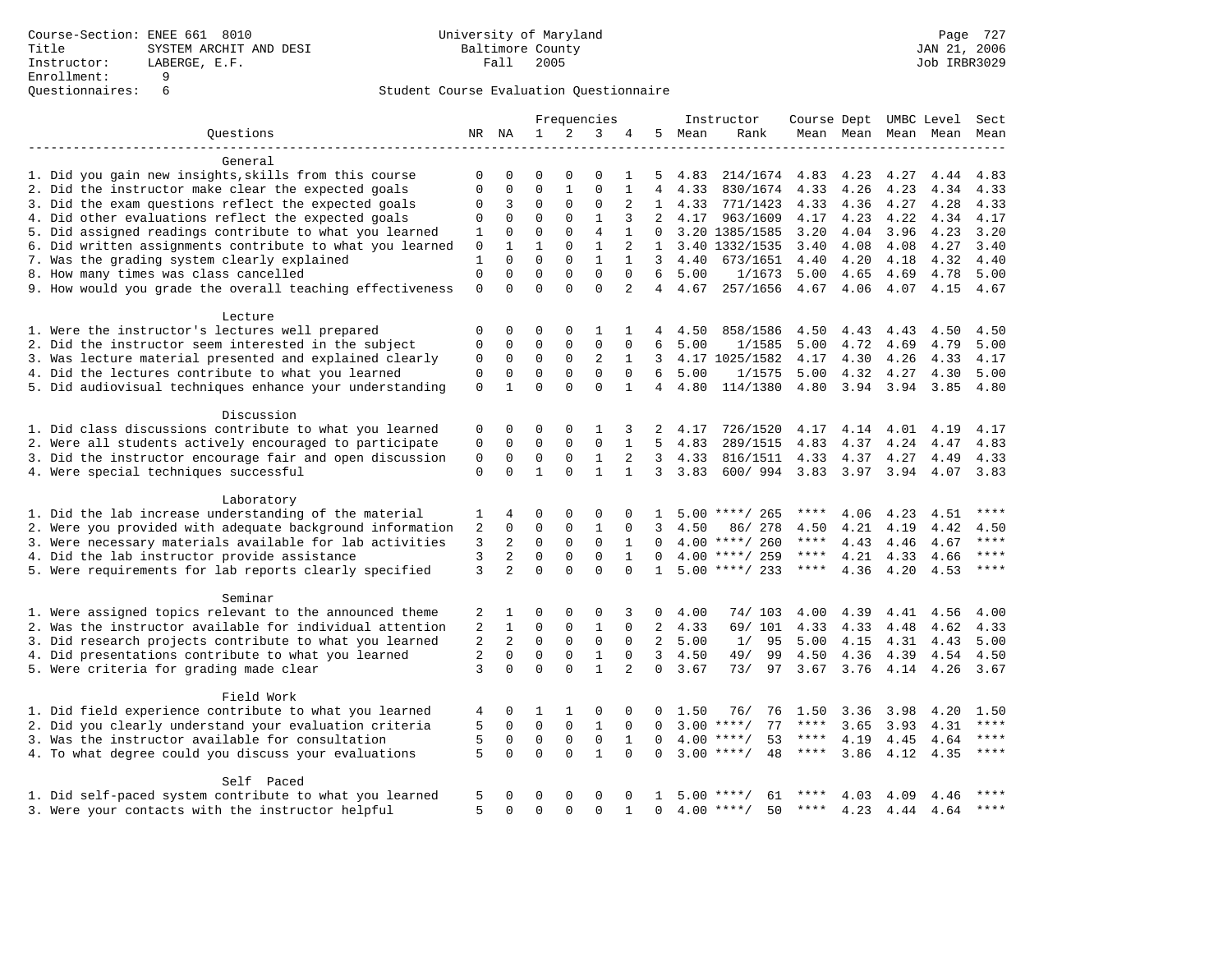Course-Section: ENEE 661 8010
Title: SYSTEM ARCHIT AND DESI
Instructor: LABERGE, E.F.
Enrollment: 9
Questionnaires: 6

University of Maryland
Baltimore County
Fall 2005

JAN 21, 2006
Job IRBR3029

## Student Course Evaluation Questionnaire

| Questions | NR | NA | 1 | 2 | 3 | 4 | 5 | Instructor Mean | Rank | Course Mean | Dept Mean | UMBC Mean | Level Mean | Sect Mean |
|---|---|---|---|---|---|---|---|---|---|---|---|---|---|---|
| **General** | | | | | | | | | | | | | | |
| 1. Did you gain new insights,skills from this course | 0 | 0 | 0 | 0 | 0 | 1 | 5 | 4.83 | 214/1674 | 4.83 | 4.23 | 4.27 | 4.44 | 4.83 |
| 2. Did the instructor make clear the expected goals | 0 | 0 | 0 | 1 | 0 | 1 | 4 | 4.33 | 830/1674 | 4.33 | 4.26 | 4.23 | 4.34 | 4.33 |
| 3. Did the exam questions reflect the expected goals | 0 | 3 | 0 | 0 | 0 | 2 | 1 | 4.33 | 771/1423 | 4.33 | 4.36 | 4.27 | 4.28 | 4.33 |
| 4. Did other evaluations reflect the expected goals | 0 | 0 | 0 | 0 | 1 | 3 | 2 | 4.17 | 963/1609 | 4.17 | 4.23 | 4.22 | 4.34 | 4.17 |
| 5. Did assigned readings contribute to what you learned | 1 | 0 | 0 | 0 | 4 | 1 | 0 | 3.20 | 1385/1585 | 3.20 | 4.04 | 3.96 | 4.23 | 3.20 |
| 6. Did written assignments contribute to what you learned | 0 | 1 | 1 | 0 | 1 | 2 | 1 | 3.40 | 1332/1535 | 3.40 | 4.08 | 4.08 | 4.27 | 3.40 |
| 7. Was the grading system clearly explained | 1 | 0 | 0 | 0 | 1 | 1 | 3 | 4.40 | 673/1651 | 4.40 | 4.20 | 4.18 | 4.32 | 4.40 |
| 8. How many times was class cancelled | 0 | 0 | 0 | 0 | 0 | 0 | 6 | 5.00 | 1/1673 | 5.00 | 4.65 | 4.69 | 4.78 | 5.00 |
| 9. How would you grade the overall teaching effectiveness | 0 | 0 | 0 | 0 | 0 | 2 | 4 | 4.67 | 257/1656 | 4.67 | 4.06 | 4.07 | 4.15 | 4.67 |
| **Lecture** | | | | | | | | | | | | | | |
| 1. Were the instructor's lectures well prepared | 0 | 0 | 0 | 0 | 1 | 1 | 4 | 4.50 | 858/1586 | 4.50 | 4.43 | 4.43 | 4.50 | 4.50 |
| 2. Did the instructor seem interested in the subject | 0 | 0 | 0 | 0 | 0 | 0 | 6 | 5.00 | 1/1585 | 5.00 | 4.72 | 4.69 | 4.79 | 5.00 |
| 3. Was lecture material presented and explained clearly | 0 | 0 | 0 | 0 | 2 | 1 | 3 | 4.17 | 1025/1582 | 4.17 | 4.30 | 4.26 | 4.33 | 4.17 |
| 4. Did the lectures contribute to what you learned | 0 | 0 | 0 | 0 | 0 | 0 | 6 | 5.00 | 1/1575 | 5.00 | 4.32 | 4.27 | 4.30 | 5.00 |
| 5. Did audiovisual techniques enhance your understanding | 0 | 1 | 0 | 0 | 0 | 1 | 4 | 4.80 | 114/1380 | 4.80 | 3.94 | 3.94 | 3.85 | 4.80 |
| **Discussion** | | | | | | | | | | | | | | |
| 1. Did class discussions contribute to what you learned | 0 | 0 | 0 | 0 | 1 | 3 | 2 | 4.17 | 726/1520 | 4.17 | 4.14 | 4.01 | 4.19 | 4.17 |
| 2. Were all students actively encouraged to participate | 0 | 0 | 0 | 0 | 0 | 1 | 5 | 4.83 | 289/1515 | 4.83 | 4.37 | 4.24 | 4.47 | 4.83 |
| 3. Did the instructor encourage fair and open discussion | 0 | 0 | 0 | 0 | 1 | 2 | 3 | 4.33 | 816/1511 | 4.33 | 4.37 | 4.27 | 4.49 | 4.33 |
| 4. Were special techniques successful | 0 | 0 | 1 | 0 | 1 | 1 | 3 | 3.83 | 600/ 994 | 3.83 | 3.97 | 3.94 | 4.07 | 3.83 |
| **Laboratory** | | | | | | | | | | | | | | |
| 1. Did the lab increase understanding of the material | 1 | 4 | 0 | 0 | 0 | 0 | 1 | 5.00 | ****/ 265 | **** | 4.06 | 4.23 | 4.51 | **** |
| 2. Were you provided with adequate background information | 2 | 0 | 0 | 0 | 1 | 0 | 3 | 4.50 | 86/ 278 | 4.50 | 4.21 | 4.19 | 4.42 | 4.50 |
| 3. Were necessary materials available for lab activities | 3 | 2 | 0 | 0 | 0 | 1 | 0 | 4.00 | ****/ 260 | **** | 4.43 | 4.46 | 4.67 | **** |
| 4. Did the lab instructor provide assistance | 3 | 2 | 0 | 0 | 0 | 1 | 0 | 4.00 | ****/ 259 | **** | 4.21 | 4.33 | 4.66 | **** |
| 5. Were requirements for lab reports clearly specified | 3 | 2 | 0 | 0 | 0 | 0 | 1 | 5.00 | ****/ 233 | **** | 4.36 | 4.20 | 4.53 | **** |
| **Seminar** | | | | | | | | | | | | | | |
| 1. Were assigned topics relevant to the announced theme | 2 | 1 | 0 | 0 | 0 | 3 | 0 | 4.00 | 74/ 103 | 4.00 | 4.39 | 4.41 | 4.56 | 4.00 |
| 2. Was the instructor available for individual attention | 2 | 1 | 0 | 0 | 1 | 0 | 2 | 4.33 | 69/ 101 | 4.33 | 4.33 | 4.48 | 4.62 | 4.33 |
| 3. Did research projects contribute to what you learned | 2 | 2 | 0 | 0 | 0 | 0 | 2 | 5.00 | 1/ 95 | 5.00 | 4.15 | 4.31 | 4.43 | 5.00 |
| 4. Did presentations contribute to what you learned | 2 | 0 | 0 | 0 | 1 | 0 | 3 | 4.50 | 49/ 99 | 4.50 | 4.36 | 4.39 | 4.54 | 4.50 |
| 5. Were criteria for grading made clear | 3 | 0 | 0 | 0 | 1 | 2 | 0 | 3.67 | 73/ 97 | 3.67 | 3.76 | 4.14 | 4.26 | 3.67 |
| **Field Work** | | | | | | | | | | | | | | |
| 1. Did field experience contribute to what you learned | 4 | 0 | 1 | 1 | 0 | 0 | 0 | 1.50 | 76/ 76 | 1.50 | 3.36 | 3.98 | 4.20 | 1.50 |
| 2. Did you clearly understand your evaluation criteria | 5 | 0 | 0 | 0 | 1 | 0 | 0 | 3.00 | ****/ 77 | **** | 3.65 | 3.93 | 4.31 | **** |
| 3. Was the instructor available for consultation | 5 | 0 | 0 | 0 | 0 | 1 | 0 | 4.00 | ****/ 53 | **** | 4.19 | 4.45 | 4.64 | **** |
| 4. To what degree could you discuss your evaluations | 5 | 0 | 0 | 0 | 1 | 0 | 0 | 3.00 | ****/ 48 | **** | 3.86 | 4.12 | 4.35 | **** |
| **Self Paced** | | | | | | | | | | | | | | |
| 1. Did self-paced system contribute to what you learned | 5 | 0 | 0 | 0 | 0 | 0 | 1 | 5.00 | ****/ 61 | **** | 4.03 | 4.09 | 4.46 | **** |
| 3. Were your contacts with the instructor helpful | 5 | 0 | 0 | 0 | 0 | 1 | 0 | 4.00 | ****/ 50 | **** | 4.23 | 4.44 | 4.64 | **** |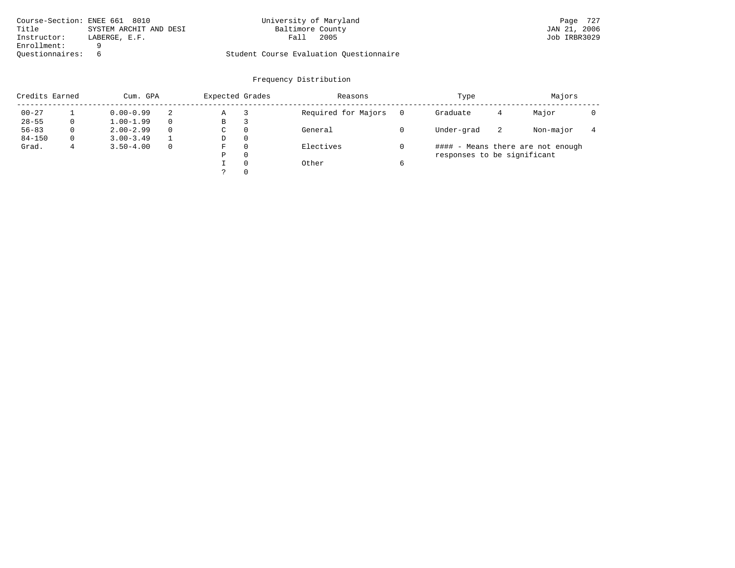Course-Section: ENEE 661 8010
Title: SYSTEM ARCHIT AND DESI
Instructor: LABERGE, E.F.
Enrollment: 9
Questionnaires: 6

University of Maryland
Baltimore County
Fall 2005

Student Course Evaluation Questionnaire

## Frequency Distribution

| Credits Earned | | Cum. GPA | | Expected Grades | | Reasons | | Type | | Majors | |
|---|---|---|---|---|---|---|---|---|---|---|---|
| 00-27 | 1 | 0.00-0.99 | 2 | A | 3 | Required for Majors | 0 | Graduate | 4 | Major | 0 |
| 28-55 | 0 | 1.00-1.99 | 0 | B | 3 | | | | | | |
| 56-83 | 0 | 2.00-2.99 | 0 | C | 0 | General | 0 | Under-grad | 2 | Non-major | 4 |
| 84-150 | 0 | 3.00-3.49 | 1 | D | 0 | | | | | | |
| Grad. | 4 | 3.50-4.00 | 0 | F | 0 | Electives | 0 | | | | |
| | | | | P | 0 | | | | | | |
| | | | | I | 0 | Other | 6 | | | | |
| | | | | ? | 0 | | | | | | |

#### - Means there are not enough responses to be significant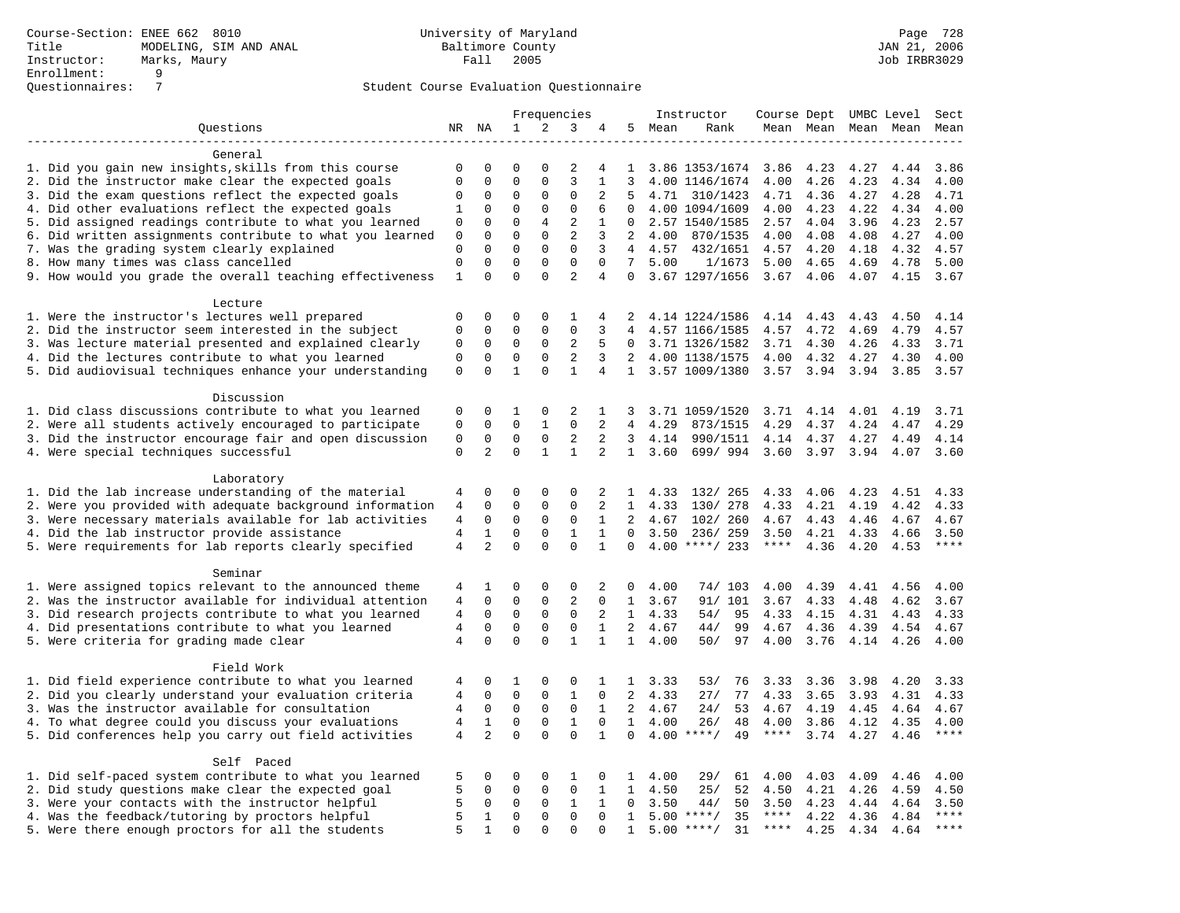Course-Section: ENEE 662 8010
Title: MODELING, SIM AND ANAL
Instructor: Marks, Maury
Enrollment: 9
Questionnaires: 7

University of Maryland
Baltimore County
Fall 2005

JAN 21, 2006
Job IRBR3029

Student Course Evaluation Questionnaire

| Questions | NR | NA | 1 | 2 | 3 | 4 | 5 | Instructor Mean | Instructor Rank | Course Mean | Dept Mean | UMBC Mean | Level Mean | Sect Mean |
|---|---|---|---|---|---|---|---|---|---|---|---|---|---|---|
| **General** | | | | | | | | | | | | | | |
| 1. Did you gain new insights,skills from this course | 0 | 0 | 0 | 0 | 2 | 4 | 1 | 3.86 | 1353/1674 | 3.86 | 4.23 | 4.27 | 4.44 | 3.86 |
| 2. Did the instructor make clear the expected goals | 0 | 0 | 0 | 0 | 3 | 1 | 3 | 4.00 | 1146/1674 | 4.00 | 4.26 | 4.23 | 4.34 | 4.00 |
| 3. Did the exam questions reflect the expected goals | 0 | 0 | 0 | 0 | 0 | 2 | 5 | 4.71 | 310/1423 | 4.71 | 4.36 | 4.27 | 4.28 | 4.71 |
| 4. Did other evaluations reflect the expected goals | 1 | 0 | 0 | 0 | 0 | 6 | 0 | 4.00 | 1094/1609 | 4.00 | 4.23 | 4.22 | 4.34 | 4.00 |
| 5. Did assigned readings contribute to what you learned | 0 | 0 | 0 | 4 | 2 | 1 | 0 | 2.57 | 1540/1585 | 2.57 | 4.04 | 3.96 | 4.23 | 2.57 |
| 6. Did written assignments contribute to what you learned | 0 | 0 | 0 | 0 | 2 | 3 | 2 | 4.00 | 870/1535 | 4.00 | 4.08 | 4.08 | 4.27 | 4.00 |
| 7. Was the grading system clearly explained | 0 | 0 | 0 | 0 | 0 | 3 | 4 | 4.57 | 432/1651 | 4.57 | 4.20 | 4.18 | 4.32 | 4.57 |
| 8. How many times was class cancelled | 0 | 0 | 0 | 0 | 0 | 0 | 7 | 5.00 | 1/1673 | 5.00 | 4.65 | 4.69 | 4.78 | 5.00 |
| 9. How would you grade the overall teaching effectiveness | 1 | 0 | 0 | 0 | 2 | 4 | 0 | 3.67 | 1297/1656 | 3.67 | 4.06 | 4.07 | 4.15 | 3.67 |
| **Lecture** | | | | | | | | | | | | | | |
| 1. Were the instructor's lectures well prepared | 0 | 0 | 0 | 0 | 1 | 4 | 2 | 4.14 | 1224/1586 | 4.14 | 4.43 | 4.43 | 4.50 | 4.14 |
| 2. Did the instructor seem interested in the subject | 0 | 0 | 0 | 0 | 0 | 3 | 4 | 4.57 | 1166/1585 | 4.57 | 4.72 | 4.69 | 4.79 | 4.57 |
| 3. Was lecture material presented and explained clearly | 0 | 0 | 0 | 0 | 2 | 5 | 0 | 3.71 | 1326/1582 | 3.71 | 4.30 | 4.26 | 4.33 | 3.71 |
| 4. Did the lectures contribute to what you learned | 0 | 0 | 0 | 0 | 2 | 3 | 2 | 4.00 | 1138/1575 | 4.00 | 4.32 | 4.27 | 4.30 | 4.00 |
| 5. Did audiovisual techniques enhance your understanding | 0 | 0 | 1 | 0 | 1 | 4 | 1 | 3.57 | 1009/1380 | 3.57 | 3.94 | 3.94 | 3.85 | 3.57 |
| **Discussion** | | | | | | | | | | | | | | |
| 1. Did class discussions contribute to what you learned | 0 | 0 | 1 | 0 | 2 | 1 | 3 | 3.71 | 1059/1520 | 3.71 | 4.14 | 4.01 | 4.19 | 3.71 |
| 2. Were all students actively encouraged to participate | 0 | 0 | 0 | 1 | 0 | 2 | 4 | 4.29 | 873/1515 | 4.29 | 4.37 | 4.24 | 4.47 | 4.29 |
| 3. Did the instructor encourage fair and open discussion | 0 | 0 | 0 | 0 | 2 | 2 | 3 | 4.14 | 990/1511 | 4.14 | 4.37 | 4.27 | 4.49 | 4.14 |
| 4. Were special techniques successful | 0 | 2 | 0 | 1 | 1 | 2 | 1 | 3.60 | 699/ 994 | 3.60 | 3.97 | 3.94 | 4.07 | 3.60 |
| **Laboratory** | | | | | | | | | | | | | | |
| 1. Did the lab increase understanding of the material | 4 | 0 | 0 | 0 | 0 | 2 | 1 | 4.33 | 132/ 265 | 4.33 | 4.06 | 4.23 | 4.51 | 4.33 |
| 2. Were you provided with adequate background information | 4 | 0 | 0 | 0 | 0 | 2 | 1 | 4.33 | 130/ 278 | 4.33 | 4.21 | 4.19 | 4.42 | 4.33 |
| 3. Were necessary materials available for lab activities | 4 | 0 | 0 | 0 | 0 | 1 | 2 | 4.67 | 102/ 260 | 4.67 | 4.43 | 4.46 | 4.67 | 4.67 |
| 4. Did the lab instructor provide assistance | 4 | 1 | 0 | 0 | 1 | 1 | 0 | 3.50 | 236/ 259 | 3.50 | 4.21 | 4.33 | 4.66 | 3.50 |
| 5. Were requirements for lab reports clearly specified | 4 | 2 | 0 | 0 | 0 | 1 | 0 | 4.00 | ****/ 233 | **** | 4.36 | 4.20 | 4.53 | **** |
| **Seminar** | | | | | | | | | | | | | | |
| 1. Were assigned topics relevant to the announced theme | 4 | 1 | 0 | 0 | 0 | 2 | 0 | 4.00 | 74/ 103 | 4.00 | 4.39 | 4.41 | 4.56 | 4.00 |
| 2. Was the instructor available for individual attention | 4 | 0 | 0 | 0 | 2 | 0 | 1 | 3.67 | 91/ 101 | 3.67 | 4.33 | 4.48 | 4.62 | 3.67 |
| 3. Did research projects contribute to what you learned | 4 | 0 | 0 | 0 | 0 | 2 | 1 | 4.33 | 54/ 95 | 4.33 | 4.15 | 4.31 | 4.43 | 4.33 |
| 4. Did presentations contribute to what you learned | 4 | 0 | 0 | 0 | 0 | 1 | 2 | 4.67 | 44/ 99 | 4.67 | 4.36 | 4.39 | 4.54 | 4.67 |
| 5. Were criteria for grading made clear | 4 | 0 | 0 | 0 | 1 | 1 | 1 | 4.00 | 50/ 97 | 4.00 | 3.76 | 4.14 | 4.26 | 4.00 |
| **Field Work** | | | | | | | | | | | | | | |
| 1. Did field experience contribute to what you learned | 4 | 0 | 1 | 0 | 0 | 1 | 1 | 3.33 | 53/ 76 | 3.33 | 3.36 | 3.98 | 4.20 | 3.33 |
| 2. Did you clearly understand your evaluation criteria | 4 | 0 | 0 | 0 | 1 | 0 | 2 | 4.33 | 27/ 77 | 4.33 | 3.65 | 3.93 | 4.31 | 4.33 |
| 3. Was the instructor available for consultation | 4 | 0 | 0 | 0 | 0 | 1 | 2 | 4.67 | 24/ 53 | 4.67 | 4.19 | 4.45 | 4.64 | 4.67 |
| 4. To what degree could you discuss your evaluations | 4 | 1 | 0 | 0 | 1 | 0 | 1 | 4.00 | 26/ 48 | 4.00 | 3.86 | 4.12 | 4.35 | 4.00 |
| 5. Did conferences help you carry out field activities | 4 | 2 | 0 | 0 | 0 | 1 | 0 | 4.00 | ****/ 49 | **** | 3.74 | 4.27 | 4.46 | **** |
| **Self Paced** | | | | | | | | | | | | | | |
| 1. Did self-paced system contribute to what you learned | 5 | 0 | 0 | 0 | 1 | 0 | 1 | 4.00 | 29/ 61 | 4.00 | 4.03 | 4.09 | 4.46 | 4.00 |
| 2. Did study questions make clear the expected goal | 5 | 0 | 0 | 0 | 0 | 1 | 1 | 4.50 | 25/ 52 | 4.50 | 4.21 | 4.26 | 4.59 | 4.50 |
| 3. Were your contacts with the instructor helpful | 5 | 0 | 0 | 0 | 1 | 1 | 0 | 3.50 | 44/ 50 | 3.50 | 4.23 | 4.44 | 4.64 | 3.50 |
| 4. Was the feedback/tutoring by proctors helpful | 5 | 1 | 0 | 0 | 0 | 0 | 1 | 5.00 | ****/ 35 | **** | 4.22 | 4.36 | 4.84 | **** |
| 5. Were there enough proctors for all the students | 5 | 1 | 0 | 0 | 0 | 0 | 1 | 5.00 | ****/ 31 | **** | 4.25 | 4.34 | 4.64 | **** |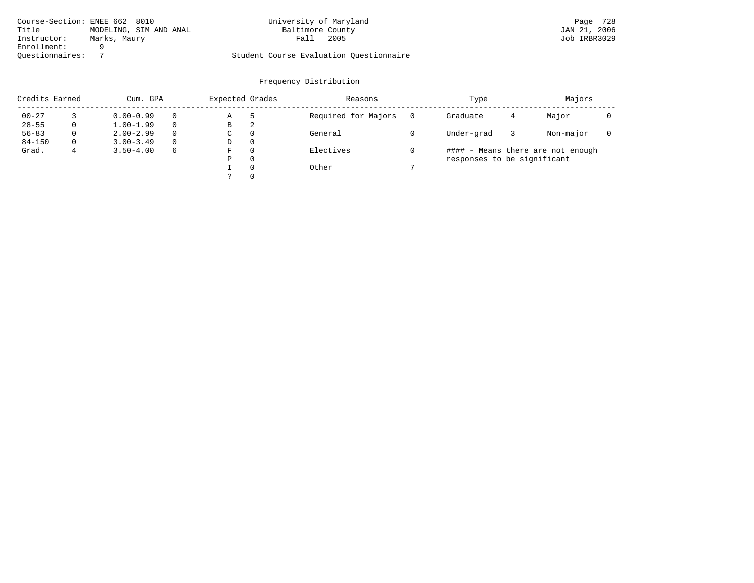Course-Section: ENEE 662 8010
Title: MODELING, SIM AND ANAL
Instructor: Marks, Maury
Enrollment: 9
Questionnaires: 7

University of Maryland
Baltimore County
Fall 2005

Student Course Evaluation Questionnaire

JAN 21, 2006
Job IRBR3029

## Frequency Distribution

| Credits Earned | | Cum. GPA | | Expected Grades | | Reasons | | Type | | Majors | |
|---|---|---|---|---|---|---|---|---|---|---|---|
| 00-27 | 3 | 0.00-0.99 | 0 | A | 5 | Required for Majors | 0 | Graduate | 4 | Major | 0 |
| 28-55 | 0 | 1.00-1.99 | 0 | B | 2 | | | | | | |
| 56-83 | 0 | 2.00-2.99 | 0 | C | 0 | General | 0 | Under-grad | 3 | Non-major | 0 |
| 84-150 | 0 | 3.00-3.49 | 0 | D | 0 | | | | | | |
| Grad. | 4 | 3.50-4.00 | 6 | F | 0 | Electives | 0 | | | | |
| | | | | P | 0 | | | | | | |
| | | | | I | 0 | Other | 7 | | | | |
| | | | | ? | 0 | | | | | | |

#### - Means there are not enough responses to be significant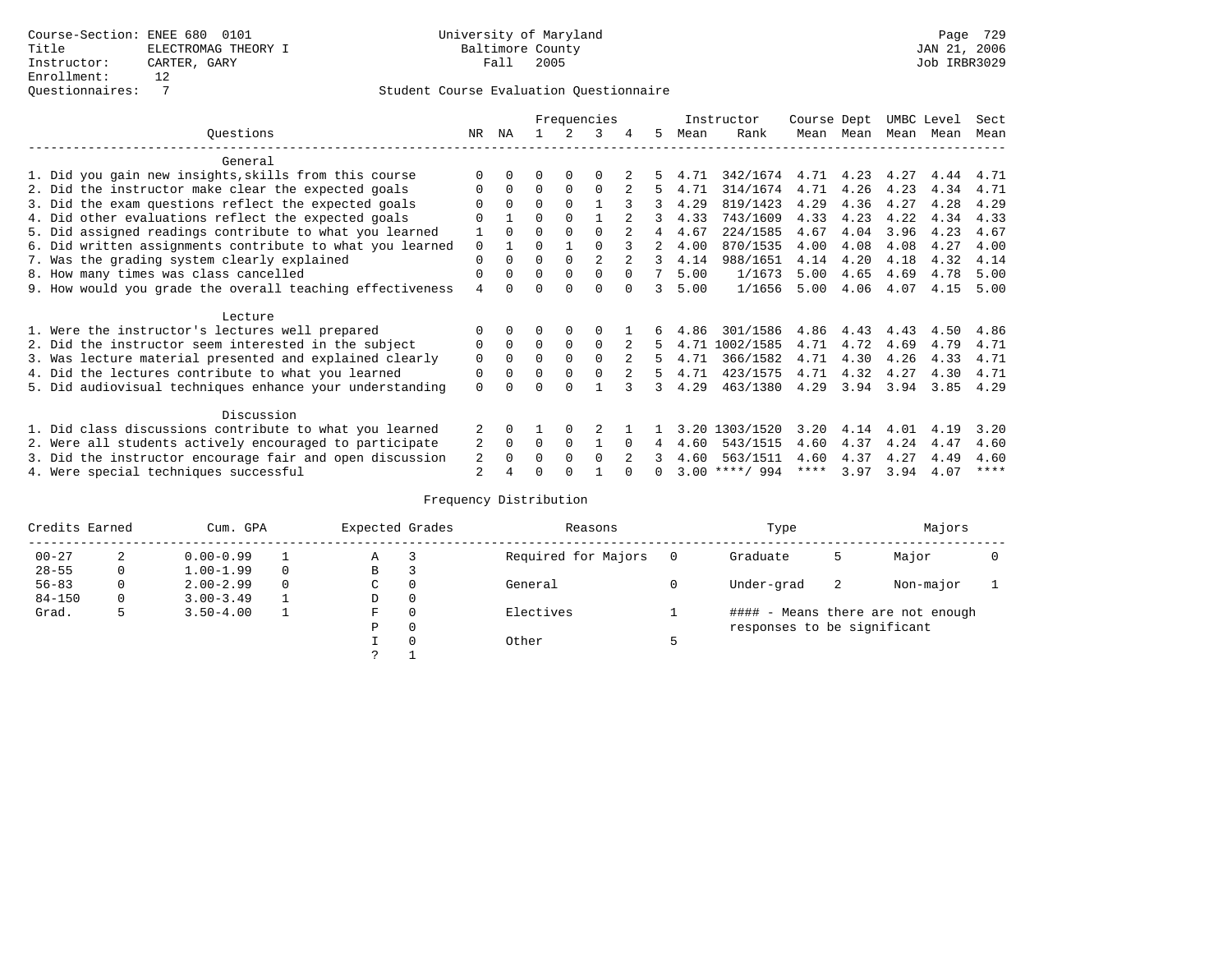Course-Section: ENEE 680 0101
Title: ELECTROMAG THEORY I
Instructor: CARTER, GARY
Enrollment: 12
Questionnaires: 7

University of Maryland
Baltimore County
Fall 2005

Page 729
JAN 21, 2006
Job IRBR3029

## Student Course Evaluation Questionnaire

| Questions | NR | NA | 1 | 2 | 3 | 4 | 5 | Instructor Mean | Instructor Rank | Course Mean | Dept Mean | UMBC Mean | Level Mean | Sect Mean |
|---|---|---|---|---|---|---|---|---|---|---|---|---|---|---|
| **General** | | | | | | | | | | | | | | |
| 1. Did you gain new insights,skills from this course | 0 | 0 | 0 | 0 | 0 | 2 | 5 | 4.71 | 342/1674 | 4.71 | 4.23 | 4.27 | 4.44 | 4.71 |
| 2. Did the instructor make clear the expected goals | 0 | 0 | 0 | 0 | 0 | 2 | 5 | 4.71 | 314/1674 | 4.71 | 4.26 | 4.23 | 4.34 | 4.71 |
| 3. Did the exam questions reflect the expected goals | 0 | 0 | 0 | 0 | 1 | 3 | 3 | 4.29 | 819/1423 | 4.29 | 4.36 | 4.27 | 4.28 | 4.29 |
| 4. Did other evaluations reflect the expected goals | 0 | 1 | 0 | 0 | 1 | 2 | 3 | 4.33 | 743/1609 | 4.33 | 4.23 | 4.22 | 4.34 | 4.33 |
| 5. Did assigned readings contribute to what you learned | 1 | 0 | 0 | 0 | 0 | 2 | 4 | 4.67 | 224/1585 | 4.67 | 4.04 | 3.96 | 4.23 | 4.67 |
| 6. Did written assignments contribute to what you learned | 0 | 1 | 0 | 1 | 0 | 3 | 2 | 4.00 | 870/1535 | 4.00 | 4.08 | 4.08 | 4.27 | 4.00 |
| 7. Was the grading system clearly explained | 0 | 0 | 0 | 0 | 2 | 2 | 3 | 4.14 | 988/1651 | 4.14 | 4.20 | 4.18 | 4.32 | 4.14 |
| 8. How many times was class cancelled | 0 | 0 | 0 | 0 | 0 | 0 | 7 | 5.00 | 1/1673 | 5.00 | 4.65 | 4.69 | 4.78 | 5.00 |
| 9. How would you grade the overall teaching effectiveness | 4 | 0 | 0 | 0 | 0 | 0 | 3 | 5.00 | 1/1656 | 5.00 | 4.06 | 4.07 | 4.15 | 5.00 |
| **Lecture** | | | | | | | | | | | | | | |
| 1. Were the instructor's lectures well prepared | 0 | 0 | 0 | 0 | 0 | 1 | 6 | 4.86 | 301/1586 | 4.86 | 4.43 | 4.43 | 4.50 | 4.86 |
| 2. Did the instructor seem interested in the subject | 0 | 0 | 0 | 0 | 0 | 2 | 5 | 4.71 | 1002/1585 | 4.71 | 4.72 | 4.69 | 4.79 | 4.71 |
| 3. Was lecture material presented and explained clearly | 0 | 0 | 0 | 0 | 0 | 2 | 5 | 4.71 | 366/1582 | 4.71 | 4.30 | 4.26 | 4.33 | 4.71 |
| 4. Did the lectures contribute to what you learned | 0 | 0 | 0 | 0 | 0 | 2 | 5 | 4.71 | 423/1575 | 4.71 | 4.32 | 4.27 | 4.30 | 4.71 |
| 5. Did audiovisual techniques enhance your understanding | 0 | 0 | 0 | 0 | 1 | 3 | 3 | 4.29 | 463/1380 | 4.29 | 3.94 | 3.94 | 3.85 | 4.29 |
| **Discussion** | | | | | | | | | | | | | | |
| 1. Did class discussions contribute to what you learned | 2 | 0 | 1 | 0 | 2 | 1 | 1 | 3.20 | 1303/1520 | 3.20 | 4.14 | 4.01 | 4.19 | 3.20 |
| 2. Were all students actively encouraged to participate | 2 | 0 | 0 | 0 | 1 | 0 | 4 | 4.60 | 543/1515 | 4.60 | 4.37 | 4.24 | 4.47 | 4.60 |
| 3. Did the instructor encourage fair and open discussion | 2 | 0 | 0 | 0 | 0 | 2 | 3 | 4.60 | 563/1511 | 4.60 | 4.37 | 4.27 | 4.49 | 4.60 |
| 4. Were special techniques successful | 2 | 4 | 0 | 0 | 1 | 0 | 0 | 3.00 | ****/ 994 | **** | 3.97 | 3.94 | 4.07 | **** |

## Frequency Distribution

| Credits Earned | | Cum. GPA | | Expected Grades | | Reasons | | Type | | Majors | |
|---|---|---|---|---|---|---|---|---|---|---|---|
| 00-27 | 2 | 0.00-0.99 | 1 | A | 3 | Required for Majors | 0 | Graduate | 5 | Major | 0 |
| 28-55 | 0 | 1.00-1.99 | 0 | B | 3 | | | | | | |
| 56-83 | 0 | 2.00-2.99 | 0 | C | 0 | General | 0 | Under-grad | 2 | Non-major | 1 |
| 84-150 | 0 | 3.00-3.49 | 1 | D | 0 | | | | | | |
| Grad. | 5 | 3.50-4.00 | 1 | F | 0 | Electives | 1 | | | | |
| | | | | P | 0 | | | | | | |
| | | | | I | 0 | Other | 5 | | | | |
| | | | | ? | 1 | | | | | | |

#### - Means there are not enough responses to be significant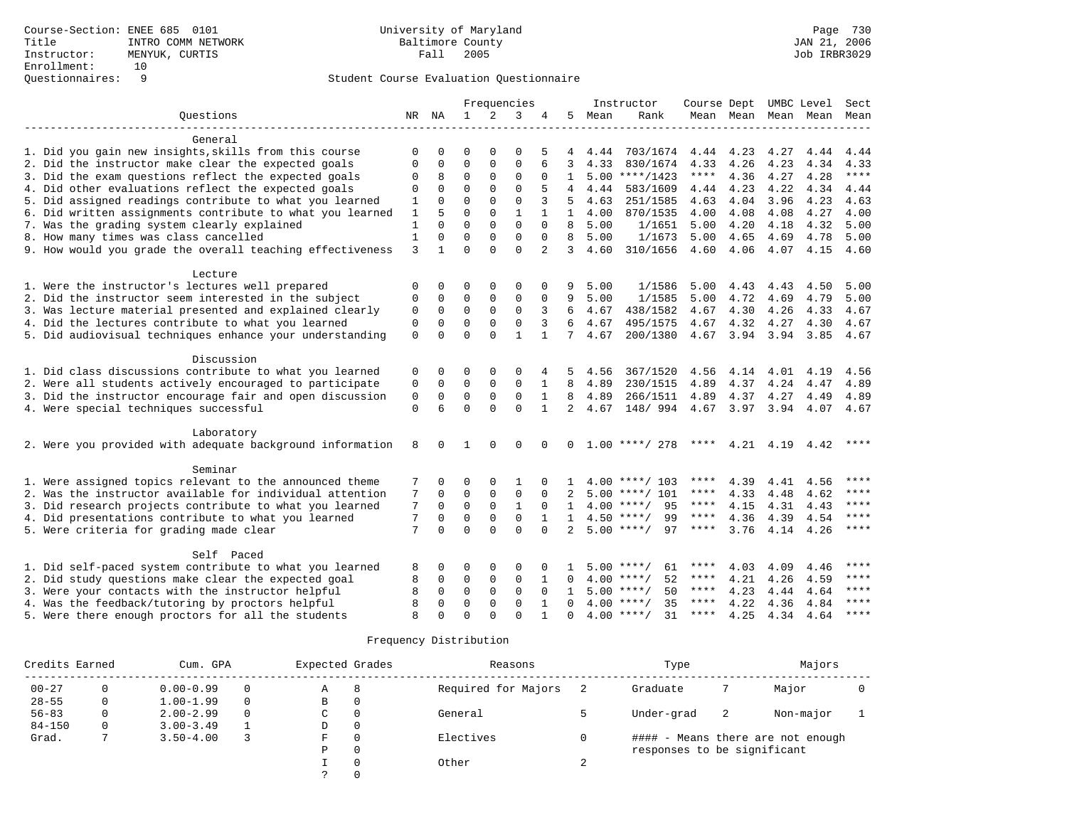Course-Section: ENEE 685 0101
Title: INTRO COMM NETWORK
Instructor: MENYUK, CURTIS
Enrollment: 10
Questionnaires: 9

University of Maryland
Baltimore County
Fall 2005

Page 730
JAN 21, 2006
Job IRBR3029

## Student Course Evaluation Questionnaire

| Questions | NR | NA | 1 | 2 | 3 | 4 | 5 | Instructor Mean | Instructor Rank | Course Mean | Dept Mean | UMBC Mean | Level Mean | Sect Mean |
|---|---|---|---|---|---|---|---|---|---|---|---|---|---|---|
| **General** | | | | | | | | | | | | | | |
| 1. Did you gain new insights,skills from this course | 0 | 0 | 0 | 0 | 0 | 5 | 4 | 4.44 | 703/1674 | 4.44 | 4.23 | 4.27 | 4.44 | 4.44 |
| 2. Did the instructor make clear the expected goals | 0 | 0 | 0 | 0 | 0 | 6 | 3 | 4.33 | 830/1674 | 4.33 | 4.26 | 4.23 | 4.34 | 4.33 |
| 3. Did the exam questions reflect the expected goals | 0 | 8 | 0 | 0 | 0 | 0 | 1 | 5.00 | ****/1423 | **** | 4.36 | 4.27 | 4.28 | **** |
| 4. Did other evaluations reflect the expected goals | 0 | 0 | 0 | 0 | 0 | 5 | 4 | 4.44 | 583/1609 | 4.44 | 4.23 | 4.22 | 4.34 | 4.44 |
| 5. Did assigned readings contribute to what you learned | 1 | 0 | 0 | 0 | 0 | 3 | 5 | 4.63 | 251/1585 | 4.63 | 4.04 | 3.96 | 4.23 | 4.63 |
| 6. Did written assignments contribute to what you learned | 1 | 5 | 0 | 0 | 1 | 1 | 1 | 4.00 | 870/1535 | 4.00 | 4.08 | 4.08 | 4.27 | 4.00 |
| 7. Was the grading system clearly explained | 1 | 0 | 0 | 0 | 0 | 0 | 8 | 5.00 | 1/1651 | 5.00 | 4.20 | 4.18 | 4.32 | 5.00 |
| 8. How many times was class cancelled | 1 | 0 | 0 | 0 | 0 | 0 | 8 | 5.00 | 1/1673 | 5.00 | 4.65 | 4.69 | 4.78 | 5.00 |
| 9. How would you grade the overall teaching effectiveness | 3 | 1 | 0 | 0 | 0 | 2 | 3 | 4.60 | 310/1656 | 4.60 | 4.06 | 4.07 | 4.15 | 4.60 |
| **Lecture** | | | | | | | | | | | | | | |
| 1. Were the instructor's lectures well prepared | 0 | 0 | 0 | 0 | 0 | 0 | 9 | 5.00 | 1/1586 | 5.00 | 4.43 | 4.43 | 4.50 | 5.00 |
| 2. Did the instructor seem interested in the subject | 0 | 0 | 0 | 0 | 0 | 0 | 9 | 5.00 | 1/1585 | 5.00 | 4.72 | 4.69 | 4.79 | 5.00 |
| 3. Was lecture material presented and explained clearly | 0 | 0 | 0 | 0 | 0 | 3 | 6 | 4.67 | 438/1582 | 4.67 | 4.30 | 4.26 | 4.33 | 4.67 |
| 4. Did the lectures contribute to what you learned | 0 | 0 | 0 | 0 | 0 | 3 | 6 | 4.67 | 495/1575 | 4.67 | 4.32 | 4.27 | 4.30 | 4.67 |
| 5. Did audiovisual techniques enhance your understanding | 0 | 0 | 0 | 0 | 1 | 1 | 7 | 4.67 | 200/1380 | 4.67 | 3.94 | 3.94 | 3.85 | 4.67 |
| **Discussion** | | | | | | | | | | | | | | |
| 1. Did class discussions contribute to what you learned | 0 | 0 | 0 | 0 | 0 | 4 | 5 | 4.56 | 367/1520 | 4.56 | 4.14 | 4.01 | 4.19 | 4.56 |
| 2. Were all students actively encouraged to participate | 0 | 0 | 0 | 0 | 0 | 1 | 8 | 4.89 | 230/1515 | 4.89 | 4.37 | 4.24 | 4.47 | 4.89 |
| 3. Did the instructor encourage fair and open discussion | 0 | 0 | 0 | 0 | 0 | 1 | 8 | 4.89 | 266/1511 | 4.89 | 4.37 | 4.27 | 4.49 | 4.89 |
| 4. Were special techniques successful | 0 | 6 | 0 | 0 | 0 | 1 | 2 | 4.67 | 148/ 994 | 4.67 | 3.97 | 3.94 | 4.07 | 4.67 |
| **Laboratory** | | | | | | | | | | | | | | |
| 2. Were you provided with adequate background information | 8 | 0 | 1 | 0 | 0 | 0 | 0 | 1.00 | ****/ 278 | **** | 4.21 | 4.19 | 4.42 | **** |
| **Seminar** | | | | | | | | | | | | | | |
| 1. Were assigned topics relevant to the announced theme | 7 | 0 | 0 | 0 | 1 | 0 | 1 | 4.00 | ****/ 103 | **** | 4.39 | 4.41 | 4.56 | **** |
| 2. Was the instructor available for individual attention | 7 | 0 | 0 | 0 | 0 | 0 | 2 | 5.00 | ****/ 101 | **** | 4.33 | 4.48 | 4.62 | **** |
| 3. Did research projects contribute to what you learned | 7 | 0 | 0 | 0 | 1 | 0 | 1 | 4.00 | ****/ 95 | **** | 4.15 | 4.31 | 4.43 | **** |
| 4. Did presentations contribute to what you learned | 7 | 0 | 0 | 0 | 0 | 1 | 1 | 4.50 | ****/ 99 | **** | 4.36 | 4.39 | 4.54 | **** |
| 5. Were criteria for grading made clear | 7 | 0 | 0 | 0 | 0 | 0 | 2 | 5.00 | ****/ 97 | **** | 3.76 | 4.14 | 4.26 | **** |
| **Self Paced** | | | | | | | | | | | | | | |
| 1. Did self-paced system contribute to what you learned | 8 | 0 | 0 | 0 | 0 | 0 | 1 | 5.00 | ****/ 61 | **** | 4.03 | 4.09 | 4.46 | **** |
| 2. Did study questions make clear the expected goal | 8 | 0 | 0 | 0 | 0 | 1 | 0 | 4.00 | ****/ 52 | **** | 4.21 | 4.26 | 4.59 | **** |
| 3. Were your contacts with the instructor helpful | 8 | 0 | 0 | 0 | 0 | 0 | 1 | 5.00 | ****/ 50 | **** | 4.23 | 4.44 | 4.64 | **** |
| 4. Was the feedback/tutoring by proctors helpful | 8 | 0 | 0 | 0 | 0 | 1 | 0 | 4.00 | ****/ 35 | **** | 4.22 | 4.36 | 4.84 | **** |
| 5. Were there enough proctors for all the students | 8 | 0 | 0 | 0 | 0 | 1 | 0 | 4.00 | ****/ 31 | **** | 4.25 | 4.34 | 4.64 | **** |

## Frequency Distribution

| Credits Earned | | Cum. GPA | | Expected Grades | | Reasons | | Type | | Majors | |
|---|---|---|---|---|---|---|---|---|---|---|---|
| 00-27 | 0 | 0.00-0.99 | 0 | A | 8 | Required for Majors | 2 | Graduate | 7 | Major | 0 |
| 28-55 | 0 | 1.00-1.99 | 0 | B | 0 | | | | | | |
| 56-83 | 0 | 2.00-2.99 | 0 | C | 0 | General | 5 | Under-grad | 2 | Non-major | 1 |
| 84-150 | 0 | 3.00-3.49 | 1 | D | 0 | | | | | | |
| Grad. | 7 | 3.50-4.00 | 3 | F | 0 | Electives | 0 | #### - Means there are not enough responses to be significant | | | |
| | | | | P | 0 | | | | | | |
| | | | | I | 0 | Other | 2 | | | | |
| | | | | ? | 0 | | | | | | |